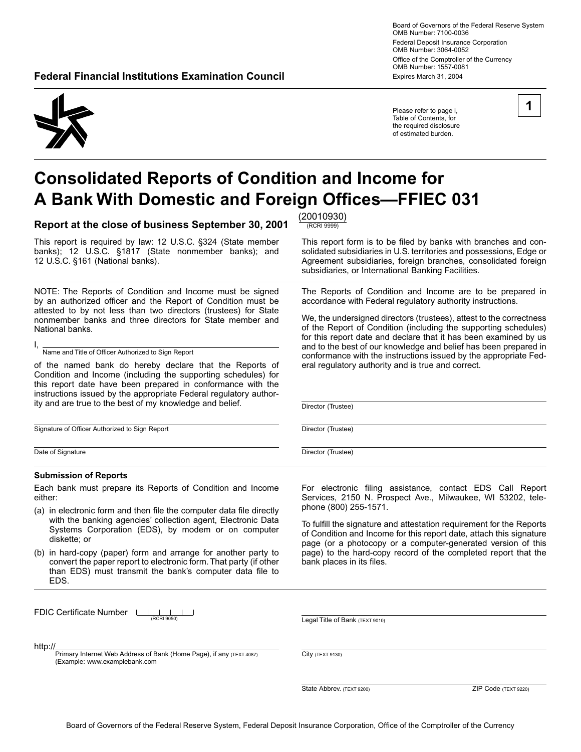Board of Governors of the Federal Reserve System
OMB Number: 7100-0036

Federal Deposit Insurance Corporation
OMB Number: 3064-0052

Office of the Comptroller of the Currency
OMB Number: 1557-0081

Expires March 31, 2004

**Federal Financial Institutions Examination Council**

Please refer to page i, Table of Contents, for the required disclosure of estimated burden.

**1**

# Consolidated Reports of Condition and Income for A Bank With Domestic and Foreign Offices—FFIEC 031

### Report at the close of business September 30, 2001

(20010930)
(RCRI 9999)

This report is required by law: 12 U.S.C. §324 (State member banks); 12 U.S.C. §1817 (State nonmember banks); and 12 U.S.C. §161 (National banks).

This report form is to be filed by banks with branches and consolidated subsidiaries in U.S. territories and possessions, Edge or Agreement subsidiaries, foreign branches, consolidated foreign subsidiaries, or International Banking Facilities.

NOTE: The Reports of Condition and Income must be signed by an authorized officer and the Report of Condition must be attested to by not less than two directors (trustees) for State nonmember banks and three directors for State member and National banks.

I, ______________________________
Name and Title of Officer Authorized to Sign Report

of the named bank do hereby declare that the Reports of Condition and Income (including the supporting schedules) for this report date have been prepared in conformance with the instructions issued by the appropriate Federal regulatory authority and are true to the best of my knowledge and belief.

______________________________
Signature of Officer Authorized to Sign Report

______________________________
Date of Signature

The Reports of Condition and Income are to be prepared in accordance with Federal regulatory authority instructions.

We, the undersigned directors (trustees), attest to the correctness of the Report of Condition (including the supporting schedules) for this report date and declare that it has been examined by us and to the best of our knowledge and belief has been prepared in conformance with the instructions issued by the appropriate Federal regulatory authority and is true and correct.

______________________________
Director (Trustee)

______________________________
Director (Trustee)

______________________________
Director (Trustee)

**Submission of Reports**

Each bank must prepare its Reports of Condition and Income either:

(a) in electronic form and then file the computer data file directly with the banking agencies' collection agent, Electronic Data Systems Corporation (EDS), by modem or on computer diskette; or

(b) in hard-copy (paper) form and arrange for another party to convert the paper report to electronic form. That party (if other than EDS) must transmit the bank's computer data file to EDS.

For electronic filing assistance, contact EDS Call Report Services, 2150 N. Prospect Ave., Milwaukee, WI 53202, telephone (800) 255-1571.

To fulfill the signature and attestation requirement for the Reports of Condition and Income for this report date, attach this signature page (or a photocopy or a computer-generated version of this page) to the hard-copy record of the completed report that the bank places in its files.

FDIC Certificate Number ______
(RCRI 9050)

http://______________________________
Primary Internet Web Address of Bank (Home Page), if any (TEXT 4087)
(Example: www.examplebank.com

______________________________
Legal Title of Bank (TEXT 9010)

______________________________
City (TEXT 9130)

______________________________
State Abbrev. (TEXT 9200) ZIP Code (TEXT 9220)

Board of Governors of the Federal Reserve System, Federal Deposit Insurance Corporation, Office of the Comptroller of the Currency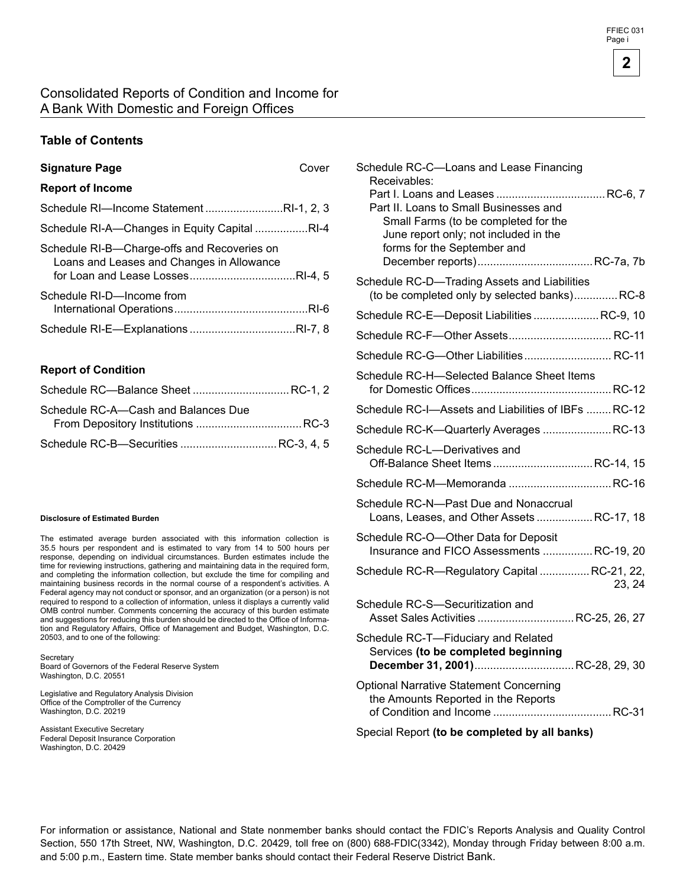# Consolidated Reports of Condition and Income for A Bank With Domestic and Foreign Offices

## Table of Contents

**Signature Page** ............ Cover

**Report of Income**

Schedule RI—Income Statement ............ RI-1, 2, 3

Schedule RI-A—Changes in Equity Capital ............ RI-4

Schedule RI-B—Charge-offs and Recoveries on Loans and Leases and Changes in Allowance for Loan and Lease Losses ............ RI-4, 5

Schedule RI-D—Income from International Operations ............ RI-6

Schedule RI-E—Explanations ............ RI-7, 8

**Report of Condition**

Schedule RC—Balance Sheet ............ RC-1, 2

Schedule RC-A—Cash and Balances Due From Depository Institutions ............ RC-3

Schedule RC-B—Securities ............ RC-3, 4, 5

Schedule RC-C—Loans and Lease Financing Receivables:
- Part I. Loans and Leases ............ RC-6, 7
- Part II. Loans to Small Businesses and Small Farms (to be completed for the June report only; not included in the forms for the September and December reports) ............ RC-7a, 7b

Schedule RC-D—Trading Assets and Liabilities (to be completed only by selected banks) ............ RC-8

Schedule RC-E—Deposit Liabilities ............ RC-9, 10

Schedule RC-F—Other Assets ............ RC-11

Schedule RC-G—Other Liabilities ............ RC-11

Schedule RC-H—Selected Balance Sheet Items for Domestic Offices ............ RC-12

Schedule RC-I—Assets and Liabilities of IBFs ............ RC-12

Schedule RC-K—Quarterly Averages ............ RC-13

Schedule RC-L—Derivatives and Off-Balance Sheet Items ............ RC-14, 15

Schedule RC-M—Memoranda ............ RC-16

Schedule RC-N—Past Due and Nonaccrual Loans, Leases, and Other Assets ............ RC-17, 18

Schedule RC-O—Other Data for Deposit Insurance and FICO Assessments ............ RC-19, 20

Schedule RC-R—Regulatory Capital ............ RC-21, 22, 23, 24

Schedule RC-S—Securitization and Asset Sales Activities ............ RC-25, 26, 27

Schedule RC-T—Fiduciary and Related Services **(to be completed beginning December 31, 2001)** ............ RC-28, 29, 30

Optional Narrative Statement Concerning the Amounts Reported in the Reports of Condition and Income ............ RC-31

Special Report **(to be completed by all banks)**

**Disclosure of Estimated Burden**

The estimated average burden associated with this information collection is 35.5 hours per respondent and is estimated to vary from 14 to 500 hours per response, depending on individual circumstances. Burden estimates include the time for reviewing instructions, gathering and maintaining data in the required form, and completing the information collection, but exclude the time for compiling and maintaining business records in the normal course of a respondent's activities. A Federal agency may not conduct or sponsor, and an organization (or a person) is not required to respond to a collection of information, unless it displays a currently valid OMB control number. Comments concerning the accuracy of this burden estimate and suggestions for reducing this burden should be directed to the Office of Information and Regulatory Affairs, Office of Management and Budget, Washington, D.C. 20503, and to one of the following:

Secretary
Board of Governors of the Federal Reserve System
Washington, D.C. 20551

Legislative and Regulatory Analysis Division
Office of the Comptroller of the Currency
Washington, D.C. 20219

Assistant Executive Secretary
Federal Deposit Insurance Corporation
Washington, D.C. 20429

For information or assistance, National and State nonmember banks should contact the FDIC's Reports Analysis and Quality Control Section, 550 17th Street, NW, Washington, D.C. 20429, toll free on (800) 688-FDIC(3342), Monday through Friday between 8:00 a.m. and 5:00 p.m., Eastern time. State member banks should contact their Federal Reserve District Bank.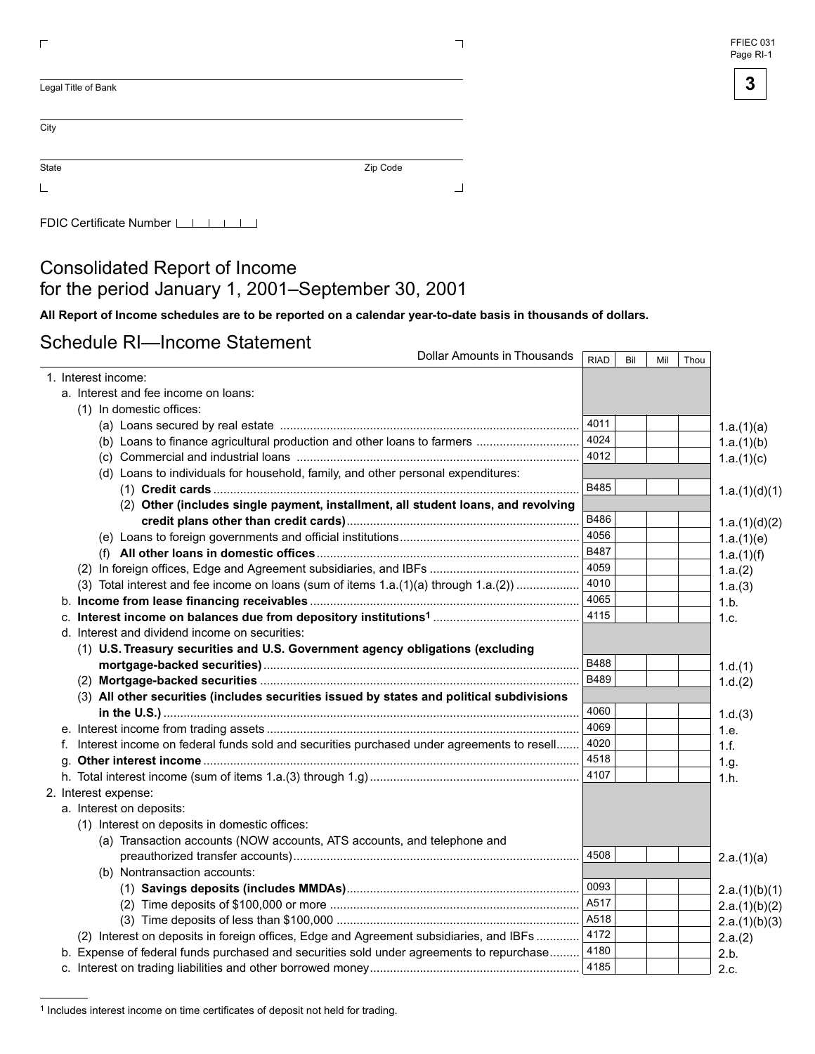Legal Title of Bank

City

State Zip Code

FDIC Certificate Number

# Consolidated Report of Income for the period January 1, 2001–September 30, 2001

**All Report of Income schedules are to be reported on a calendar year-to-date basis in thousands of dollars.**

## Schedule RI—Income Statement

| Dollar Amounts in Thousands | RIAD | Bil | Mil | Thou | |
|---|---|---|---|---|---|
| 1. Interest income: | | | | | |
| a. Interest and fee income on loans: | | | | | |
| (1) In domestic offices: | | | | | |
| (a) Loans secured by real estate | 4011 | | | | 1.a.(1)(a) |
| (b) Loans to finance agricultural production and other loans to farmers | 4024 | | | | 1.a.(1)(b) |
| (c) Commercial and industrial loans | 4012 | | | | 1.a.(1)(c) |
| (d) Loans to individuals for household, family, and other personal expenditures: | | | | | |
| (1) **Credit cards** | B485 | | | | 1.a.(1)(d)(1) |
| (2) **Other (includes single payment, installment, all student loans, and revolving credit plans other than credit cards)** | B486 | | | | 1.a.(1)(d)(2) |
| (e) Loans to foreign governments and official institutions | 4056 | | | | 1.a.(1)(e) |
| (f) **All other loans in domestic offices** | B487 | | | | 1.a.(1)(f) |
| (2) In foreign offices, Edge and Agreement subsidiaries, and IBFs | 4059 | | | | 1.a.(2) |
| (3) Total interest and fee income on loans (sum of items 1.a.(1)(a) through 1.a.(2)) | 4010 | | | | 1.a.(3) |
| b. **Income from lease financing receivables** | 4065 | | | | 1.b. |
| c. **Interest income on balances due from depository institutions**[1] | 4115 | | | | 1.c. |
| d. Interest and dividend income on securities: | | | | | |
| (1) **U.S. Treasury securities and U.S. Government agency obligations (excluding mortgage-backed securities)** | B488 | | | | 1.d.(1) |
| (2) **Mortgage-backed securities** | B489 | | | | 1.d.(2) |
| (3) **All other securities (includes securities issued by states and political subdivisions in the U.S.)** | 4060 | | | | 1.d.(3) |
| e. Interest income from trading assets | 4069 | | | | 1.e. |
| f. Interest income on federal funds sold and securities purchased under agreements to resell | 4020 | | | | 1.f. |
| g. **Other interest income** | 4518 | | | | 1.g. |
| h. Total interest income (sum of items 1.a.(3) through 1.g) | 4107 | | | | 1.h. |
| 2. Interest expense: | | | | | |
| a. Interest on deposits: | | | | | |
| (1) Interest on deposits in domestic offices: | | | | | |
| (a) Transaction accounts (NOW accounts, ATS accounts, and telephone and preauthorized transfer accounts) | 4508 | | | | 2.a.(1)(a) |
| (b) Nontransaction accounts: | | | | | |
| (1) **Savings deposits (includes MMDAs)** | 0093 | | | | 2.a.(1)(b)(1) |
| (2) Time deposits of $100,000 or more | A517 | | | | 2.a.(1)(b)(2) |
| (3) Time deposits of less than $100,000 | A518 | | | | 2.a.(1)(b)(3) |
| (2) Interest on deposits in foreign offices, Edge and Agreement subsidiaries, and IBFs | 4172 | | | | 2.a.(2) |
| b. Expense of federal funds purchased and securities sold under agreements to repurchase | 4180 | | | | 2.b. |
| c. Interest on trading liabilities and other borrowed money | 4185 | | | | 2.c. |

[1] Includes interest income on time certificates of deposit not held for trading.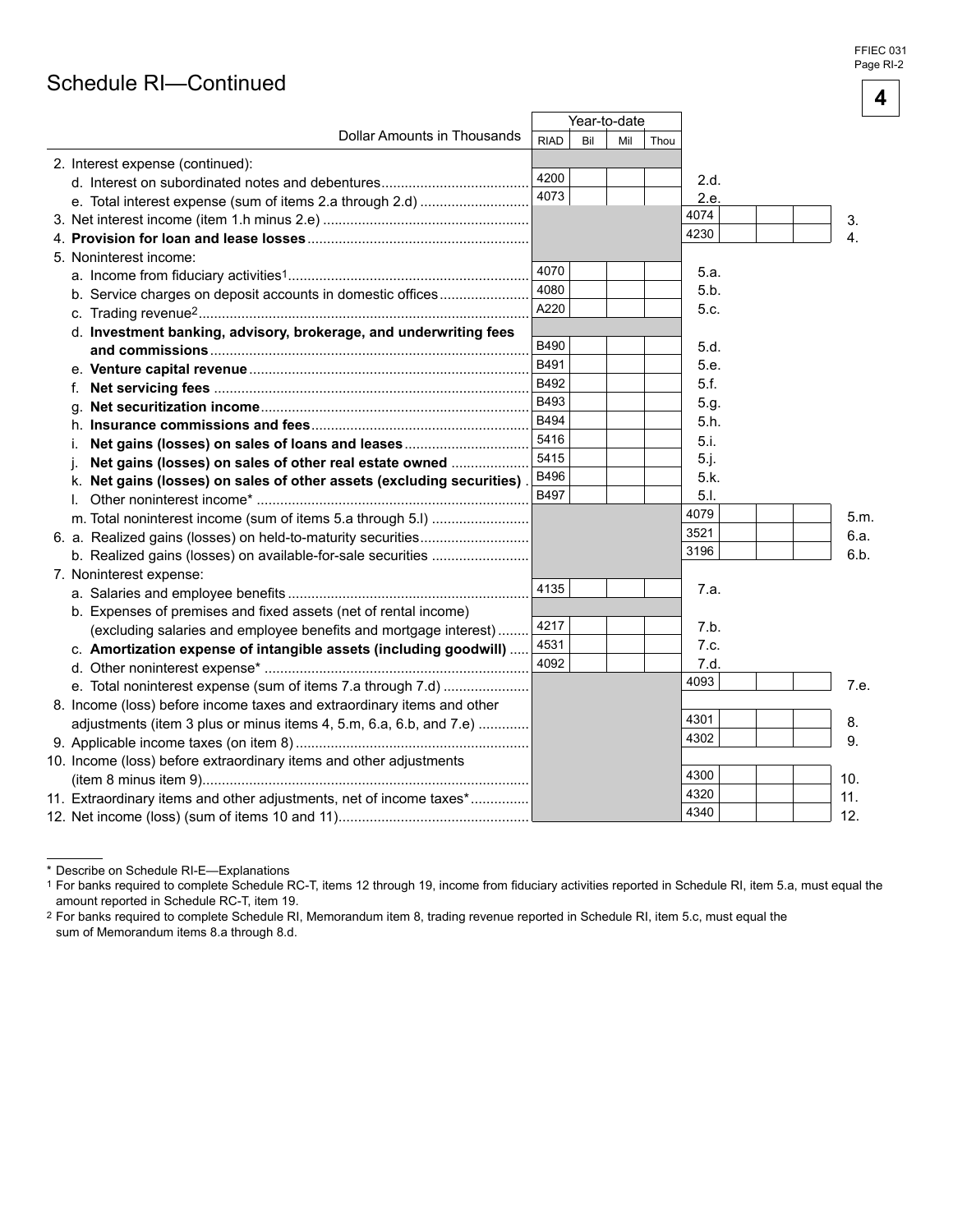# Schedule RI—Continued

| Dollar Amounts in Thousands | Year-to-date RIAD | Bil | Mil | Thou | | | | | |
|---|---|---|---|---|---|---|---|---|---|
| 2. Interest expense (continued): | | | | | | | | | |
| d. Interest on subordinated notes and debentures | 4200 | | | | 2.d. | | | | |
| e. Total interest expense (sum of items 2.a through 2.d) | 4073 | | | | 2.e. | | | | |
| 3. Net interest income (item 1.h minus 2.e) | | | | | 4074 | | | | 3. |
| 4. **Provision for loan and lease losses** | | | | | 4230 | | | | 4. |
| 5. Noninterest income: | | | | | | | | | |
| a. Income from fiduciary activities[1] | 4070 | | | | 5.a. | | | | |
| b. Service charges on deposit accounts in domestic offices | 4080 | | | | 5.b. | | | | |
| c. Trading revenue[2] | A220 | | | | 5.c. | | | | |
| d. **Investment banking, advisory, brokerage, and underwriting fees and commissions** | B490 | | | | 5.d. | | | | |
| e. **Venture capital revenue** | B491 | | | | 5.e. | | | | |
| f. **Net servicing fees** | B492 | | | | 5.f. | | | | |
| g. **Net securitization income** | B493 | | | | 5.g. | | | | |
| h. **Insurance commissions and fees** | B494 | | | | 5.h. | | | | |
| i. **Net gains (losses) on sales of loans and leases** | 5416 | | | | 5.i. | | | | |
| j. **Net gains (losses) on sales of other real estate owned** | 5415 | | | | 5.j. | | | | |
| k. **Net gains (losses) on sales of other assets (excluding securities)** | B496 | | | | 5.k. | | | | |
| l. Other noninterest income* | B497 | | | | 5.l. | | | | |
| m. Total noninterest income (sum of items 5.a through 5.l) | | | | | 4079 | | | | 5.m. |
| 6. a. Realized gains (losses) on held-to-maturity securities | | | | | 3521 | | | | 6.a. |
| b. Realized gains (losses) on available-for-sale securities | | | | | 3196 | | | | 6.b. |
| 7. Noninterest expense: | | | | | | | | | |
| a. Salaries and employee benefits | 4135 | | | | 7.a. | | | | |
| b. Expenses of premises and fixed assets (net of rental income) (excluding salaries and employee benefits and mortgage interest) | 4217 | | | | 7.b. | | | | |
| c. **Amortization expense of intangible assets (including goodwill)** | 4531 | | | | 7.c. | | | | |
| d. Other noninterest expense* | 4092 | | | | 7.d. | | | | |
| e. Total noninterest expense (sum of items 7.a through 7.d) | | | | | 4093 | | | | 7.e. |
| 8. Income (loss) before income taxes and extraordinary items and other adjustments (item 3 plus or minus items 4, 5.m, 6.a, 6.b, and 7.e) | | | | | 4301 | | | | 8. |
| 9. Applicable income taxes (on item 8) | | | | | 4302 | | | | 9. |
| 10. Income (loss) before extraordinary items and other adjustments (item 8 minus item 9) | | | | | 4300 | | | | 10. |
| 11. Extraordinary items and other adjustments, net of income taxes* | | | | | 4320 | | | | 11. |
| 12. Net income (loss) (sum of items 10 and 11) | | | | | 4340 | | | | 12. |

\* Describe on Schedule RI-E—Explanations

[1] For banks required to complete Schedule RC-T, items 12 through 19, income from fiduciary activities reported in Schedule RI, item 5.a, must equal the amount reported in Schedule RC-T, item 19.

[2] For banks required to complete Schedule RI, Memorandum item 8, trading revenue reported in Schedule RI, item 5.c, must equal the sum of Memorandum items 8.a through 8.d.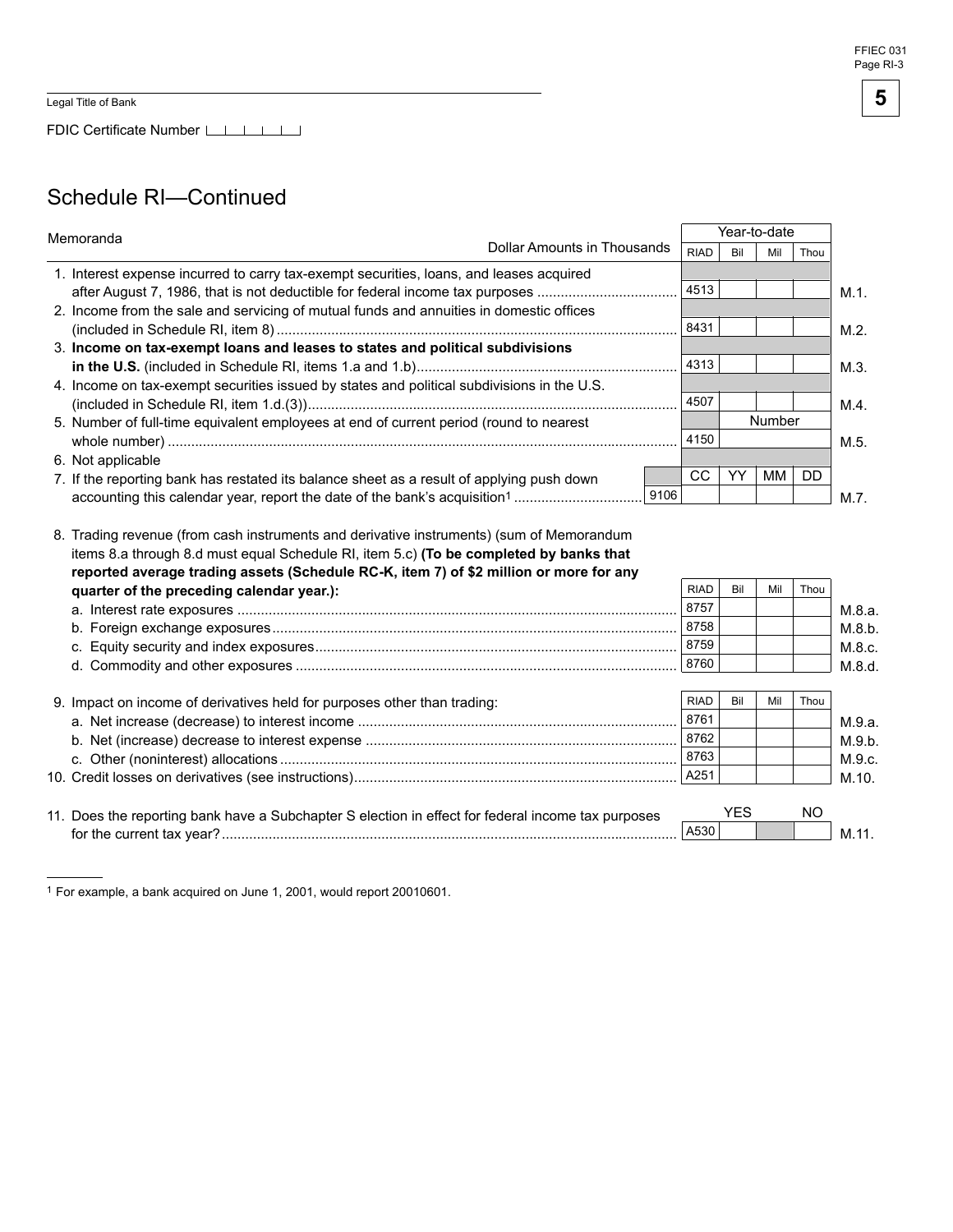Legal Title of Bank

FDIC Certificate Number

## Schedule RI—Continued

**Memoranda**

| Dollar Amounts in Thousands | RIAD | Year-to-date Bil | Mil | Thou | |
|---|---|---|---|---|---|
| 1. Interest expense incurred to carry tax-exempt securities, loans, and leases acquired after August 7, 1986, that is not deductible for federal income tax purposes | 4513 | | | | M.1. |
| 2. Income from the sale and servicing of mutual funds and annuities in domestic offices (included in Schedule RI, item 8) | 8431 | | | | M.2. |
| 3. **Income on tax-exempt loans and leases to states and political subdivisions in the U.S.** (included in Schedule RI, items 1.a and 1.b) | 4313 | | | | M.3. |
| 4. Income on tax-exempt securities issued by states and political subdivisions in the U.S. (included in Schedule RI, item 1.d.(3)) | 4507 | | | | M.4. |
| | | Number | | | |
| 5. Number of full-time equivalent employees at end of current period (round to nearest whole number) | 4150 | | | | M.5. |
| 6. Not applicable | | | | | |
| | | CC | YY | MM | DD |
| 7. If the reporting bank has restated its balance sheet as a result of applying push down accounting this calendar year, report the date of the bank's acquisition[1] | 9106 | | | | M.7. |

8. Trading revenue (from cash instruments and derivative instruments) (sum of Memorandum items 8.a through 8.d must equal Schedule RI, item 5.c) **(To be completed by banks that reported average trading assets (Schedule RC-K, item 7) of $2 million or more for any quarter of the preceding calendar year.):**

| | RIAD | Bil | Mil | Thou | |
|---|---|---|---|---|---|
| a. Interest rate exposures | 8757 | | | | M.8.a. |
| b. Foreign exchange exposures | 8758 | | | | M.8.b. |
| c. Equity security and index exposures | 8759 | | | | M.8.c. |
| d. Commodity and other exposures | 8760 | | | | M.8.d. |

| 9. Impact on income of derivatives held for purposes other than trading: | RIAD | Bil | Mil | Thou | |
|---|---|---|---|---|---|
| a. Net increase (decrease) to interest income | 8761 | | | | M.9.a. |
| b. Net (increase) decrease to interest expense | 8762 | | | | M.9.b. |
| c. Other (noninterest) allocations | 8763 | | | | M.9.c. |
| 10. Credit losses on derivatives (see instructions) | A251 | | | | M.10. |

| | | YES | | NO | |
|---|---|---|---|---|---|
| 11. Does the reporting bank have a Subchapter S election in effect for federal income tax purposes for the current tax year? | A530 | | | | M.11. |

[1] For example, a bank acquired on June 1, 2001, would report 20010601.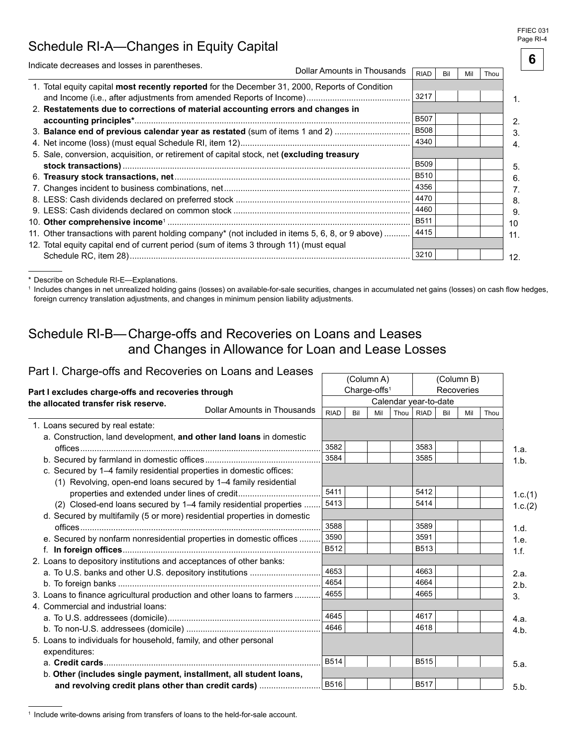# Schedule RI-A—Changes in Equity Capital

Indicate decreases and losses in parentheses.

| Dollar Amounts in Thousands | RIAD | Bil | Mil | Thou | |
|---|---|---|---|---|---|
| 1. Total equity capital **most recently reported** for the December 31, 2000, Reports of Condition and Income (i.e., after adjustments from amended Reports of Income) | 3217 | | | | 1. |
| 2. **Restatements due to corrections of material accounting errors and changes in accounting principles*** | B507 | | | | 2. |
| 3. **Balance end of previous calendar year as restated** (sum of items 1 and 2) | B508 | | | | 3. |
| 4. Net income (loss) (must equal Schedule RI, item 12) | 4340 | | | | 4. |
| 5. Sale, conversion, acquisition, or retirement of capital stock, net **(excluding treasury stock transactions)** | B509 | | | | 5. |
| 6. **Treasury stock transactions, net** | B510 | | | | 6. |
| 7. Changes incident to business combinations, net | 4356 | | | | 7. |
| 8. LESS: Cash dividends declared on preferred stock | 4470 | | | | 8. |
| 9. LESS: Cash dividends declared on common stock | 4460 | | | | 9. |
| 10. **Other comprehensive income**[1] | B511 | | | | 10 |
| 11. Other transactions with parent holding company* (not included in items 5, 6, 8, or 9 above) | 4415 | | | | 11. |
| 12. Total equity capital end of current period (sum of items 3 through 11) (must equal Schedule RC, item 28) | 3210 | | | | 12. |

* Describe on Schedule RI-E—Explanations.

[1] Includes changes in net unrealized holding gains (losses) on available-for-sale securities, changes in accumulated net gains (losses) on cash flow hedges, foreign currency translation adjustments, and changes in minimum pension liability adjustments.

# Schedule RI-B—Charge-offs and Recoveries on Loans and Leases and Changes in Allowance for Loan and Lease Losses

## Part I. Charge-offs and Recoveries on Loans and Leases

**Part I excludes charge-offs and recoveries through the allocated transfer risk reserve.**

| | (Column A) Charge-offs[1] | | | | (Column B) Recoveries | | | | |
|---|---|---|---|---|---|---|---|---|---|
| | Calendar year-to-date | | | | | | | | |
| Dollar Amounts in Thousands | RIAD | Bil | Mil | Thou | RIAD | Bil | Mil | Thou | |
| 1. Loans secured by real estate: | | | | | | | | | |
| a. Construction, land development, **and other land loans** in domestic offices | 3582 | | | | 3583 | | | | 1.a. |
| b. Secured by farmland in domestic offices | 3584 | | | | 3585 | | | | 1.b. |
| c. Secured by 1–4 family residential properties in domestic offices: | | | | | | | | | |
| (1) Revolving, open-end loans secured by 1–4 family residential properties and extended under lines of credit | 5411 | | | | 5412 | | | | 1.c.(1) |
| (2) Closed-end loans secured by 1–4 family residential properties | 5413 | | | | 5414 | | | | 1.c.(2) |
| d. Secured by multifamily (5 or more) residential properties in domestic offices | 3588 | | | | 3589 | | | | 1.d. |
| e. Secured by nonfarm nonresidential properties in domestic offices | 3590 | | | | 3591 | | | | 1.e. |
| f. **In foreign offices** | B512 | | | | B513 | | | | 1.f. |
| 2. Loans to depository institutions and acceptances of other banks: | | | | | | | | | |
| a. To U.S. banks and other U.S. depository institutions | 4653 | | | | 4663 | | | | 2.a. |
| b. To foreign banks | 4654 | | | | 4664 | | | | 2.b. |
| 3. Loans to finance agricultural production and other loans to farmers | 4655 | | | | 4665 | | | | 3. |
| 4. Commercial and industrial loans: | | | | | | | | | |
| a. To U.S. addressees (domicile) | 4645 | | | | 4617 | | | | 4.a. |
| b. To non-U.S. addressees (domicile) | 4646 | | | | 4618 | | | | 4.b. |
| 5. Loans to individuals for household, family, and other personal expenditures: | | | | | | | | | |
| a. **Credit cards** | B514 | | | | B515 | | | | 5.a. |
| b. **Other (includes single payment, installment, all student loans, and revolving credit plans other than credit cards)** | B516 | | | | B517 | | | | 5.b. |

[1] Include write-downs arising from transfers of loans to the held-for-sale account.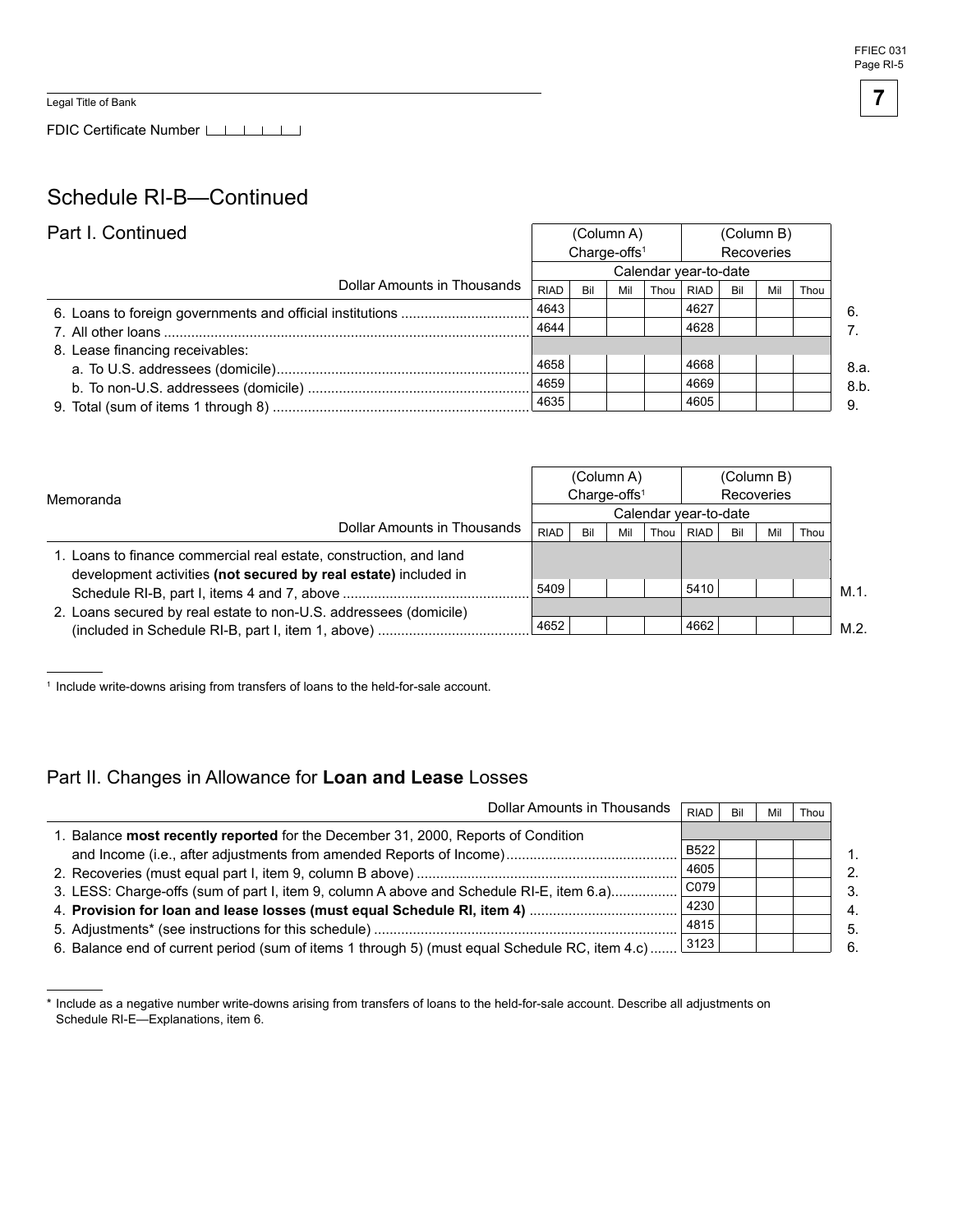Legal Title of Bank

FDIC Certificate Number

## Schedule RI-B—Continued

### Part I. Continued

| Dollar Amounts in Thousands | (Column A) Charge-offs[1] Calendar year-to-date | | | | (Column B) Recoveries Calendar year-to-date | | | | |
|---|---|---|---|---|---|---|---|---|---|
| | RIAD | Bil | Mil | Thou | RIAD | Bil | Mil | Thou | |
| 6. Loans to foreign governments and official institutions | 4643 | | | | 4627 | | | | 6. |
| 7. All other loans | 4644 | | | | 4628 | | | | 7. |
| 8. Lease financing receivables: | | | | | | | | | |
| a. To U.S. addressees (domicile) | 4658 | | | | 4668 | | | | 8.a. |
| b. To non-U.S. addressees (domicile) | 4659 | | | | 4669 | | | | 8.b. |
| 9. Total (sum of items 1 through 8) | 4635 | | | | 4605 | | | | 9. |

| Memoranda<br>Dollar Amounts in Thousands | (Column A) Charge-offs[1] Calendar year-to-date | | | | (Column B) Recoveries Calendar year-to-date | | | | |
|---|---|---|---|---|---|---|---|---|---|
| | RIAD | Bil | Mil | Thou | RIAD | Bil | Mil | Thou | |
| 1. Loans to finance commercial real estate, construction, and land development activities **(not secured by real estate)** included in Schedule RI-B, part I, items 4 and 7, above | 5409 | | | | 5410 | | | | M.1. |
| 2. Loans secured by real estate to non-U.S. addressees (domicile) (included in Schedule RI-B, part I, item 1, above) | 4652 | | | | 4662 | | | | M.2. |

[1] Include write-downs arising from transfers of loans to the held-for-sale account.

### Part II. Changes in Allowance for **Loan and Lease** Losses

| Dollar Amounts in Thousands | RIAD | Bil | Mil | Thou | |
|---|---|---|---|---|---|
| 1. Balance **most recently reported** for the December 31, 2000, Reports of Condition and Income (i.e., after adjustments from amended Reports of Income) | B522 | | | | 1. |
| 2. Recoveries (must equal part I, item 9, column B above) | 4605 | | | | 2. |
| 3. LESS: Charge-offs (sum of part I, item 9, column A above and Schedule RI-E, item 6.a) | C079 | | | | 3. |
| 4. **Provision for loan and lease losses (must equal Schedule RI, item 4)** | 4230 | | | | 4. |
| 5. Adjustments* (see instructions for this schedule) | 4815 | | | | 5. |
| 6. Balance end of current period (sum of items 1 through 5) (must equal Schedule RC, item 4.c) | 3123 | | | | 6. |

* Include as a negative number write-downs arising from transfers of loans to the held-for-sale account. Describe all adjustments on Schedule RI-E—Explanations, item 6.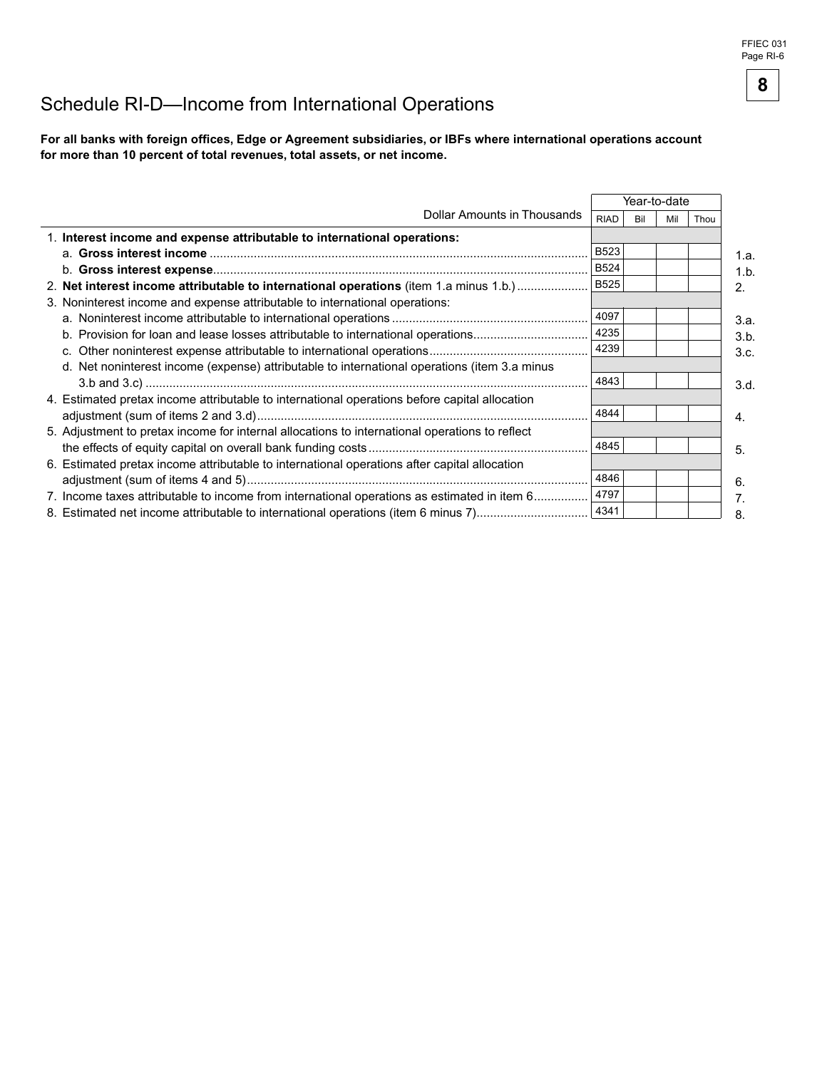# Schedule RI-D—Income from International Operations

**For all banks with foreign offices, Edge or Agreement subsidiaries, or IBFs where international operations account for more than 10 percent of total revenues, total assets, or net income.**

| Dollar Amounts in Thousands | Year-to-date | | | | |
|---|---|---|---|---|---|
| | RIAD | Bil | Mil | Thou | |
| 1. **Interest income and expense attributable to international operations:** | | | | | |
| a. **Gross interest income** | B523 | | | | 1.a. |
| b. **Gross interest expense** | B524 | | | | 1.b. |
| 2. **Net interest income attributable to international operations** (item 1.a minus 1.b.) | B525 | | | | 2. |
| 3. Noninterest income and expense attributable to international operations: | | | | | |
| a. Noninterest income attributable to international operations | 4097 | | | | 3.a. |
| b. Provision for loan and lease losses attributable to international operations | 4235 | | | | 3.b. |
| c. Other noninterest expense attributable to international operations | 4239 | | | | 3.c. |
| d. Net noninterest income (expense) attributable to international operations (item 3.a minus 3.b and 3.c) | 4843 | | | | 3.d. |
| 4. Estimated pretax income attributable to international operations before capital allocation adjustment (sum of items 2 and 3.d) | 4844 | | | | 4. |
| 5. Adjustment to pretax income for internal allocations to international operations to reflect the effects of equity capital on overall bank funding costs | 4845 | | | | 5. |
| 6. Estimated pretax income attributable to international operations after capital allocation adjustment (sum of items 4 and 5) | 4846 | | | | 6. |
| 7. Income taxes attributable to income from international operations as estimated in item 6 | 4797 | | | | 7. |
| 8. Estimated net income attributable to international operations (item 6 minus 7) | 4341 | | | | 8. |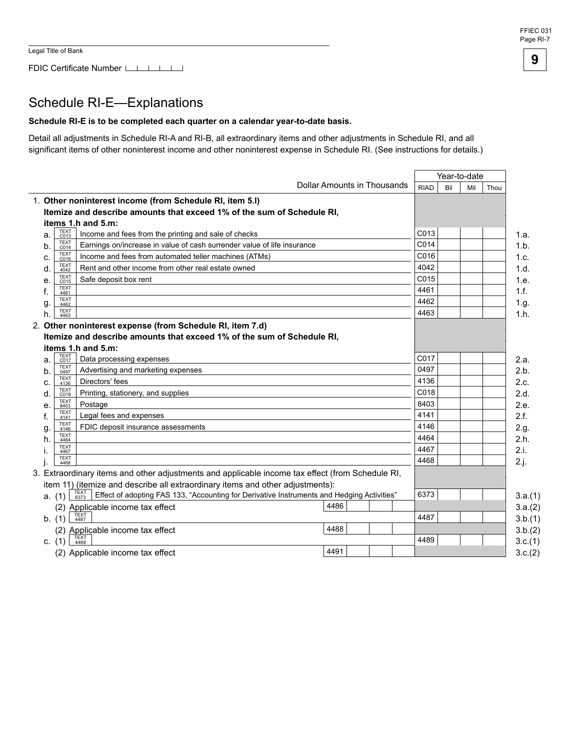Legal Title of Bank

FDIC Certificate Number

# Schedule RI-E—Explanations

**Schedule RI-E is to be completed each quarter on a calendar year-to-date basis.**

Detail all adjustments in Schedule RI-A and RI-B, all extraordinary items and other adjustments in Schedule RI, and all significant items of other noninterest income and other noninterest expense in Schedule RI. (See instructions for details.)

| Dollar Amounts in Thousands | | | Year-to-date | | | | |
|---|---|---|---|---|---|---|---|
| | | | RIAD | Bil | Mil | Thou | |
| 1. **Other noninterest income (from Schedule RI, item 5.l) Itemize and describe amounts that exceed 1% of the sum of Schedule RI, items 1.h and 5.m:** | | | | | | | |
| a. TEXT C013 Income and fees from the printing and sale of checks | | | C013 | | | | 1.a. |
| b. TEXT C014 Earnings on/increase in value of cash surrender value of life insurance | | | C014 | | | | 1.b. |
| c. TEXT C016 Income and fees from automated teller machines (ATMs) | | | C016 | | | | 1.c. |
| d. TEXT 4042 Rent and other income from other real estate owned | | | 4042 | | | | 1.d. |
| e. TEXT C015 Safe deposit box rent | | | C015 | | | | 1.e. |
| f. TEXT 4461 | | | 4461 | | | | 1.f. |
| g. TEXT 4462 | | | 4462 | | | | 1.g. |
| h. TEXT 4463 | | | 4463 | | | | 1.h. |
| 2. **Other noninterest expense (from Schedule RI, item 7.d) Itemize and describe amounts that exceed 1% of the sum of Schedule RI, items 1.h and 5.m:** | | | | | | | |
| a. TEXT C017 Data processing expenses | | | C017 | | | | 2.a. |
| b. TEXT 0497 Advertising and marketing expenses | | | 0497 | | | | 2.b. |
| c. TEXT 4136 Directors' fees | | | 4136 | | | | 2.c. |
| d. TEXT C018 Printing, stationery, and supplies | | | C018 | | | | 2.d. |
| e. TEXT 8403 Postage | | | 8403 | | | | 2.e. |
| f. TEXT 4141 Legal fees and expenses | | | 4141 | | | | 2.f. |
| g. TEXT 4146 FDIC deposit insurance assessments | | | 4146 | | | | 2.g. |
| h. TEXT 4464 | | | 4464 | | | | 2.h. |
| i. TEXT 4467 | | | 4467 | | | | 2.i. |
| j. TEXT 4468 | | | 4468 | | | | 2.j. |
| 3. Extraordinary items and other adjustments and applicable income tax effect (from Schedule RI, item 11) (itemize and describe all extraordinary items and other adjustments): | | | | | | | |
| a. (1) TEXT 6373 Effect of adopting FAS 133, "Accounting for Derivative Instruments and Hedging Activities" | | | 6373 | | | | 3.a.(1) |
| (2) Applicable income tax effect | 4486 | | | | | | 3.a.(2) |
| b. (1) TEXT 4487 | | | 4487 | | | | 3.b.(1) |
| (2) Applicable income tax effect | 4488 | | | | | | 3.b.(2) |
| c. (1) TEXT 4489 | | | 4489 | | | | 3.c.(1) |
| (2) Applicable income tax effect | 4491 | | | | | | 3.c.(2) |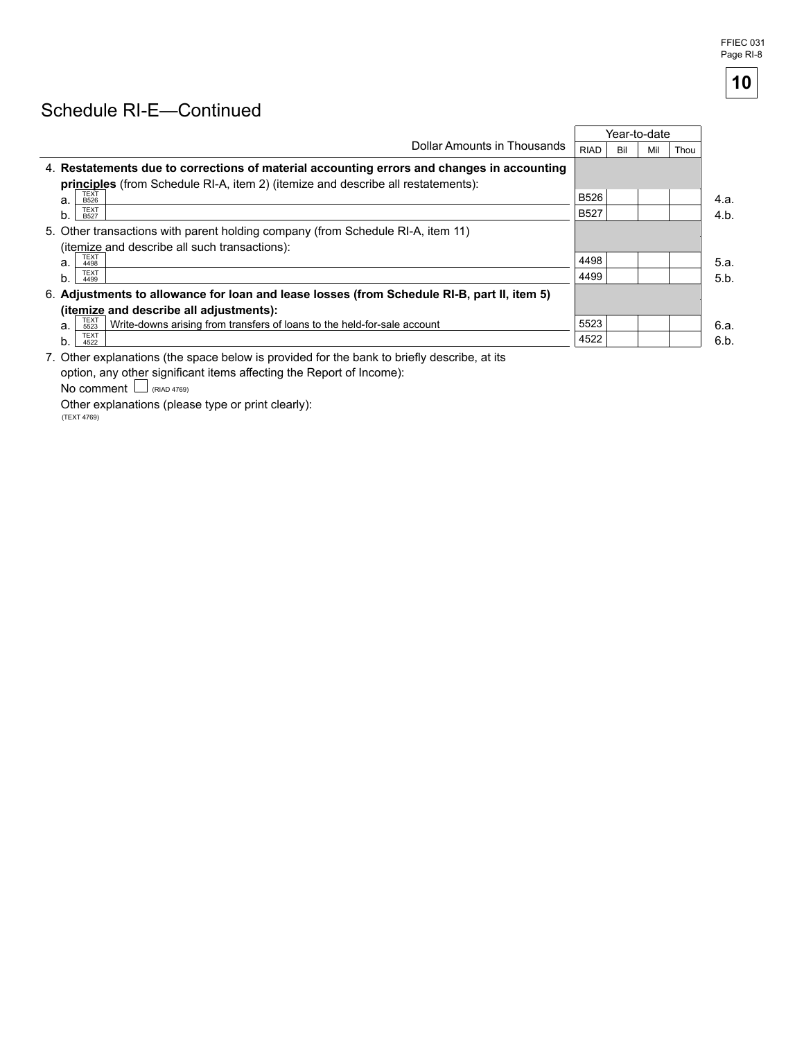## Schedule RI-E—Continued

| Dollar Amounts in Thousands | RIAD | Bil | Mil | Thou | |
|---|---|---|---|---|---|
| | Year-to-date | | | | |
| 4. **Restatements due to corrections of material accounting errors and changes in accounting principles** (from Schedule RI-A, item 2) (itemize and describe all restatements): | | | | | |
| a. TEXT B526 | B526 | | | | 4.a. |
| b. TEXT B527 | B527 | | | | 4.b. |
| 5. Other transactions with parent holding company (from Schedule RI-A, item 11) (itemize and describe all such transactions): | | | | | |
| a. TEXT 4498 | 4498 | | | | 5.a. |
| b. TEXT 4499 | 4499 | | | | 5.b. |
| 6. **Adjustments to allowance for loan and lease losses (from Schedule RI-B, part II, item 5) (itemize and describe all adjustments):** | | | | | |
| a. TEXT 5523 Write-downs arising from transfers of loans to the held-for-sale account | 5523 | | | | 6.a. |
| b. TEXT 4522 | 4522 | | | | 6.b. |

7. Other explanations (the space below is provided for the bank to briefly describe, at its option, any other significant items affecting the Report of Income):

No comment ☐ (RIAD 4769)

Other explanations (please type or print clearly):
(TEXT 4769)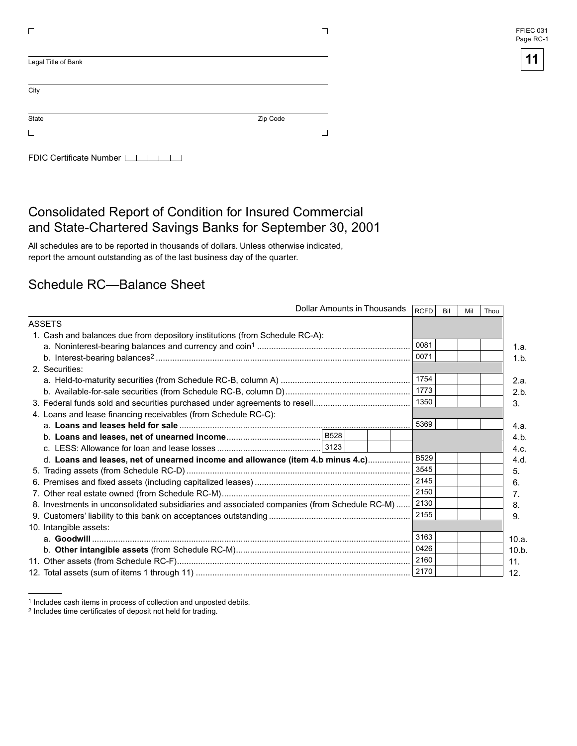Legal Title of Bank

City

State Zip Code

FDIC Certificate Number

# Consolidated Report of Condition for Insured Commercial and State-Chartered Savings Banks for September 30, 2001

All schedules are to be reported in thousands of dollars. Unless otherwise indicated, report the amount outstanding as of the last business day of the quarter.

## Schedule RC—Balance Sheet

| Dollar Amounts in Thousands | | | RCFD | Bil | Mil | Thou | |
|---|---|---|---|---|---|---|---|
| ASSETS | | | | | | | |
| 1. Cash and balances due from depository institutions (from Schedule RC-A): | | | | | | | |
| a. Noninterest-bearing balances and currency and coin[1] | | | 0081 | | | | 1.a. |
| b. Interest-bearing balances[2] | | | 0071 | | | | 1.b. |
| 2. Securities: | | | | | | | |
| a. Held-to-maturity securities (from Schedule RC-B, column A) | | | 1754 | | | | 2.a. |
| b. Available-for-sale securities (from Schedule RC-B, column D) | | | 1773 | | | | 2.b. |
| 3. Federal funds sold and securities purchased under agreements to resell | | | 1350 | | | | 3. |
| 4. Loans and lease financing receivables (from Schedule RC-C): | | | | | | | |
| a. **Loans and leases held for sale** | | | 5369 | | | | 4.a. |
| b. **Loans and leases, net of unearned income** | B528 | | | | | | 4.b. |
| c. LESS: Allowance for loan and lease losses | 3123 | | | | | | 4.c. |
| d. **Loans and leases, net of unearned income and allowance (item 4.b minus 4.c)** | | | B529 | | | | 4.d. |
| 5. Trading assets (from Schedule RC-D) | | | 3545 | | | | 5. |
| 6. Premises and fixed assets (including capitalized leases) | | | 2145 | | | | 6. |
| 7. Other real estate owned (from Schedule RC-M) | | | 2150 | | | | 7. |
| 8. Investments in unconsolidated subsidiaries and associated companies (from Schedule RC-M) | | | 2130 | | | | 8. |
| 9. Customers' liability to this bank on acceptances outstanding | | | 2155 | | | | 9. |
| 10. Intangible assets: | | | | | | | |
| a. **Goodwill** | | | 3163 | | | | 10.a. |
| b. **Other intangible assets** (from Schedule RC-M) | | | 0426 | | | | 10.b. |
| 11. Other assets (from Schedule RC-F) | | | 2160 | | | | 11. |
| 12. Total assets (sum of items 1 through 11) | | | 2170 | | | | 12. |

[1] Includes cash items in process of collection and unposted debits.

[2] Includes time certificates of deposit not held for trading.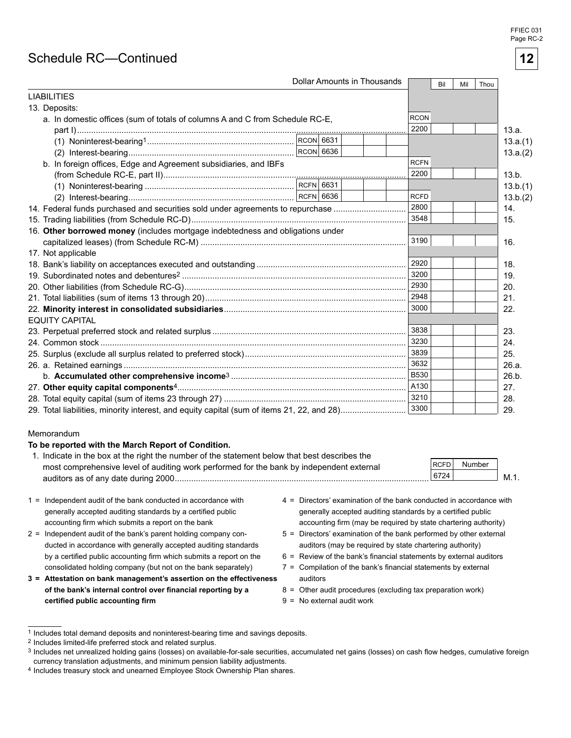# Schedule RC—Continued

| Dollar Amounts in Thousands | | | | Bil | Mil | Thou | |
|---|---|---|---|---|---|---|---|
| **LIABILITIES** | | | | | | | |
| 13. Deposits: | | | | | | | |
| a. In domestic offices (sum of totals of columns A and C from Schedule RC-E, part I) | | | RCON 2200 | | | | 13.a. |
| (1) Noninterest-bearing[1] | RCON 6631 | | | | | | 13.a.(1) |
| (2) Interest-bearing | RCON 6636 | | | | | | 13.a.(2) |
| b. In foreign offices, Edge and Agreement subsidiaries, and IBFs (from Schedule RC-E, part II) | | | RCFN 2200 | | | | 13.b. |
| (1) Noninterest-bearing | RCFN 6631 | | | | | | 13.b.(1) |
| (2) Interest-bearing | RCFN 6636 | | | | | | 13.b.(2) |
| 14. Federal funds purchased and securities sold under agreements to repurchase | | | RCFD 2800 | | | | 14. |
| 15. Trading liabilities (from Schedule RC-D) | | | 3548 | | | | 15. |
| 16. **Other borrowed money** (includes mortgage indebtedness and obligations under capitalized leases) (from Schedule RC-M) | | | 3190 | | | | 16. |
| 17. Not applicable | | | | | | | |
| 18. Bank's liability on acceptances executed and outstanding | | | 2920 | | | | 18. |
| 19. Subordinated notes and debentures[2] | | | 3200 | | | | 19. |
| 20. Other liabilities (from Schedule RC-G) | | | 2930 | | | | 20. |
| 21. Total liabilities (sum of items 13 through 20) | | | 2948 | | | | 21. |
| 22. **Minority interest in consolidated subsidiaries** | | | 3000 | | | | 22. |
| **EQUITY CAPITAL** | | | | | | | |
| 23. Perpetual preferred stock and related surplus | | | 3838 | | | | 23. |
| 24. Common stock | | | 3230 | | | | 24. |
| 25. Surplus (exclude all surplus related to preferred stock) | | | 3839 | | | | 25. |
| 26. a. Retained earnings | | | 3632 | | | | 26.a. |
| b. **Accumulated other comprehensive income**[3] | | | B530 | | | | 26.b. |
| 27. **Other equity capital components**[4] | | | A130 | | | | 27. |
| 28. Total equity capital (sum of items 23 through 27) | | | 3210 | | | | 28. |
| 29. Total liabilities, minority interest, and equity capital (sum of items 21, 22, and 28) | | | 3300 | | | | 29. |

Memorandum

**To be reported with the March Report of Condition.**

| | RCFD | Number | |
|---|---|---|---|
| 1. Indicate in the box at the right the number of the statement below that best describes the most comprehensive level of auditing work performed for the bank by independent external auditors as of any date during 2000 | 6724 | | M.1. |

1 = Independent audit of the bank conducted in accordance with generally accepted auditing standards by a certified public accounting firm which submits a report on the bank

2 = Independent audit of the bank's parent holding company conducted in accordance with generally accepted auditing standards by a certified public accounting firm which submits a report on the consolidated holding company (but not on the bank separately)

**3 = Attestation on bank management's assertion on the effectiveness of the bank's internal control over financial reporting by a certified public accounting firm**

4 = Directors' examination of the bank conducted in accordance with generally accepted auditing standards by a certified public accounting firm (may be required by state chartering authority)

5 = Directors' examination of the bank performed by other external auditors (may be required by state chartering authority)

6 = Review of the bank's financial statements by external auditors

7 = Compilation of the bank's financial statements by external auditors

8 = Other audit procedures (excluding tax preparation work)

9 = No external audit work

---

[1] Includes total demand deposits and noninterest-bearing time and savings deposits.

[2] Includes limited-life preferred stock and related surplus.

[3] Includes net unrealized holding gains (losses) on available-for-sale securities, accumulated net gains (losses) on cash flow hedges, cumulative foreign currency translation adjustments, and minimum pension liability adjustments.

[4] Includes treasury stock and unearned Employee Stock Ownership Plan shares.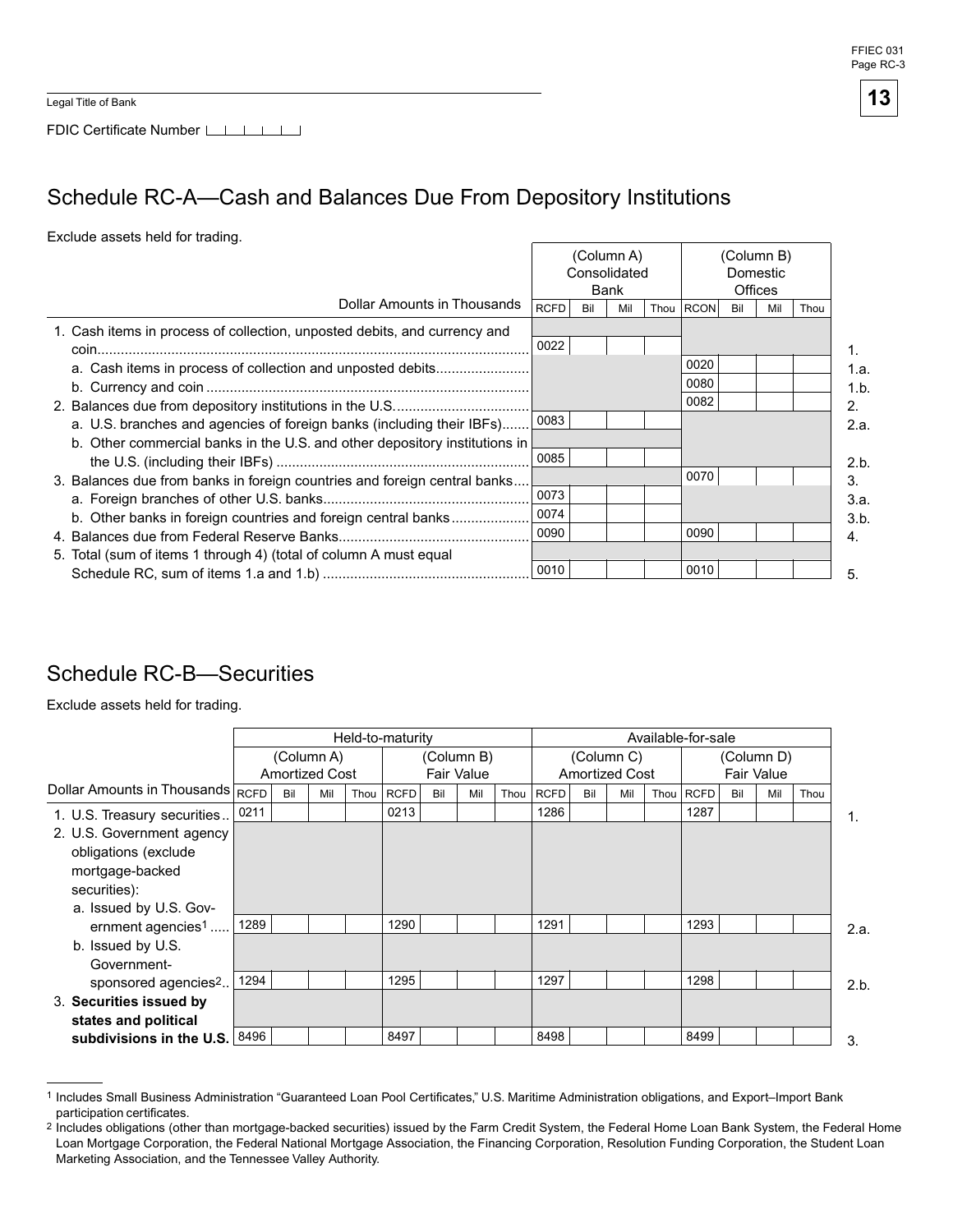Legal Title of Bank

FDIC Certificate Number

# Schedule RC-A—Cash and Balances Due From Depository Institutions

Exclude assets held for trading.

| Dollar Amounts in Thousands | (Column A) Consolidated Bank | | (Column B) Domestic Offices | | |
|---|---|---|---|---|---|
| | RCFD | Bil Mil Thou | RCON | Bil Mil Thou | |
| 1. Cash items in process of collection, unposted debits, and currency and coin | 0022 | | | | 1. |
| a. Cash items in process of collection and unposted debits | | | 0020 | | 1.a. |
| b. Currency and coin | | | 0080 | | 1.b. |
| 2. Balances due from depository institutions in the U.S. | | | 0082 | | 2. |
| a. U.S. branches and agencies of foreign banks (including their IBFs) | 0083 | | | | 2.a. |
| b. Other commercial banks in the U.S. and other depository institutions in the U.S. (including their IBFs) | 0085 | | | | 2.b. |
| 3. Balances due from banks in foreign countries and foreign central banks | | | 0070 | | 3. |
| a. Foreign branches of other U.S. banks | 0073 | | | | 3.a. |
| b. Other banks in foreign countries and foreign central banks | 0074 | | | | 3.b. |
| 4. Balances due from Federal Reserve Banks | 0090 | | 0090 | | 4. |
| 5. Total (sum of items 1 through 4) (total of column A must equal Schedule RC, sum of items 1.a and 1.b) | 0010 | | 0010 | | 5. |

# Schedule RC-B—Securities

Exclude assets held for trading.

| Dollar Amounts in Thousands | Held-to-maturity | | | | Available-for-sale | | | | |
|---|---|---|---|---|---|---|---|---|---|
| | (Column A) Amortized Cost | | (Column B) Fair Value | | (Column C) Amortized Cost | | (Column D) Fair Value | | |
| | RCFD | Bil Mil Thou | RCFD | Bil Mil Thou | RCFD | Bil Mil Thou | RCFD | Bil Mil Thou | |
| 1. U.S. Treasury securities | 0211 | | 0213 | | 1286 | | 1287 | | 1. |
| 2. U.S. Government agency obligations (exclude mortgage-backed securities): | | | | | | | | | |
| a. Issued by U.S. Government agencies[1] | 1289 | | 1290 | | 1291 | | 1293 | | 2.a. |
| b. Issued by U.S. Government-sponsored agencies[2] | 1294 | | 1295 | | 1297 | | 1298 | | 2.b. |
| 3. **Securities issued by states and political subdivisions in the U.S.** | 8496 | | 8497 | | 8498 | | 8499 | | 3. |

[1] Includes Small Business Administration "Guaranteed Loan Pool Certificates," U.S. Maritime Administration obligations, and Export–Import Bank participation certificates.

[2] Includes obligations (other than mortgage-backed securities) issued by the Farm Credit System, the Federal Home Loan Bank System, the Federal Home Loan Mortgage Corporation, the Federal National Mortgage Association, the Financing Corporation, Resolution Funding Corporation, the Student Loan Marketing Association, and the Tennessee Valley Authority.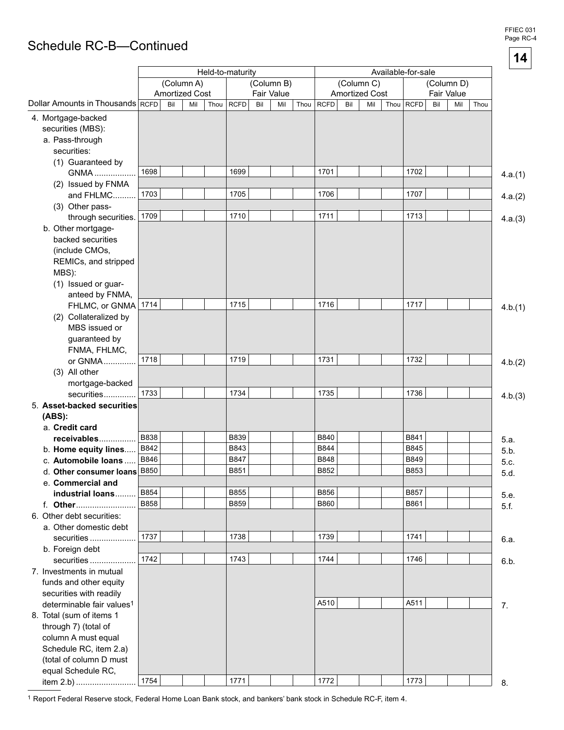# Schedule RC-B—Continued

| Dollar Amounts in Thousands | Held-to-maturity (Column A) Amortized Cost | | Held-to-maturity (Column B) Fair Value | | Available-for-sale (Column C) Amortized Cost | | Available-for-sale (Column D) Fair Value | | |
|---|---|---|---|---|---|---|---|---|---|
| | RCFD | Bil Mil Thou | RCFD | Bil Mil Thou | RCFD | Bil Mil Thou | RCFD | Bil Mil Thou | |
| 4. Mortgage-backed securities (MBS): | | | | | | | | | |
| a. Pass-through securities: | | | | | | | | | |
| (1) Guaranteed by GNMA | 1698 | | 1699 | | 1701 | | 1702 | | 4.a.(1) |
| (2) Issued by FNMA and FHLMC | 1703 | | 1705 | | 1706 | | 1707 | | 4.a.(2) |
| (3) Other pass-through securities | 1709 | | 1710 | | 1711 | | 1713 | | 4.a.(3) |
| b. Other mortgage-backed securities (include CMOs, REMICs, and stripped MBS): | | | | | | | | | |
| (1) Issued or guaranteed by FNMA, FHLMC, or GNMA | 1714 | | 1715 | | 1716 | | 1717 | | 4.b.(1) |
| (2) Collateralized by MBS issued or guaranteed by FNMA, FHLMC, or GNMA | 1718 | | 1719 | | 1731 | | 1732 | | 4.b.(2) |
| (3) All other mortgage-backed securities | 1733 | | 1734 | | 1735 | | 1736 | | 4.b.(3) |
| 5. **Asset-backed securities (ABS):** | | | | | | | | | |
| a. **Credit card receivables** | B838 | | B839 | | B840 | | B841 | | 5.a. |
| b. **Home equity lines** | B842 | | B843 | | B844 | | B845 | | 5.b. |
| c. **Automobile loans** | B846 | | B847 | | B848 | | B849 | | 5.c. |
| d. **Other consumer loans** | B850 | | B851 | | B852 | | B853 | | 5.d. |
| e. **Commercial and industrial loans** | B854 | | B855 | | B856 | | B857 | | 5.e. |
| f. **Other** | B858 | | B859 | | B860 | | B861 | | 5.f. |
| 6. Other debt securities: | | | | | | | | | |
| a. Other domestic debt securities | 1737 | | 1738 | | 1739 | | 1741 | | 6.a. |
| b. Foreign debt securities | 1742 | | 1743 | | 1744 | | 1746 | | 6.b. |
| 7. Investments in mutual funds and other equity securities with readily determinable fair values[1] | | | | | A510 | | A511 | | 7. |
| 8. Total (sum of items 1 through 7) (total of column A must equal Schedule RC, item 2.a) (total of column D must equal Schedule RC, item 2.b) | 1754 | | 1771 | | 1772 | | 1773 | | 8. |

[1] Report Federal Reserve stock, Federal Home Loan Bank stock, and bankers' bank stock in Schedule RC-F, item 4.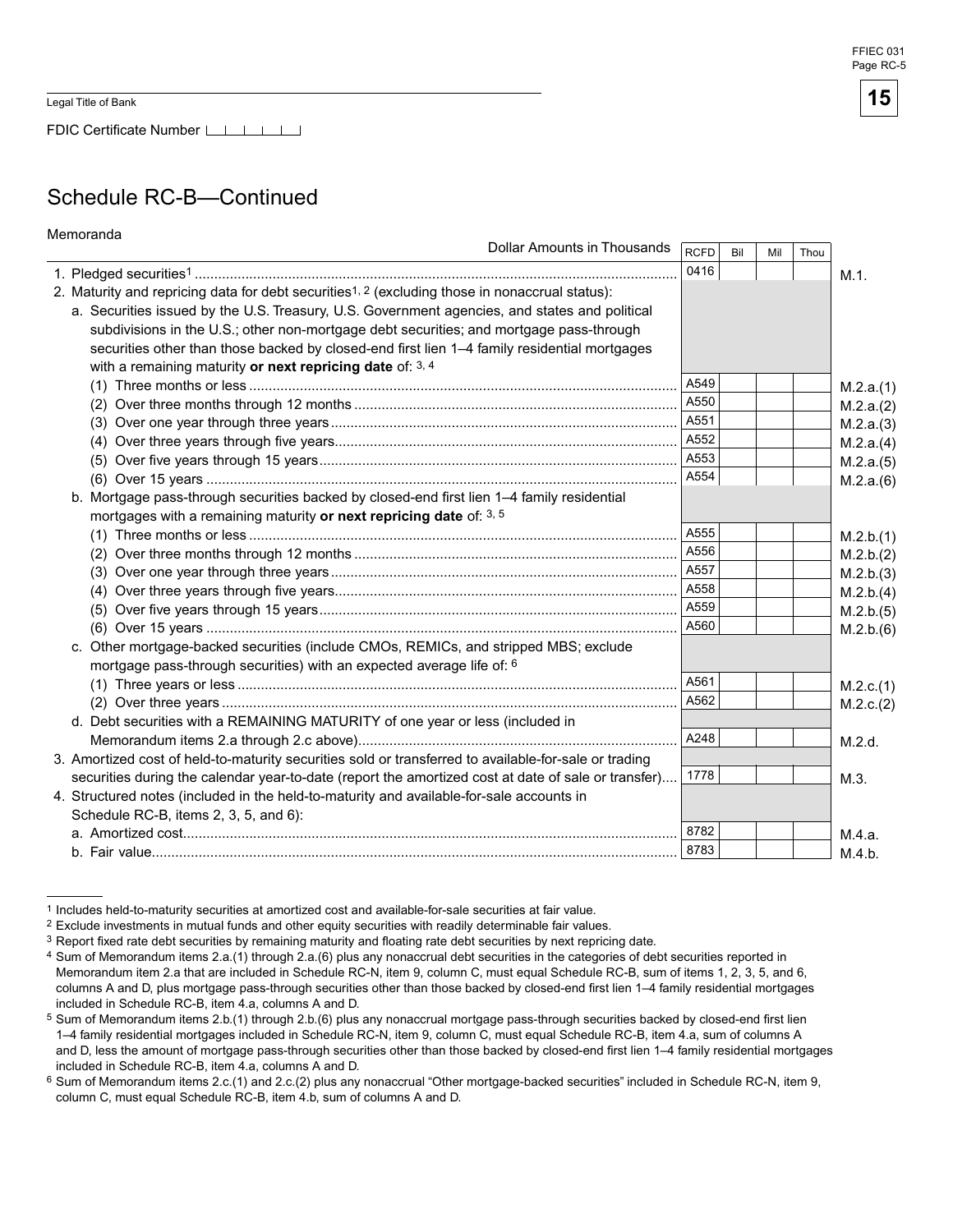Legal Title of Bank

FDIC Certificate Number

## Schedule RC-B—Continued

Memoranda

| Dollar Amounts in Thousands | RCFD | Bil | Mil | Thou | |
|---|---|---|---|---|---|
| 1. Pledged securities[1] | 0416 | | | | M.1. |
| 2. Maturity and repricing data for debt securities[1, 2] (excluding those in nonaccrual status): | | | | | |
| a. Securities issued by the U.S. Treasury, U.S. Government agencies, and states and political subdivisions in the U.S.; other non-mortgage debt securities; and mortgage pass-through securities other than those backed by closed-end first lien 1–4 family residential mortgages with a remaining maturity **or next repricing date** of: [3, 4] | | | | | |
| (1) Three months or less | A549 | | | | M.2.a.(1) |
| (2) Over three months through 12 months | A550 | | | | M.2.a.(2) |
| (3) Over one year through three years | A551 | | | | M.2.a.(3) |
| (4) Over three years through five years | A552 | | | | M.2.a.(4) |
| (5) Over five years through 15 years | A553 | | | | M.2.a.(5) |
| (6) Over 15 years | A554 | | | | M.2.a.(6) |
| b. Mortgage pass-through securities backed by closed-end first lien 1–4 family residential mortgages with a remaining maturity **or next repricing date** of: [3, 5] | | | | | |
| (1) Three months or less | A555 | | | | M.2.b.(1) |
| (2) Over three months through 12 months | A556 | | | | M.2.b.(2) |
| (3) Over one year through three years | A557 | | | | M.2.b.(3) |
| (4) Over three years through five years | A558 | | | | M.2.b.(4) |
| (5) Over five years through 15 years | A559 | | | | M.2.b.(5) |
| (6) Over 15 years | A560 | | | | M.2.b.(6) |
| c. Other mortgage-backed securities (include CMOs, REMICs, and stripped MBS; exclude mortgage pass-through securities) with an expected average life of: [6] | | | | | |
| (1) Three years or less | A561 | | | | M.2.c.(1) |
| (2) Over three years | A562 | | | | M.2.c.(2) |
| d. Debt securities with a REMAINING MATURITY of one year or less (included in Memorandum items 2.a through 2.c above) | A248 | | | | M.2.d. |
| 3. Amortized cost of held-to-maturity securities sold or transferred to available-for-sale or trading securities during the calendar year-to-date (report the amortized cost at date of sale or transfer) | 1778 | | | | M.3. |
| 4. Structured notes (included in the held-to-maturity and available-for-sale accounts in Schedule RC-B, items 2, 3, 5, and 6): | | | | | |
| a. Amortized cost | 8782 | | | | M.4.a. |
| b. Fair value | 8783 | | | | M.4.b. |

---

1 Includes held-to-maturity securities at amortized cost and available-for-sale securities at fair value.

2 Exclude investments in mutual funds and other equity securities with readily determinable fair values.

3 Report fixed rate debt securities by remaining maturity and floating rate debt securities by next repricing date.

4 Sum of Memorandum items 2.a.(1) through 2.a.(6) plus any nonaccrual debt securities in the categories of debt securities reported in Memorandum item 2.a that are included in Schedule RC-N, item 9, column C, must equal Schedule RC-B, sum of items 1, 2, 3, 5, and 6, columns A and D, plus mortgage pass-through securities other than those backed by closed-end first lien 1–4 family residential mortgages included in Schedule RC-B, item 4.a, columns A and D.

5 Sum of Memorandum items 2.b.(1) through 2.b.(6) plus any nonaccrual mortgage pass-through securities backed by closed-end first lien 1–4 family residential mortgages included in Schedule RC-N, item 9, column C, must equal Schedule RC-B, item 4.a, sum of columns A and D, less the amount of mortgage pass-through securities other than those backed by closed-end first lien 1–4 family residential mortgages included in Schedule RC-B, item 4.a, columns A and D.

6 Sum of Memorandum items 2.c.(1) and 2.c.(2) plus any nonaccrual "Other mortgage-backed securities" included in Schedule RC-N, item 9, column C, must equal Schedule RC-B, item 4.b, sum of columns A and D.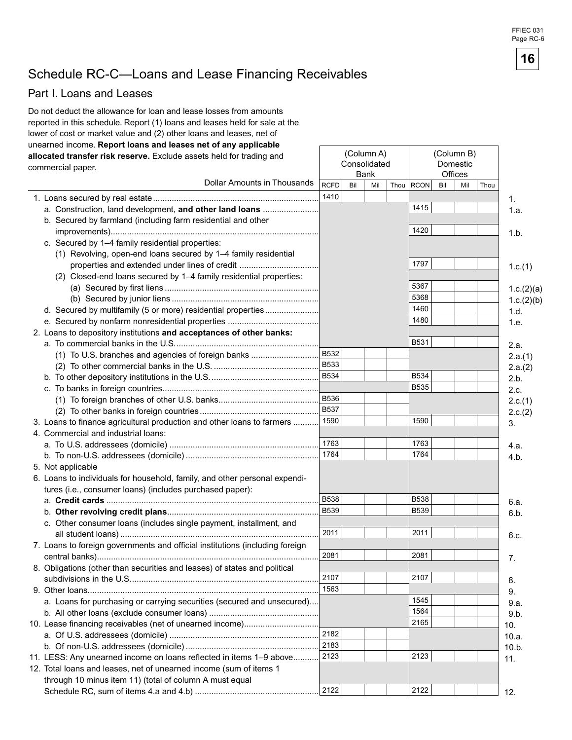# Schedule RC-C—Loans and Lease Financing Receivables

## Part I. Loans and Leases

Do not deduct the allowance for loan and lease losses from amounts reported in this schedule. Report (1) loans and leases held for sale at the lower of cost or market value and (2) other loans and leases, net of unearned income. **Report loans and leases net of any applicable allocated transfer risk reserve.** Exclude assets held for trading and commercial paper.

| Dollar Amounts in Thousands | (Column A) Consolidated Bank RCFD | Bil | Mil | Thou | (Column B) Domestic Offices RCON | Bil | Mil | Thou | |
|---|---|---|---|---|---|---|---|---|---|
| 1. Loans secured by real estate | 1410 | | | | | | | | 1. |
| a. Construction, land development, **and other land loans** | | | | | 1415 | | | | 1.a. |
| b. Secured by farmland (including farm residential and other improvements) | | | | | 1420 | | | | 1.b. |
| c. Secured by 1–4 family residential properties: | | | | | | | | | |
| (1) Revolving, open-end loans secured by 1–4 family residential properties and extended under lines of credit | | | | | 1797 | | | | 1.c.(1) |
| (2) Closed-end loans secured by 1–4 family residential properties: | | | | | | | | | |
| (a) Secured by first liens | | | | | 5367 | | | | 1.c.(2)(a) |
| (b) Secured by junior liens | | | | | 5368 | | | | 1.c.(2)(b) |
| d. Secured by multifamily (5 or more) residential properties | | | | | 1460 | | | | 1.d. |
| e. Secured by nonfarm nonresidential properties | | | | | 1480 | | | | 1.e. |
| 2. Loans to depository institutions **and acceptances of other banks:** | | | | | | | | | |
| a. To commercial banks in the U.S. | | | | | B531 | | | | 2.a. |
| (1) To U.S. branches and agencies of foreign banks | B532 | | | | | | | | 2.a.(1) |
| (2) To other commercial banks in the U.S. | B533 | | | | | | | | 2.a.(2) |
| b. To other depository institutions in the U.S. | B534 | | | | B534 | | | | 2.b. |
| c. To banks in foreign countries | | | | | B535 | | | | 2.c. |
| (1) To foreign branches of other U.S. banks | B536 | | | | | | | | 2.c.(1) |
| (2) To other banks in foreign countries | B537 | | | | | | | | 2.c.(2) |
| 3. Loans to finance agricultural production and other loans to farmers | 1590 | | | | 1590 | | | | 3. |
| 4. Commercial and industrial loans: | | | | | | | | | |
| a. To U.S. addressees (domicile) | 1763 | | | | 1763 | | | | 4.a. |
| b. To non-U.S. addressees (domicile) | 1764 | | | | 1764 | | | | 4.b. |
| 5. Not applicable | | | | | | | | | |
| 6. Loans to individuals for household, family, and other personal expenditures (i.e., consumer loans) (includes purchased paper): | | | | | | | | | |
| a. **Credit cards** | B538 | | | | B538 | | | | 6.a. |
| b. **Other revolving credit plans** | B539 | | | | B539 | | | | 6.b. |
| c. Other consumer loans (includes single payment, installment, and all student loans) | 2011 | | | | 2011 | | | | 6.c. |
| 7. Loans to foreign governments and official institutions (including foreign central banks) | 2081 | | | | 2081 | | | | 7. |
| 8. Obligations (other than securities and leases) of states and political subdivisions in the U.S. | 2107 | | | | 2107 | | | | 8. |
| 9. Other loans | 1563 | | | | | | | | 9. |
| a. Loans for purchasing or carrying securities (secured and unsecured) | | | | | 1545 | | | | 9.a. |
| b. All other loans (exclude consumer loans) | | | | | 1564 | | | | 9.b. |
| 10. Lease financing receivables (net of unearned income) | | | | | 2165 | | | | 10. |
| a. Of U.S. addressees (domicile) | 2182 | | | | | | | | 10.a. |
| b. Of non-U.S. addressees (domicile) | 2183 | | | | | | | | 10.b. |
| 11. LESS: Any unearned income on loans reflected in items 1–9 above | 2123 | | | | 2123 | | | | 11. |
| 12. Total loans and leases, net of unearned income (sum of items 1 through 10 minus item 11) (total of column A must equal Schedule RC, sum of items 4.a and 4.b) | 2122 | | | | 2122 | | | | 12. |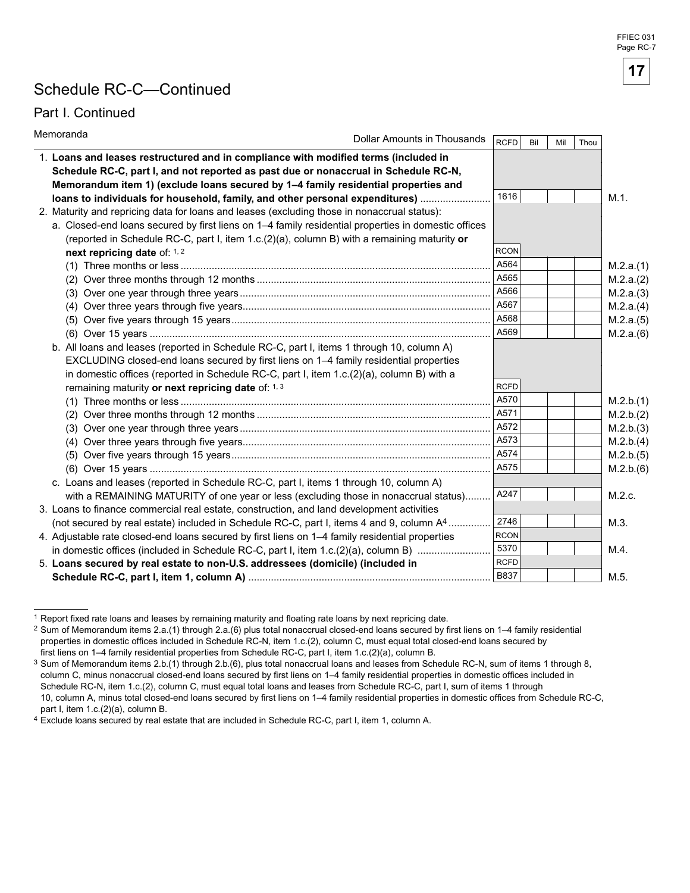# Schedule RC-C—Continued

## Part I. Continued

Memoranda

| Dollar Amounts in Thousands | RCFD | Bil | Mil | Thou | |
|---|---|---|---|---|---|
| 1. **Loans and leases restructured and in compliance with modified terms (included in Schedule RC-C, part I, and not reported as past due or nonaccrual in Schedule RC-N, Memorandum item 1) (exclude loans secured by 1–4 family residential properties and loans to individuals for household, family, and other personal expenditures)** | 1616 | | | | M.1. |
| 2. Maturity and repricing data for loans and leases (excluding those in nonaccrual status): | | | | | |
| a. Closed-end loans secured by first liens on 1–4 family residential properties in domestic offices (reported in Schedule RC-C, part I, item 1.c.(2)(a), column B) with a remaining maturity **or next repricing date** of: [1, 2] | RCON | | | | |
| (1) Three months or less | A564 | | | | M.2.a.(1) |
| (2) Over three months through 12 months | A565 | | | | M.2.a.(2) |
| (3) Over one year through three years | A566 | | | | M.2.a.(3) |
| (4) Over three years through five years | A567 | | | | M.2.a.(4) |
| (5) Over five years through 15 years | A568 | | | | M.2.a.(5) |
| (6) Over 15 years | A569 | | | | M.2.a.(6) |
| b. All loans and leases (reported in Schedule RC-C, part I, items 1 through 10, column A) EXCLUDING closed-end loans secured by first liens on 1–4 family residential properties in domestic offices (reported in Schedule RC-C, part I, item 1.c.(2)(a), column B) with a remaining maturity **or next repricing date** of: [1, 3] | RCFD | | | | |
| (1) Three months or less | A570 | | | | M.2.b.(1) |
| (2) Over three months through 12 months | A571 | | | | M.2.b.(2) |
| (3) Over one year through three years | A572 | | | | M.2.b.(3) |
| (4) Over three years through five years | A573 | | | | M.2.b.(4) |
| (5) Over five years through 15 years | A574 | | | | M.2.b.(5) |
| (6) Over 15 years | A575 | | | | M.2.b.(6) |
| c. Loans and leases (reported in Schedule RC-C, part I, items 1 through 10, column A) with a REMAINING MATURITY of one year or less (excluding those in nonaccrual status) | A247 | | | | M.2.c. |
| 3. Loans to finance commercial real estate, construction, and land development activities (not secured by real estate) included in Schedule RC-C, part I, items 4 and 9, column A[4] | 2746 | | | | M.3. |
| 4. Adjustable rate closed-end loans secured by first liens on 1–4 family residential properties in domestic offices (included in Schedule RC-C, part I, item 1.c.(2)(a), column B) | RCON 5370 | | | | M.4. |
| 5. **Loans secured by real estate to non-U.S. addressees (domicile) (included in Schedule RC-C, part I, item 1, column A)** | RCFD B837 | | | | M.5. |

[1] Report fixed rate loans and leases by remaining maturity and floating rate loans by next repricing date.

[2] Sum of Memorandum items 2.a.(1) through 2.a.(6) plus total nonaccrual closed-end loans secured by first liens on 1–4 family residential properties in domestic offices included in Schedule RC-N, item 1.c.(2), column C, must equal total closed-end loans secured by first liens on 1–4 family residential properties from Schedule RC-C, part I, item 1.c.(2)(a), column B.

[3] Sum of Memorandum items 2.b.(1) through 2.b.(6), plus total nonaccrual loans and leases from Schedule RC-N, sum of items 1 through 8, column C, minus nonaccrual closed-end loans secured by first liens on 1–4 family residential properties in domestic offices included in Schedule RC-N, item 1.c.(2), column C, must equal total loans and leases from Schedule RC-C, part I, sum of items 1 through 10, column A, minus total closed-end loans secured by first liens on 1–4 family residential properties in domestic offices from Schedule RC-C, part I, item 1.c.(2)(a), column B.

[4] Exclude loans secured by real estate that are included in Schedule RC-C, part I, item 1, column A.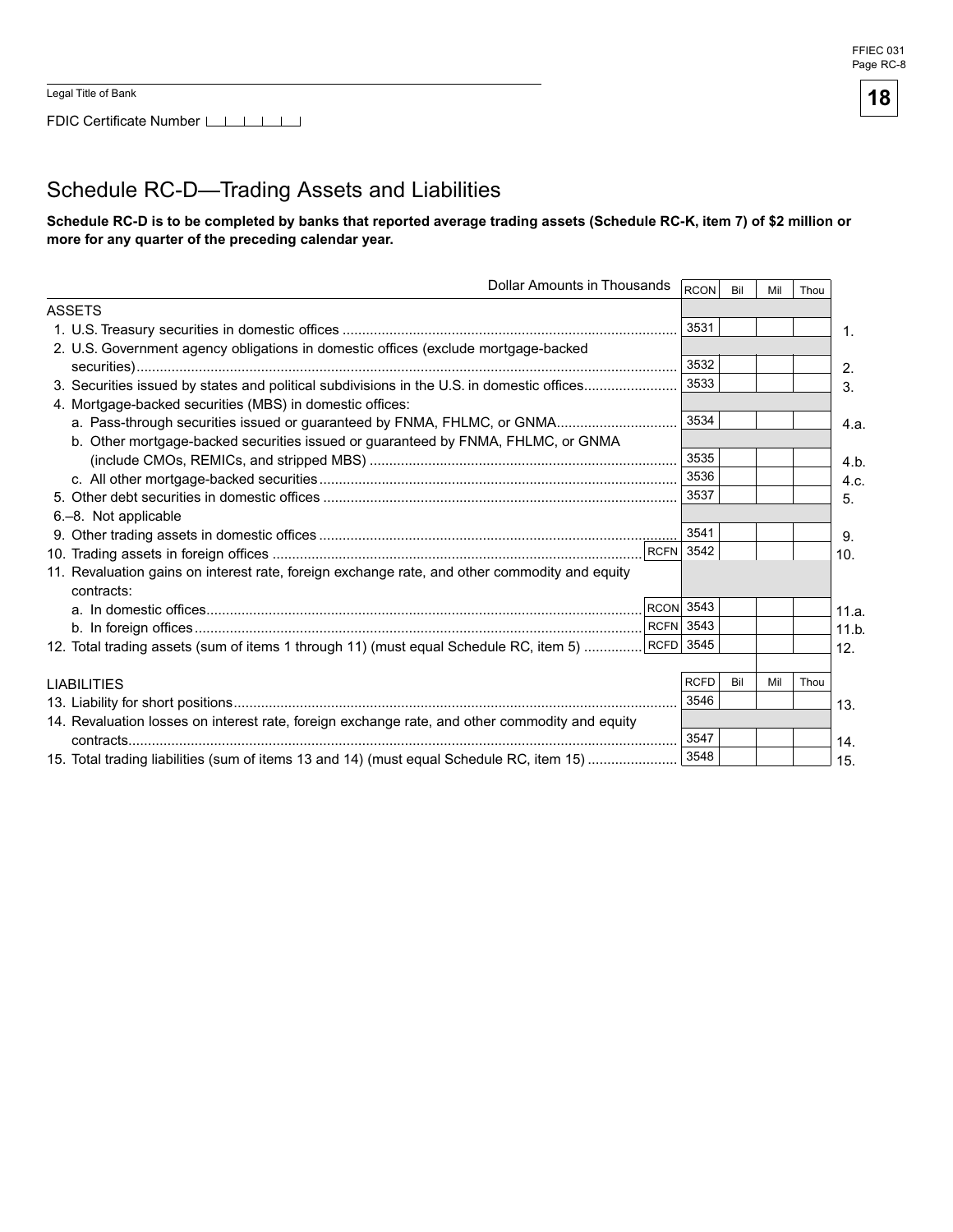Legal Title of Bank

FDIC Certificate Number

## Schedule RC-D—Trading Assets and Liabilities

**Schedule RC-D is to be completed by banks that reported average trading assets (Schedule RC-K, item 7) of $2 million or more for any quarter of the preceding calendar year.**

| Dollar Amounts in Thousands | | RCON | Bil | Mil | Thou | |
|---|---|---|---|---|---|---|
| ASSETS | | | | | | |
| 1. U.S. Treasury securities in domestic offices | | 3531 | | | | 1. |
| 2. U.S. Government agency obligations in domestic offices (exclude mortgage-backed securities) | | 3532 | | | | 2. |
| 3. Securities issued by states and political subdivisions in the U.S. in domestic offices | | 3533 | | | | 3. |
| 4. Mortgage-backed securities (MBS) in domestic offices: | | | | | | |
| a. Pass-through securities issued or guaranteed by FNMA, FHLMC, or GNMA | | 3534 | | | | 4.a. |
| b. Other mortgage-backed securities issued or guaranteed by FNMA, FHLMC, or GNMA (include CMOs, REMICs, and stripped MBS) | | 3535 | | | | 4.b. |
| c. All other mortgage-backed securities | | 3536 | | | | 4.c. |
| 5. Other debt securities in domestic offices | | 3537 | | | | 5. |
| 6.–8. Not applicable | | | | | | |
| 9. Other trading assets in domestic offices | | 3541 | | | | 9. |
| 10. Trading assets in foreign offices | RCFN | 3542 | | | | 10. |
| 11. Revaluation gains on interest rate, foreign exchange rate, and other commodity and equity contracts: | | | | | | |
| a. In domestic offices | RCON | 3543 | | | | 11.a. |
| b. In foreign offices | RCFN | 3543 | | | | 11.b. |
| 12. Total trading assets (sum of items 1 through 11) (must equal Schedule RC, item 5) | RCFD | 3545 | | | | 12. |
| LIABILITIES | | RCFD | Bil | Mil | Thou | |
| 13. Liability for short positions | | 3546 | | | | 13. |
| 14. Revaluation losses on interest rate, foreign exchange rate, and other commodity and equity contracts | | 3547 | | | | 14. |
| 15. Total trading liabilities (sum of items 13 and 14) (must equal Schedule RC, item 15) | | 3548 | | | | 15. |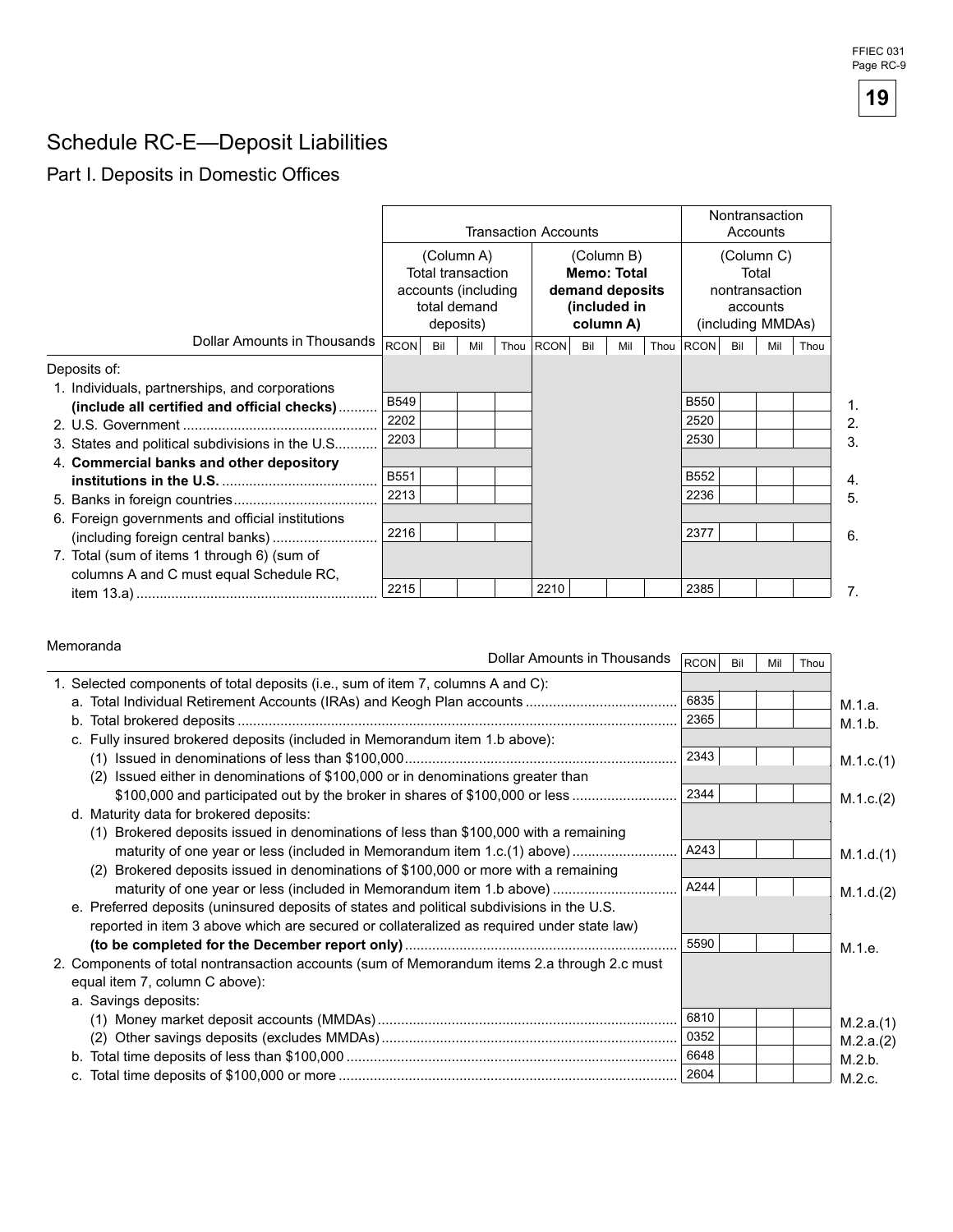# Schedule RC-E—Deposit Liabilities

## Part I. Deposits in Domestic Offices

| Dollar Amounts in Thousands | Transaction Accounts | | Nontransaction Accounts | |
|---|---|---|---|---|
| | (Column A) Total transaction accounts (including total demand deposits) | (Column B) **Memo: Total demand deposits (included in column A)** | (Column C) Total nontransaction accounts (including MMDAs) | |
| | RCON Bil Mil Thou | RCON Bil Mil Thou | RCON Bil Mil Thou | |
| Deposits of: | | | | |
| 1. Individuals, partnerships, and corporations **(include all certified and official checks)** | B549 | | B550 | 1. |
| 2. U.S. Government | 2202 | | 2520 | 2. |
| 3. States and political subdivisions in the U.S. | 2203 | | 2530 | 3. |
| 4. **Commercial banks and other depository institutions in the U.S.** | B551 | | B552 | 4. |
| 5. Banks in foreign countries | 2213 | | 2236 | 5. |
| 6. Foreign governments and official institutions (including foreign central banks) | 2216 | | 2377 | 6. |
| 7. Total (sum of items 1 through 6) (sum of columns A and C must equal Schedule RC, item 13.a) | 2215 | 2210 | 2385 | 7. |

Memoranda

| Dollar Amounts in Thousands | RCON Bil Mil Thou | |
|---|---|---|
| 1. Selected components of total deposits (i.e., sum of item 7, columns A and C): | | |
| a. Total Individual Retirement Accounts (IRAs) and Keogh Plan accounts | 6835 | M.1.a. |
| b. Total brokered deposits | 2365 | M.1.b. |
| c. Fully insured brokered deposits (included in Memorandum item 1.b above): | | |
| (1) Issued in denominations of less than $100,000 | 2343 | M.1.c.(1) |
| (2) Issued either in denominations of $100,000 or in denominations greater than $100,000 and participated out by the broker in shares of $100,000 or less | 2344 | M.1.c.(2) |
| d. Maturity data for brokered deposits: | | |
| (1) Brokered deposits issued in denominations of less than $100,000 with a remaining maturity of one year or less (included in Memorandum item 1.c.(1) above) | A243 | M.1.d.(1) |
| (2) Brokered deposits issued in denominations of $100,000 or more with a remaining maturity of one year or less (included in Memorandum item 1.b above) | A244 | M.1.d.(2) |
| e. Preferred deposits (uninsured deposits of states and political subdivisions in the U.S. reported in item 3 above which are secured or collateralized as required under state law) **(to be completed for the December report only)** | 5590 | M.1.e. |
| 2. Components of total nontransaction accounts (sum of Memorandum items 2.a through 2.c must equal item 7, column C above): | | |
| a. Savings deposits: | | |
| (1) Money market deposit accounts (MMDAs) | 6810 | M.2.a.(1) |
| (2) Other savings deposits (excludes MMDAs) | 0352 | M.2.a.(2) |
| b. Total time deposits of less than $100,000 | 6648 | M.2.b. |
| c. Total time deposits of $100,000 or more | 2604 | M.2.c. |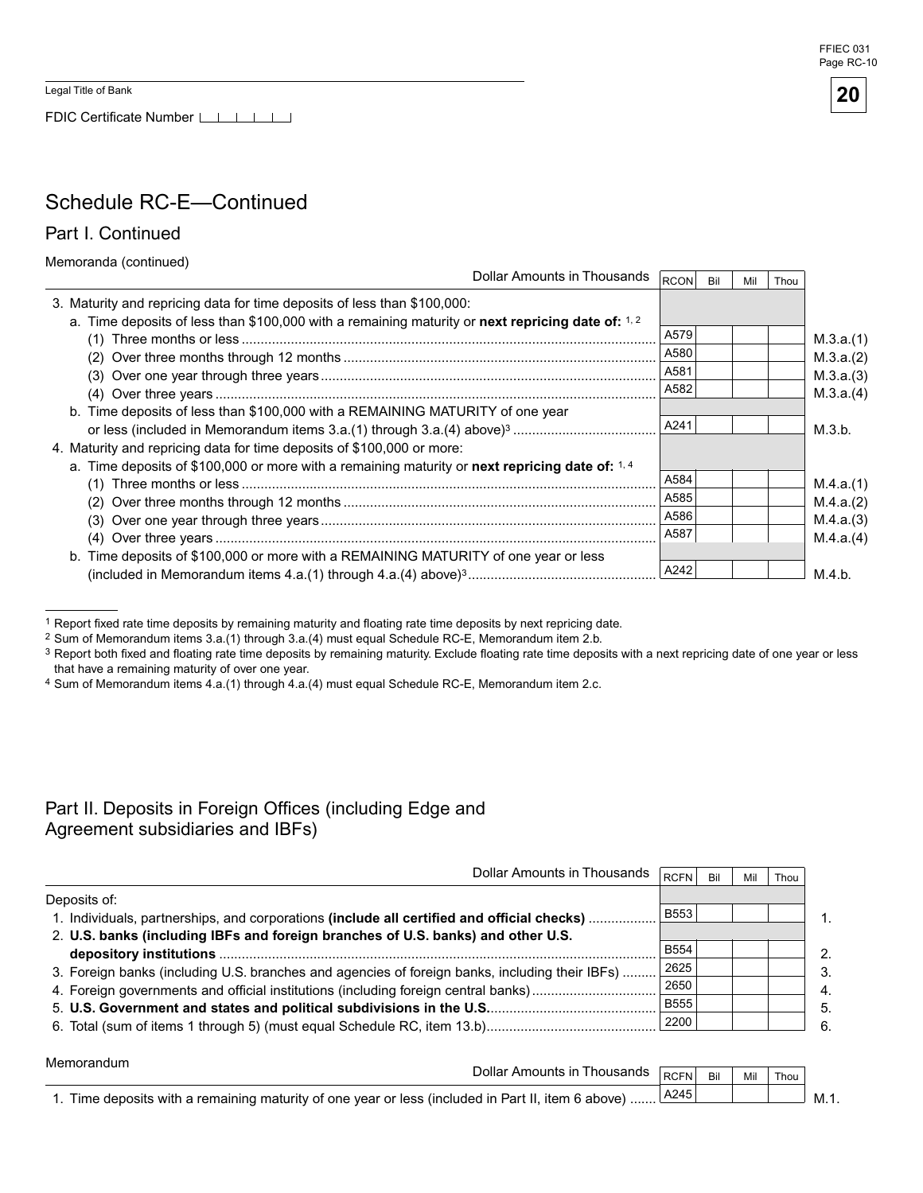Legal Title of Bank

FDIC Certificate Number

# Schedule RC-E—Continued

## Part I. Continued

Memoranda (continued)

| Dollar Amounts in Thousands | RCON | Bil | Mil | Thou | |
|---|---|---|---|---|---|
| 3. Maturity and repricing data for time deposits of less than $100,000: | | | | | |
| a. Time deposits of less than $100,000 with a remaining maturity or **next repricing date of:** [1, 2] | | | | | |
| (1) Three months or less | A579 | | | | M.3.a.(1) |
| (2) Over three months through 12 months | A580 | | | | M.3.a.(2) |
| (3) Over one year through three years | A581 | | | | M.3.a.(3) |
| (4) Over three years | A582 | | | | M.3.a.(4) |
| b. Time deposits of less than $100,000 with a REMAINING MATURITY of one year or less (included in Memorandum items 3.a.(1) through 3.a.(4) above)[3] | A241 | | | | M.3.b. |
| 4. Maturity and repricing data for time deposits of $100,000 or more: | | | | | |
| a. Time deposits of $100,000 or more with a remaining maturity or **next repricing date of:** [1, 4] | | | | | |
| (1) Three months or less | A584 | | | | M.4.a.(1) |
| (2) Over three months through 12 months | A585 | | | | M.4.a.(2) |
| (3) Over one year through three years | A586 | | | | M.4.a.(3) |
| (4) Over three years | A587 | | | | M.4.a.(4) |
| b. Time deposits of $100,000 or more with a REMAINING MATURITY of one year or less (included in Memorandum items 4.a.(1) through 4.a.(4) above)[3] | A242 | | | | M.4.b. |

[1] Report fixed rate time deposits by remaining maturity and floating rate time deposits by next repricing date.
[2] Sum of Memorandum items 3.a.(1) through 3.a.(4) must equal Schedule RC-E, Memorandum item 2.b.
[3] Report both fixed and floating rate time deposits by remaining maturity. Exclude floating rate time deposits with a next repricing date of one year or less that have a remaining maturity of over one year.
[4] Sum of Memorandum items 4.a.(1) through 4.a.(4) must equal Schedule RC-E, Memorandum item 2.c.

## Part II. Deposits in Foreign Offices (including Edge and Agreement subsidiaries and IBFs)

| Dollar Amounts in Thousands | RCFN | Bil | Mil | Thou | |
|---|---|---|---|---|---|
| Deposits of: | | | | | |
| 1. Individuals, partnerships, and corporations **(include all certified and official checks)** | B553 | | | | 1. |
| 2. **U.S. banks (including IBFs and foreign branches of U.S. banks) and other U.S. depository institutions** | B554 | | | | 2. |
| 3. Foreign banks (including U.S. branches and agencies of foreign banks, including their IBFs) | 2625 | | | | 3. |
| 4. Foreign governments and official institutions (including foreign central banks) | 2650 | | | | 4. |
| 5. **U.S. Government and states and political subdivisions in the U.S.** | B555 | | | | 5. |
| 6. Total (sum of items 1 through 5) (must equal Schedule RC, item 13.b) | 2200 | | | | 6. |

Memorandum

| Dollar Amounts in Thousands | RCFN | Bil | Mil | Thou | |
|---|---|---|---|---|---|
| 1. Time deposits with a remaining maturity of one year or less (included in Part II, item 6 above) | A245 | | | | M.1. |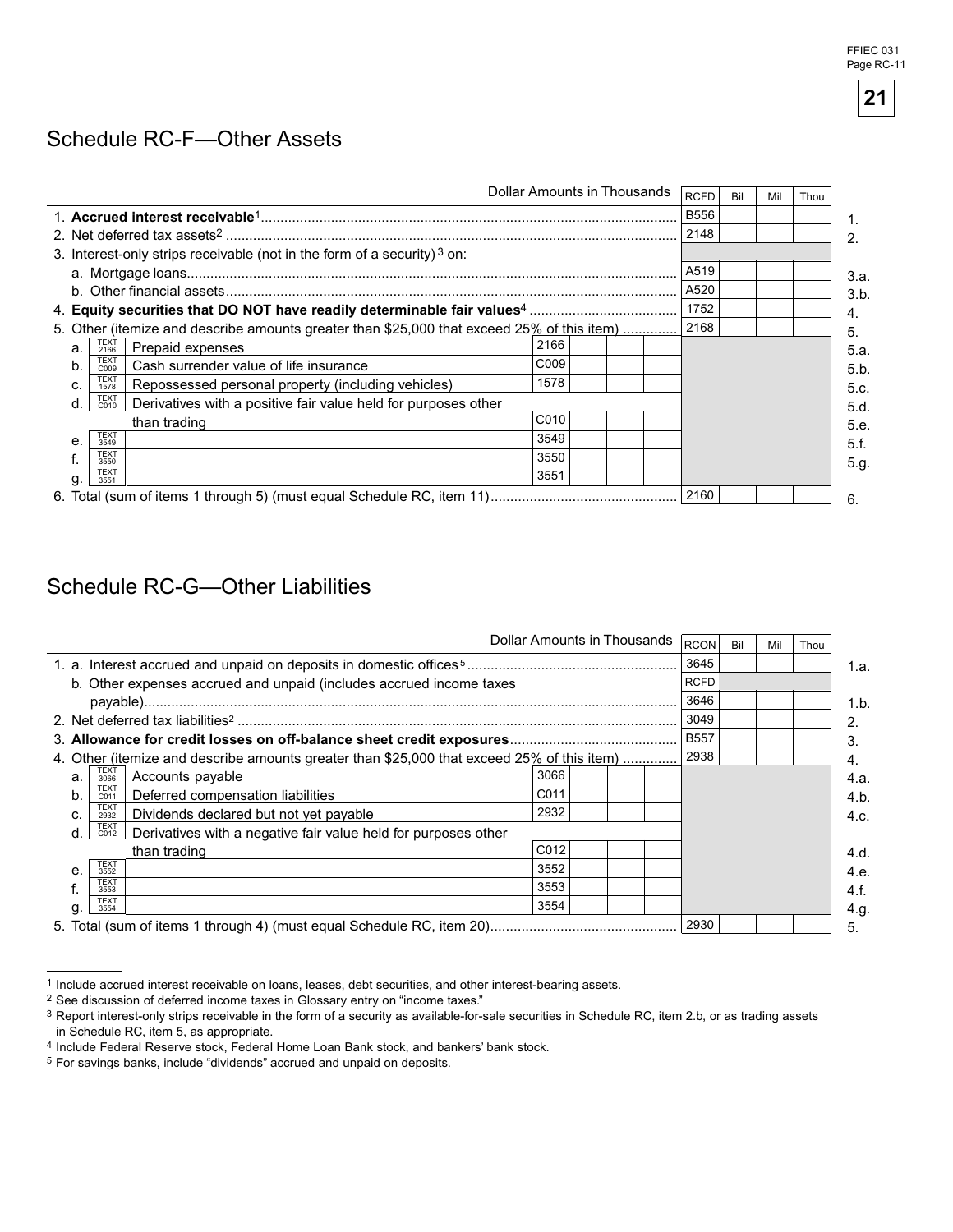## Schedule RC-F—Other Assets

| Dollar Amounts in Thousands | | RCFD | Bil Mil Thou | |
|---|---|---|---|---|
| 1. **Accrued interest receivable**[1] | | B556 | | 1. |
| 2. Net deferred tax assets[2] | | 2148 | | 2. |
| 3. Interest-only strips receivable (not in the form of a security)[3] on: | | | | |
| a. Mortgage loans | | A519 | | 3.a. |
| b. Other financial assets | | A520 | | 3.b. |
| 4. **Equity securities that DO NOT have readily determinable fair values**[4] | | 1752 | | 4. |
| 5. Other (itemize and describe amounts greater than $25,000 that exceed 25% of this item) | | 2168 | | 5. |
| a. TEXT 2166 Prepaid expenses | 2166 | | | 5.a. |
| b. TEXT C009 Cash surrender value of life insurance | C009 | | | 5.b. |
| c. TEXT 1578 Repossessed personal property (including vehicles) | 1578 | | | 5.c. |
| d. TEXT C010 Derivatives with a positive fair value held for purposes other than trading | C010 | | | 5.d. |
| e. TEXT 3549 | 3549 | | | 5.e. |
| f. TEXT 3550 | 3550 | | | 5.f. |
| g. TEXT 3551 | 3551 | | | 5.g. |
| 6. Total (sum of items 1 through 5) (must equal Schedule RC, item 11) | | 2160 | | 6. |

## Schedule RC-G—Other Liabilities

| Dollar Amounts in Thousands | | RCON | Bil Mil Thou | |
|---|---|---|---|---|
| 1. a. Interest accrued and unpaid on deposits in domestic offices[5] | | 3645 | | 1.a. |
| b. Other expenses accrued and unpaid (includes accrued income taxes payable) | | RCFD 3646 | | 1.b. |
| 2. Net deferred tax liabilities[2] | | 3049 | | 2. |
| 3. **Allowance for credit losses on off-balance sheet credit exposures** | | B557 | | 3. |
| 4. Other (itemize and describe amounts greater than $25,000 that exceed 25% of this item) | | 2938 | | 4. |
| a. TEXT 3066 Accounts payable | 3066 | | | 4.a. |
| b. TEXT C011 Deferred compensation liabilities | C011 | | | 4.b. |
| c. TEXT 2932 Dividends declared but not yet payable | 2932 | | | 4.c. |
| d. TEXT C012 Derivatives with a negative fair value held for purposes other than trading | C012 | | | 4.d. |
| e. TEXT 3552 | 3552 | | | 4.e. |
| f. TEXT 3553 | 3553 | | | 4.f. |
| g. TEXT 3554 | 3554 | | | 4.g. |
| 5. Total (sum of items 1 through 4) (must equal Schedule RC, item 20) | | 2930 | | 5. |

---

1 Include accrued interest receivable on loans, leases, debt securities, and other interest-bearing assets.

2 See discussion of deferred income taxes in Glossary entry on "income taxes."

3 Report interest-only strips receivable in the form of a security as available-for-sale securities in Schedule RC, item 2.b, or as trading assets in Schedule RC, item 5, as appropriate.

4 Include Federal Reserve stock, Federal Home Loan Bank stock, and bankers' bank stock.

5 For savings banks, include "dividends" accrued and unpaid on deposits.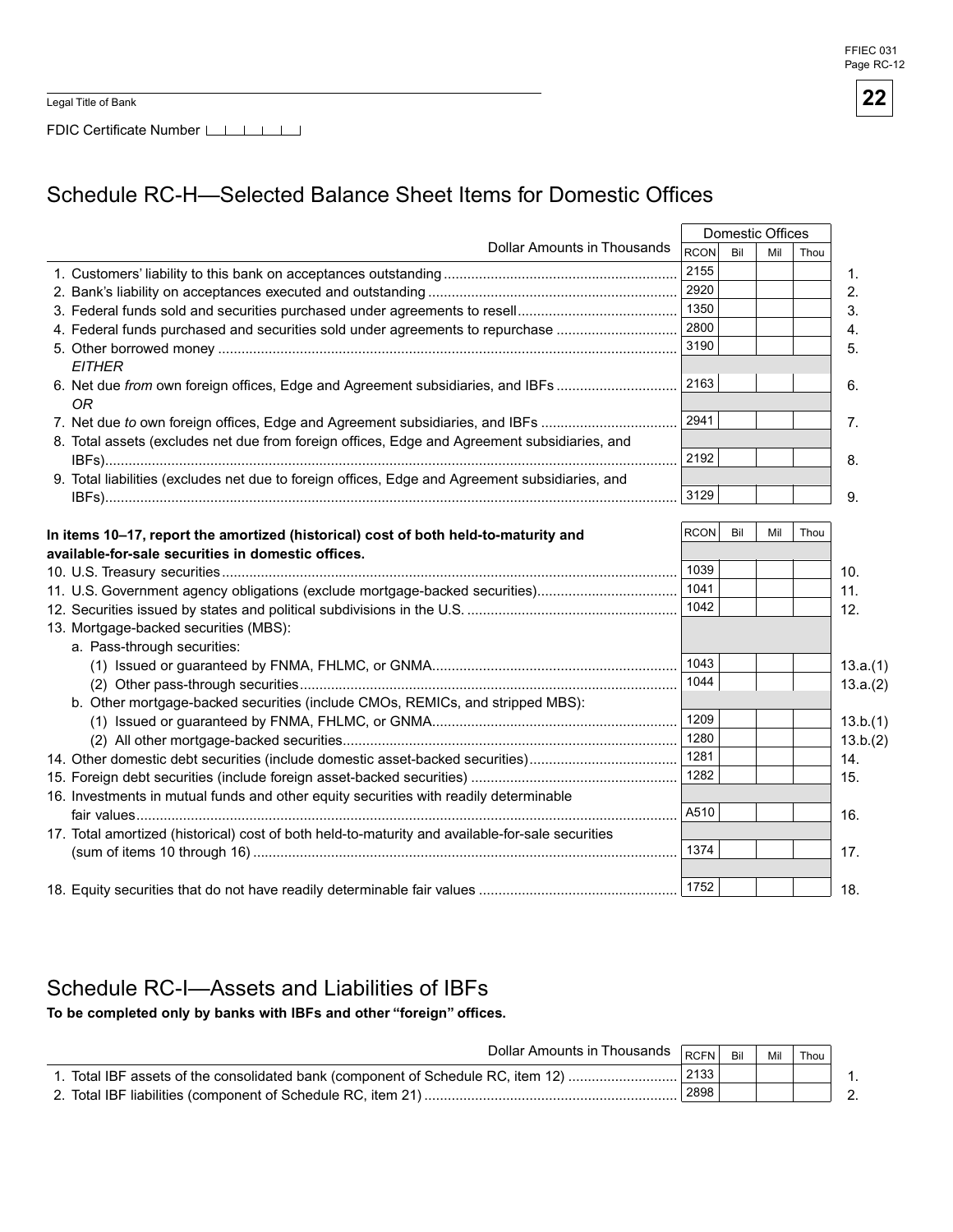Legal Title of Bank

FDIC Certificate Number

## Schedule RC-H—Selected Balance Sheet Items for Domestic Offices

| Dollar Amounts in Thousands | Domestic Offices | | | | |
|---|---|---|---|---|---|
| | RCON | Bil | Mil | Thou | |
| 1. Customers' liability to this bank on acceptances outstanding | 2155 | | | | 1. |
| 2. Bank's liability on acceptances executed and outstanding | 2920 | | | | 2. |
| 3. Federal funds sold and securities purchased under agreements to resell | 1350 | | | | 3. |
| 4. Federal funds purchased and securities sold under agreements to repurchase | 2800 | | | | 4. |
| 5. Other borrowed money | 3190 | | | | 5. |
| *EITHER* | | | | | |
| 6. Net due *from* own foreign offices, Edge and Agreement subsidiaries, and IBFs | 2163 | | | | 6. |
| *OR* | | | | | |
| 7. Net due *to* own foreign offices, Edge and Agreement subsidiaries, and IBFs | 2941 | | | | 7. |
| 8. Total assets (excludes net due from foreign offices, Edge and Agreement subsidiaries, and IBFs) | 2192 | | | | 8. |
| 9. Total liabilities (excludes net due to foreign offices, Edge and Agreement subsidiaries, and IBFs) | 3129 | | | | 9. |

| **In items 10–17, report the amortized (historical) cost of both held-to-maturity and available-for-sale securities in domestic offices.** | RCON | Bil | Mil | Thou | |
|---|---|---|---|---|---|
| 10. U.S. Treasury securities | 1039 | | | | 10. |
| 11. U.S. Government agency obligations (exclude mortgage-backed securities) | 1041 | | | | 11. |
| 12. Securities issued by states and political subdivisions in the U.S. | 1042 | | | | 12. |
| 13. Mortgage-backed securities (MBS): | | | | | |
| a. Pass-through securities: | | | | | |
| (1) Issued or guaranteed by FNMA, FHLMC, or GNMA | 1043 | | | | 13.a.(1) |
| (2) Other pass-through securities | 1044 | | | | 13.a.(2) |
| b. Other mortgage-backed securities (include CMOs, REMICs, and stripped MBS): | | | | | |
| (1) Issued or guaranteed by FNMA, FHLMC, or GNMA | 1209 | | | | 13.b.(1) |
| (2) All other mortgage-backed securities | 1280 | | | | 13.b.(2) |
| 14. Other domestic debt securities (include domestic asset-backed securities) | 1281 | | | | 14. |
| 15. Foreign debt securities (include foreign asset-backed securities) | 1282 | | | | 15. |
| 16. Investments in mutual funds and other equity securities with readily determinable fair values | A510 | | | | 16. |
| 17. Total amortized (historical) cost of both held-to-maturity and available-for-sale securities (sum of items 10 through 16) | 1374 | | | | 17. |
| 18. Equity securities that do not have readily determinable fair values | 1752 | | | | 18. |

## Schedule RC-I—Assets and Liabilities of IBFs

**To be completed only by banks with IBFs and other "foreign" offices.**

| Dollar Amounts in Thousands | RCFN | Bil | Mil | Thou | |
|---|---|---|---|---|---|
| 1. Total IBF assets of the consolidated bank (component of Schedule RC, item 12) | 2133 | | | | 1. |
| 2. Total IBF liabilities (component of Schedule RC, item 21) | 2898 | | | | 2. |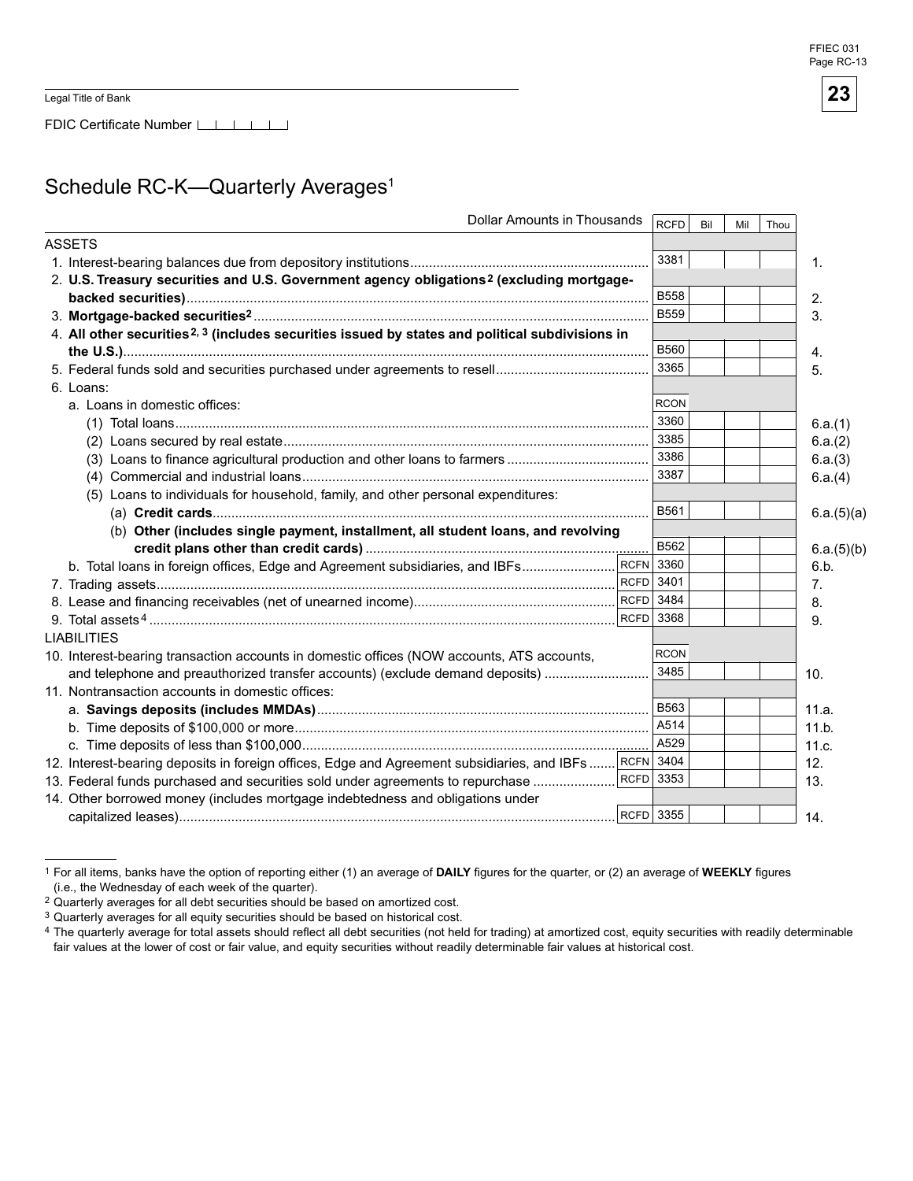Legal Title of Bank

FDIC Certificate Number

# Schedule RC-K—Quarterly Averages[1]

| Dollar Amounts in Thousands | RCFD | Bil | Mil | Thou | |
|---|---|---|---|---|---|
| **ASSETS** | | | | | |
| 1. Interest-bearing balances due from depository institutions | 3381 | | | | 1. |
| 2. **U.S. Treasury securities and U.S. Government agency obligations[2] (excluding mortgage-backed securities)** | B558 | | | | 2. |
| 3. **Mortgage-backed securities[2]** | B559 | | | | 3. |
| 4. **All other securities[2, 3] (includes securities issued by states and political subdivisions in the U.S.)** | B560 | | | | 4. |
| 5. Federal funds sold and securities purchased under agreements to resell | 3365 | | | | 5. |
| 6. Loans: | | | | | |
| a. Loans in domestic offices: | RCON | | | | |
| (1) Total loans | 3360 | | | | 6.a.(1) |
| (2) Loans secured by real estate | 3385 | | | | 6.a.(2) |
| (3) Loans to finance agricultural production and other loans to farmers | 3386 | | | | 6.a.(3) |
| (4) Commercial and industrial loans | 3387 | | | | 6.a.(4) |
| (5) Loans to individuals for household, family, and other personal expenditures: | | | | | |
| (a) **Credit cards** | B561 | | | | 6.a.(5)(a) |
| (b) **Other (includes single payment, installment, all student loans, and revolving credit plans other than credit cards)** | B562 | | | | 6.a.(5)(b) |
| b. Total loans in foreign offices, Edge and Agreement subsidiaries, and IBFs | RCFN 3360 | | | | 6.b. |
| 7. Trading assets | RCFD 3401 | | | | 7. |
| 8. Lease and financing receivables (net of unearned income) | RCFD 3484 | | | | 8. |
| 9. Total assets[4] | RCFD 3368 | | | | 9. |
| **LIABILITIES** | | | | | |
| 10. Interest-bearing transaction accounts in domestic offices (NOW accounts, ATS accounts, and telephone and preauthorized transfer accounts) (exclude demand deposits) | RCON 3485 | | | | 10. |
| 11. Nontransaction accounts in domestic offices: | | | | | |
| a. **Savings deposits (includes MMDAs)** | B563 | | | | 11.a. |
| b. Time deposits of $100,000 or more | A514 | | | | 11.b. |
| c. Time deposits of less than $100,000 | A529 | | | | 11.c. |
| 12. Interest-bearing deposits in foreign offices, Edge and Agreement subsidiaries, and IBFs | RCFN 3404 | | | | 12. |
| 13. Federal funds purchased and securities sold under agreements to repurchase | RCFD 3353 | | | | 13. |
| 14. Other borrowed money (includes mortgage indebtedness and obligations under capitalized leases) | RCFD 3355 | | | | 14. |

[1] For all items, banks have the option of reporting either (1) an average of **DAILY** figures for the quarter, or (2) an average of **WEEKLY** figures (i.e., the Wednesday of each week of the quarter).

[2] Quarterly averages for all debt securities should be based on amortized cost.

[3] Quarterly averages for all equity securities should be based on historical cost.

[4] The quarterly average for total assets should reflect all debt securities (not held for trading) at amortized cost, equity securities with readily determinable fair values at the lower of cost or fair value, and equity securities without readily determinable fair values at historical cost.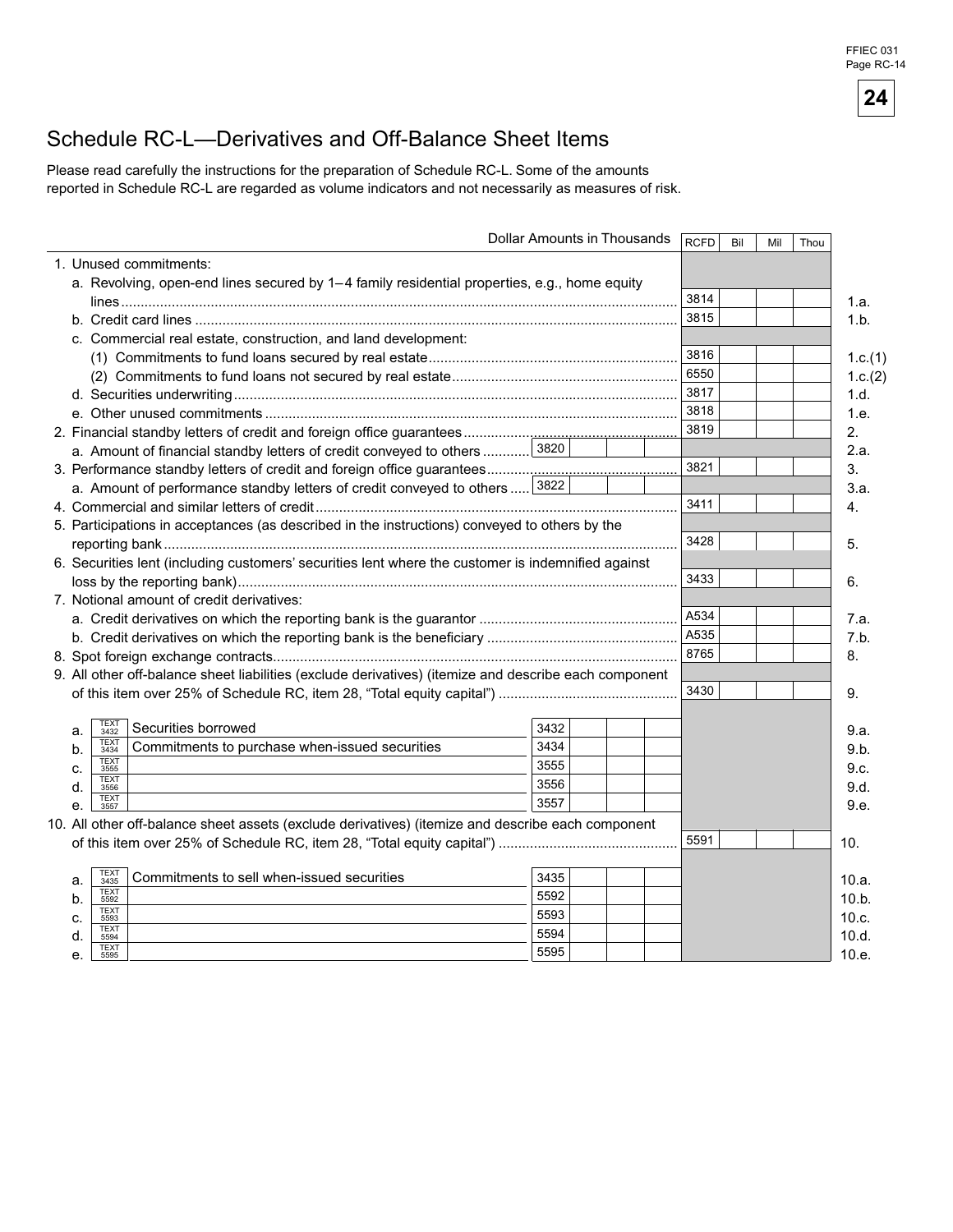# Schedule RC-L—Derivatives and Off-Balance Sheet Items

Please read carefully the instructions for the preparation of Schedule RC-L. Some of the amounts reported in Schedule RC-L are regarded as volume indicators and not necessarily as measures of risk.

| Dollar Amounts in Thousands | | RCFD | Bil Mil Thou | |
|---|---|---|---|---|
| 1. Unused commitments: | | | | |
| a. Revolving, open-end lines secured by 1–4 family residential properties, e.g., home equity lines | | 3814 | | 1.a. |
| b. Credit card lines | | 3815 | | 1.b. |
| c. Commercial real estate, construction, and land development: | | | | |
| (1) Commitments to fund loans secured by real estate | | 3816 | | 1.c.(1) |
| (2) Commitments to fund loans not secured by real estate | | 6550 | | 1.c.(2) |
| d. Securities underwriting | | 3817 | | 1.d. |
| e. Other unused commitments | | 3818 | | 1.e. |
| 2. Financial standby letters of credit and foreign office guarantees | | 3819 | | 2. |
| a. Amount of financial standby letters of credit conveyed to others | 3820 | | | 2.a. |
| 3. Performance standby letters of credit and foreign office guarantees | | 3821 | | 3. |
| a. Amount of performance standby letters of credit conveyed to others | 3822 | | | 3.a. |
| 4. Commercial and similar letters of credit | | 3411 | | 4. |
| 5. Participations in acceptances (as described in the instructions) conveyed to others by the reporting bank | | 3428 | | 5. |
| 6. Securities lent (including customers' securities lent where the customer is indemnified against loss by the reporting bank) | | 3433 | | 6. |
| 7. Notional amount of credit derivatives: | | | | |
| a. Credit derivatives on which the reporting bank is the guarantor | | A534 | | 7.a. |
| b. Credit derivatives on which the reporting bank is the beneficiary | | A535 | | 7.b. |
| 8. Spot foreign exchange contracts | | 8765 | | 8. |
| 9. All other off-balance sheet liabilities (exclude derivatives) (itemize and describe each component of this item over 25% of Schedule RC, item 28, "Total equity capital") | | 3430 | | 9. |
| a. TEXT 3432 Securities borrowed | 3432 | | | 9.a. |
| b. TEXT 3434 Commitments to purchase when-issued securities | 3434 | | | 9.b. |
| c. TEXT 3555 | 3555 | | | 9.c. |
| d. TEXT 3556 | 3556 | | | 9.d. |
| e. TEXT 3557 | 3557 | | | 9.e. |
| 10. All other off-balance sheet assets (exclude derivatives) (itemize and describe each component of this item over 25% of Schedule RC, item 28, "Total equity capital") | | 5591 | | 10. |
| a. TEXT 3435 Commitments to sell when-issued securities | 3435 | | | 10.a. |
| b. TEXT 5592 | 5592 | | | 10.b. |
| c. TEXT 5593 | 5593 | | | 10.c. |
| d. TEXT 5594 | 5594 | | | 10.d. |
| e. TEXT 5595 | 5595 | | | 10.e. |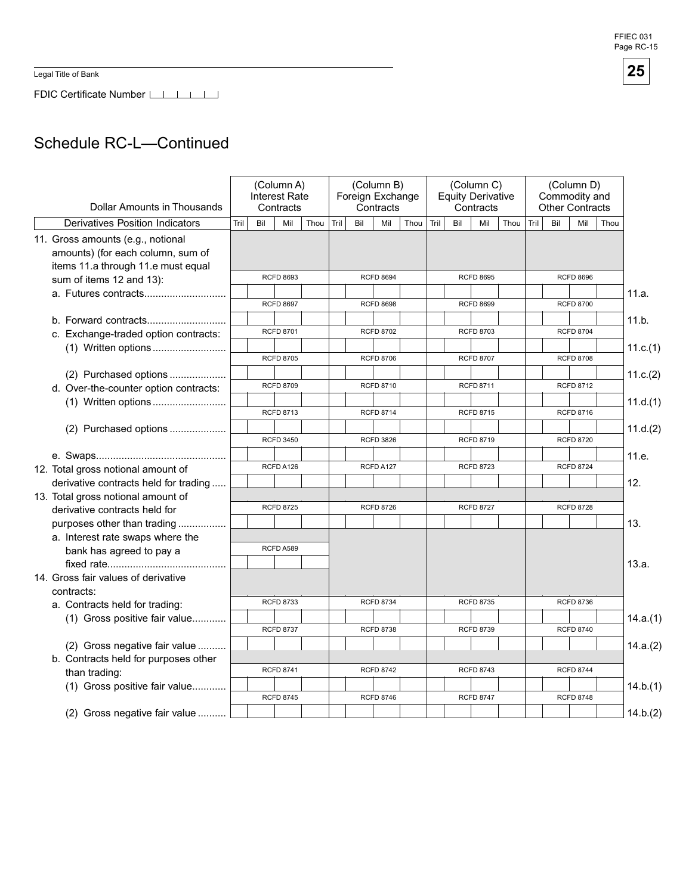Legal Title of Bank

FDIC Certificate Number

# Schedule RC-L—Continued

| Dollar Amounts in Thousands | (Column A) Interest Rate Contracts | (Column B) Foreign Exchange Contracts | (Column C) Equity Derivative Contracts | (Column D) Commodity and Other Contracts | |
|---|---|---|---|---|---|
| **Derivatives Position Indicators** | Tril Bil Mil Thou | Tril Bil Mil Thou | Tril Bil Mil Thou | Tril Bil Mil Thou | |
| 11. Gross amounts (e.g., notional amounts) (for each column, sum of items 11.a through 11.e must equal sum of items 12 and 13): | | | | | |
| a. Futures contracts | RCFD 8693 | RCFD 8694 | RCFD 8695 | RCFD 8696 | 11.a. |
| b. Forward contracts | RCFD 8697 | RCFD 8698 | RCFD 8699 | RCFD 8700 | 11.b. |
| c. Exchange-traded option contracts: | | | | | |
| (1) Written options | RCFD 8701 | RCFD 8702 | RCFD 8703 | RCFD 8704 | 11.c.(1) |
| (2) Purchased options | RCFD 8705 | RCFD 8706 | RCFD 8707 | RCFD 8708 | 11.c.(2) |
| d. Over-the-counter option contracts: | | | | | |
| (1) Written options | RCFD 8709 | RCFD 8710 | RCFD 8711 | RCFD 8712 | 11.d.(1) |
| (2) Purchased options | RCFD 8713 | RCFD 8714 | RCFD 8715 | RCFD 8716 | 11.d.(2) |
| e. Swaps | RCFD 3450 | RCFD 3826 | RCFD 8719 | RCFD 8720 | 11.e. |
| 12. Total gross notional amount of derivative contracts held for trading | RCFD A126 | RCFD A127 | RCFD 8723 | RCFD 8724 | 12. |
| 13. Total gross notional amount of derivative contracts held for purposes other than trading | RCFD 8725 | RCFD 8726 | RCFD 8727 | RCFD 8728 | 13. |
| a. Interest rate swaps where the bank has agreed to pay a fixed rate | RCFD A589 | | | | 13.a. |
| 14. Gross fair values of derivative contracts: | | | | | |
| a. Contracts held for trading: | | | | | |
| (1) Gross positive fair value | RCFD 8733 | RCFD 8734 | RCFD 8735 | RCFD 8736 | 14.a.(1) |
| (2) Gross negative fair value | RCFD 8737 | RCFD 8738 | RCFD 8739 | RCFD 8740 | 14.a.(2) |
| b. Contracts held for purposes other than trading: | | | | | |
| (1) Gross positive fair value | RCFD 8741 | RCFD 8742 | RCFD 8743 | RCFD 8744 | 14.b.(1) |
| (2) Gross negative fair value | RCFD 8745 | RCFD 8746 | RCFD 8747 | RCFD 8748 | 14.b.(2) |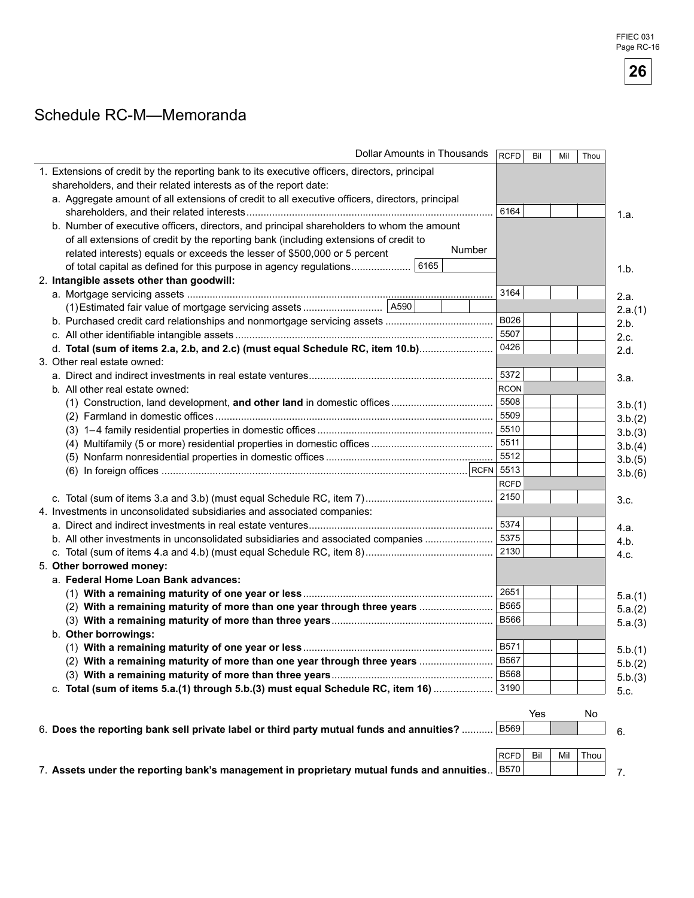# Schedule RC-M—Memoranda

| Dollar Amounts in Thousands | RCFD | Bil | Mil | Thou | |
|---|---|---|---|---|---|
| 1. Extensions of credit by the reporting bank to its executive officers, directors, principal shareholders, and their related interests as of the report date: | | | | | |
| a. Aggregate amount of all extensions of credit to all executive officers, directors, principal shareholders, and their related interests | 6164 | | | | 1.a. |
| b. Number of executive officers, directors, and principal shareholders to whom the amount of all extensions of credit by the reporting bank (including extensions of credit to related interests) equals or exceeds the lesser of $500,000 or 5 percent of total capital as defined for this purpose in agency regulations ... 6165 Number | | | | | 1.b. |
| 2. **Intangible assets other than goodwill:** | | | | | |
| a. Mortgage servicing assets | 3164 | | | | 2.a. |
| (1) Estimated fair value of mortgage servicing assets ... A590 | | | | | 2.a.(1) |
| b. Purchased credit card relationships and nonmortgage servicing assets | B026 | | | | 2.b. |
| c. All other identifiable intangible assets | 5507 | | | | 2.c. |
| d. **Total (sum of items 2.a, 2.b, and 2.c) (must equal Schedule RC, item 10.b)** | 0426 | | | | 2.d. |
| 3. Other real estate owned: | | | | | |
| a. Direct and indirect investments in real estate ventures | 5372 | | | | 3.a. |
| b. All other real estate owned: | RCON | | | | |
| (1) Construction, land development, **and other land** in domestic offices | 5508 | | | | 3.b.(1) |
| (2) Farmland in domestic offices | 5509 | | | | 3.b.(2) |
| (3) 1–4 family residential properties in domestic offices | 5510 | | | | 3.b.(3) |
| (4) Multifamily (5 or more) residential properties in domestic offices | 5511 | | | | 3.b.(4) |
| (5) Nonfarm nonresidential properties in domestic offices | 5512 | | | | 3.b.(5) |
| (6) In foreign offices ... RCFN | 5513 | | | | 3.b.(6) |
| | RCFD | | | | |
| c. Total (sum of items 3.a and 3.b) (must equal Schedule RC, item 7) | 2150 | | | | 3.c. |
| 4. Investments in unconsolidated subsidiaries and associated companies: | | | | | |
| a. Direct and indirect investments in real estate ventures | 5374 | | | | 4.a. |
| b. All other investments in unconsolidated subsidiaries and associated companies | 5375 | | | | 4.b. |
| c. Total (sum of items 4.a and 4.b) (must equal Schedule RC, item 8) | 2130 | | | | 4.c. |
| 5. **Other borrowed money:** | | | | | |
| a. **Federal Home Loan Bank advances:** | | | | | |
| (1) **With a remaining maturity of one year or less** | 2651 | | | | 5.a.(1) |
| (2) **With a remaining maturity of more than one year through three years** | B565 | | | | 5.a.(2) |
| (3) **With a remaining maturity of more than three years** | B566 | | | | 5.a.(3) |
| b. **Other borrowings:** | | | | | |
| (1) **With a remaining maturity of one year or less** | B571 | | | | 5.b.(1) |
| (2) **With a remaining maturity of more than one year through three years** | B567 | | | | 5.b.(2) |
| (3) **With a remaining maturity of more than three years** | B568 | | | | 5.b.(3) |
| c. **Total (sum of items 5.a.(1) through 5.b.(3) must equal Schedule RC, item 16)** | 3190 | | | | 5.c. |

| | | Yes | | No | |
|---|---|---|---|---|---|
| 6. **Does the reporting bank sell private label or third party mutual funds and annuities?** | B569 | | | | 6. |

| | RCFD | Bil | Mil | Thou | |
|---|---|---|---|---|---|
| 7. **Assets under the reporting bank's management in proprietary mutual funds and annuities** | B570 | | | | 7. |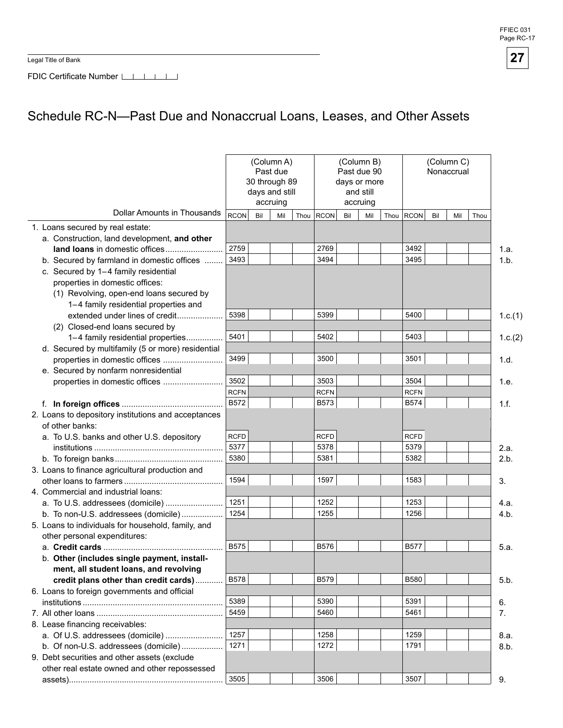Legal Title of Bank

FDIC Certificate Number

# Schedule RC-N—Past Due and Nonaccrual Loans, Leases, and Other Assets

| Dollar Amounts in Thousands | (Column A) Past due 30 through 89 days and still accruing | | (Column B) Past due 90 days or more and still accruing | | (Column C) Nonaccrual | | |
|---|---|---|---|---|---|---|---|
| | RCON | Bil Mil Thou | RCON | Bil Mil Thou | RCON | Bil Mil Thou | |
| 1. Loans secured by real estate: | | | | | | | |
| a. Construction, land development, **and other land loans** in domestic offices | 2759 | | 2769 | | 3492 | | 1.a. |
| b. Secured by farmland in domestic offices | 3493 | | 3494 | | 3495 | | 1.b. |
| c. Secured by 1–4 family residential properties in domestic offices: | | | | | | | |
| (1) Revolving, open-end loans secured by 1–4 family residential properties and extended under lines of credit | 5398 | | 5399 | | 5400 | | 1.c.(1) |
| (2) Closed-end loans secured by 1–4 family residential properties | 5401 | | 5402 | | 5403 | | 1.c.(2) |
| d. Secured by multifamily (5 or more) residential properties in domestic offices | 3499 | | 3500 | | 3501 | | 1.d. |
| e. Secured by nonfarm nonresidential properties in domestic offices | 3502 | | 3503 | | 3504 | | 1.e. |
| | RCFN | | RCFN | | RCFN | | |
| f. **In foreign offices** | B572 | | B573 | | B574 | | 1.f. |
| 2. Loans to depository institutions and acceptances of other banks: | | | | | | | |
| | RCFD | | RCFD | | RCFD | | |
| a. To U.S. banks and other U.S. depository institutions | 5377 | | 5378 | | 5379 | | 2.a. |
| b. To foreign banks | 5380 | | 5381 | | 5382 | | 2.b. |
| 3. Loans to finance agricultural production and other loans to farmers | 1594 | | 1597 | | 1583 | | 3. |
| 4. Commercial and industrial loans: | | | | | | | |
| a. To U.S. addressees (domicile) | 1251 | | 1252 | | 1253 | | 4.a. |
| b. To non-U.S. addressees (domicile) | 1254 | | 1255 | | 1256 | | 4.b. |
| 5. Loans to individuals for household, family, and other personal expenditures: | | | | | | | |
| a. **Credit cards** | B575 | | B576 | | B577 | | 5.a. |
| b. **Other (includes single payment, installment, all student loans, and revolving credit plans other than credit cards)** | B578 | | B579 | | B580 | | 5.b. |
| 6. Loans to foreign governments and official institutions | 5389 | | 5390 | | 5391 | | 6. |
| 7. All other loans | 5459 | | 5460 | | 5461 | | 7. |
| 8. Lease financing receivables: | | | | | | | |
| a. Of U.S. addressees (domicile) | 1257 | | 1258 | | 1259 | | 8.a. |
| b. Of non-U.S. addressees (domicile) | 1271 | | 1272 | | 1791 | | 8.b. |
| 9. Debt securities and other assets (exclude other real estate owned and other repossessed assets) | 3505 | | 3506 | | 3507 | | 9. |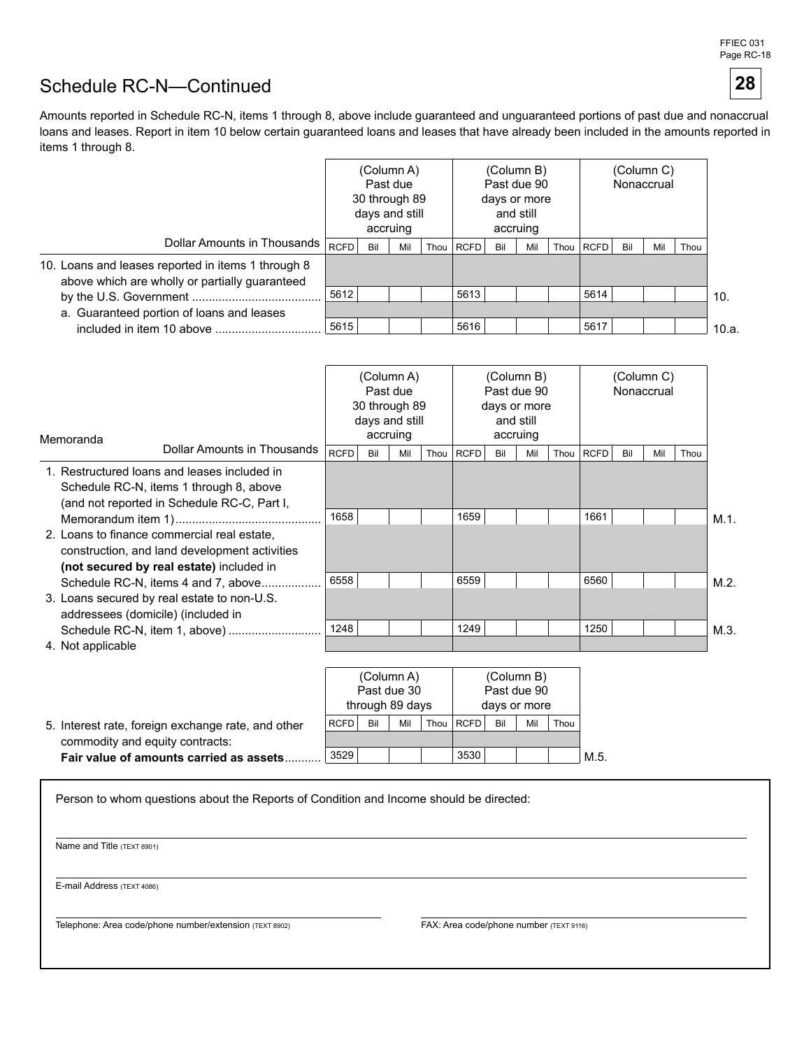# Schedule RC-N—Continued

Amounts reported in Schedule RC-N, items 1 through 8, above include guaranteed and unguaranteed portions of past due and nonaccrual loans and leases. Report in item 10 below certain guaranteed loans and leases that have already been included in the amounts reported in items 1 through 8.

| Dollar Amounts in Thousands | (Column A) Past due 30 through 89 days and still accruing | | | | (Column B) Past due 90 days or more and still accruing | | | | (Column C) Nonaccrual | | | | |
|---|---|---|---|---|---|---|---|---|---|---|---|---|---|
| | RCFD | Bil | Mil | Thou | RCFD | Bil | Mil | Thou | RCFD | Bil | Mil | Thou | |
| 10. Loans and leases reported in items 1 through 8 above which are wholly or partially guaranteed by the U.S. Government | 5612 | | | | 5613 | | | | 5614 | | | | 10. |
| a. Guaranteed portion of loans and leases included in item 10 above | 5615 | | | | 5616 | | | | 5617 | | | | 10.a. |

## Memoranda

| Dollar Amounts in Thousands | (Column A) Past due 30 through 89 days and still accruing | | | | (Column B) Past due 90 days or more and still accruing | | | | (Column C) Nonaccrual | | | | |
|---|---|---|---|---|---|---|---|---|---|---|---|---|---|
| | RCFD | Bil | Mil | Thou | RCFD | Bil | Mil | Thou | RCFD | Bil | Mil | Thou | |
| 1. Restructured loans and leases included in Schedule RC-N, items 1 through 8, above (and not reported in Schedule RC-C, Part I, Memorandum item 1) | 1658 | | | | 1659 | | | | 1661 | | | | M.1. |
| 2. Loans to finance commercial real estate, construction, and land development activities **(not secured by real estate)** included in Schedule RC-N, items 4 and 7, above | 6558 | | | | 6559 | | | | 6560 | | | | M.2. |
| 3. Loans secured by real estate to non-U.S. addressees (domicile) (included in Schedule RC-N, item 1, above) | 1248 | | | | 1249 | | | | 1250 | | | | M.3. |
| 4. Not applicable | | | | | | | | | | | | | |

| | (Column A) Past due 30 through 89 days | | | | (Column B) Past due 90 days or more | | | | |
|---|---|---|---|---|---|---|---|---|---|
| | RCFD | Bil | Mil | Thou | RCFD | Bil | Mil | Thou | |
| 5. Interest rate, foreign exchange rate, and other commodity and equity contracts: **Fair value of amounts carried as assets** | 3529 | | | | 3530 | | | | M.5. |

Person to whom questions about the Reports of Condition and Income should be directed:

Name and Title (TEXT 8901)

E-mail Address (TEXT 4086)

Telephone: Area code/phone number/extension (TEXT 8902)

FAX: Area code/phone number (TEXT 9116)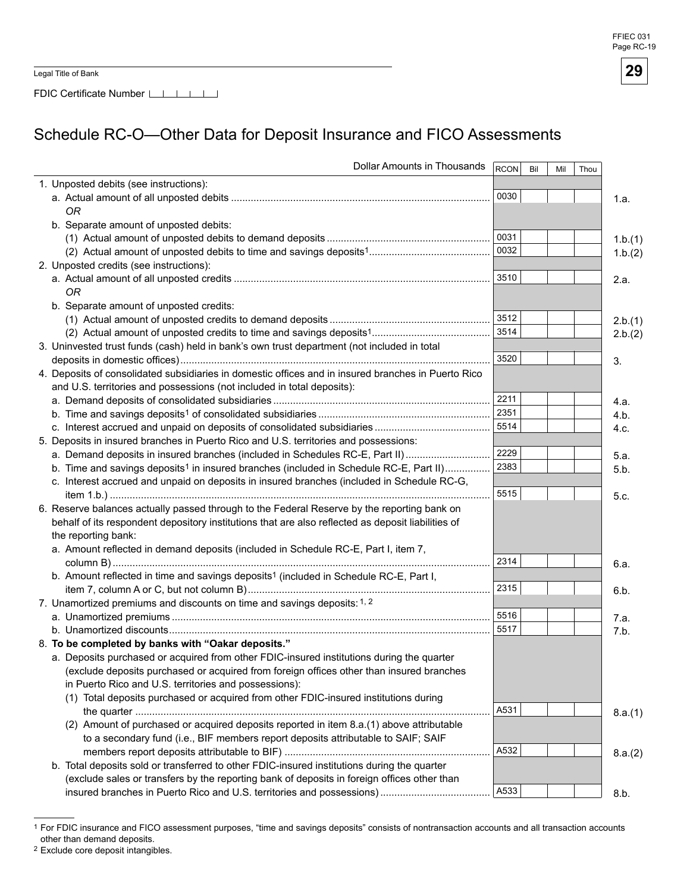Legal Title of Bank

FDIC Certificate Number

# Schedule RC-O—Other Data for Deposit Insurance and FICO Assessments

| Dollar Amounts in Thousands | RCON | Bil | Mil | Thou | |
|---|---|---|---|---|---|
| 1. Unposted debits (see instructions): | | | | | |
| a. Actual amount of all unposted debits | 0030 | | | | 1.a. |
| *OR* | | | | | |
| b. Separate amount of unposted debits: | | | | | |
| (1) Actual amount of unposted debits to demand deposits | 0031 | | | | 1.b.(1) |
| (2) Actual amount of unposted debits to time and savings deposits[1] | 0032 | | | | 1.b.(2) |
| 2. Unposted credits (see instructions): | | | | | |
| a. Actual amount of all unposted credits | 3510 | | | | 2.a. |
| *OR* | | | | | |
| b. Separate amount of unposted credits: | | | | | |
| (1) Actual amount of unposted credits to demand deposits | 3512 | | | | 2.b.(1) |
| (2) Actual amount of unposted credits to time and savings deposits[1] | 3514 | | | | 2.b.(2) |
| 3. Uninvested trust funds (cash) held in bank's own trust department (not included in total deposits in domestic offices) | 3520 | | | | 3. |
| 4. Deposits of consolidated subsidiaries in domestic offices and in insured branches in Puerto Rico and U.S. territories and possessions (not included in total deposits): | | | | | |
| a. Demand deposits of consolidated subsidiaries | 2211 | | | | 4.a. |
| b. Time and savings deposits[1] of consolidated subsidiaries | 2351 | | | | 4.b. |
| c. Interest accrued and unpaid on deposits of consolidated subsidiaries | 5514 | | | | 4.c. |
| 5. Deposits in insured branches in Puerto Rico and U.S. territories and possessions: | | | | | |
| a. Demand deposits in insured branches (included in Schedules RC-E, Part II) | 2229 | | | | 5.a. |
| b. Time and savings deposits[1] in insured branches (included in Schedule RC-E, Part II) | 2383 | | | | 5.b. |
| c. Interest accrued and unpaid on deposits in insured branches (included in Schedule RC-G, item 1.b.) | 5515 | | | | 5.c. |
| 6. Reserve balances actually passed through to the Federal Reserve by the reporting bank on behalf of its respondent depository institutions that are also reflected as deposit liabilities of the reporting bank: | | | | | |
| a. Amount reflected in demand deposits (included in Schedule RC-E, Part I, item 7, column B) | 2314 | | | | 6.a. |
| b. Amount reflected in time and savings deposits[1] (included in Schedule RC-E, Part I, item 7, column A or C, but not column B) | 2315 | | | | 6.b. |
| 7. Unamortized premiums and discounts on time and savings deposits:[1, 2] | | | | | |
| a. Unamortized premiums | 5516 | | | | 7.a. |
| b. Unamortized discounts | 5517 | | | | 7.b. |
| 8. **To be completed by banks with "Oakar deposits."** | | | | | |
| a. Deposits purchased or acquired from other FDIC-insured institutions during the quarter (exclude deposits purchased or acquired from foreign offices other than insured branches in Puerto Rico and U.S. territories and possessions): | | | | | |
| (1) Total deposits purchased or acquired from other FDIC-insured institutions during the quarter | A531 | | | | 8.a.(1) |
| (2) Amount of purchased or acquired deposits reported in item 8.a.(1) above attributable to a secondary fund (i.e., BIF members report deposits attributable to SAIF; SAIF members report deposits attributable to BIF) | A532 | | | | 8.a.(2) |
| b. Total deposits sold or transferred to other FDIC-insured institutions during the quarter (exclude sales or transfers by the reporting bank of deposits in foreign offices other than insured branches in Puerto Rico and U.S. territories and possessions) | A533 | | | | 8.b. |

[1] For FDIC insurance and FICO assessment purposes, "time and savings deposits" consists of nontransaction accounts and all transaction accounts other than demand deposits.

[2] Exclude core deposit intangibles.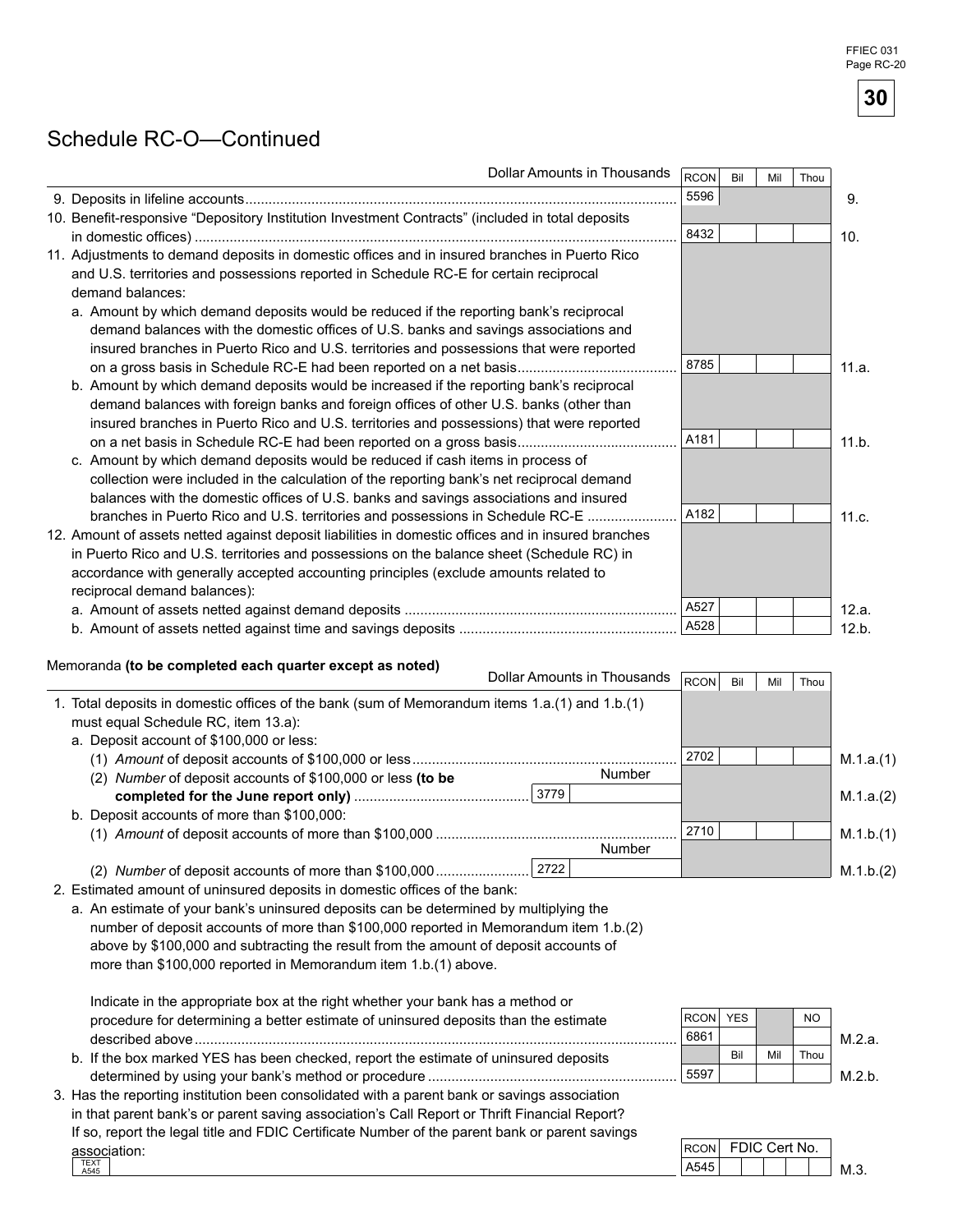# Schedule RC-O—Continued

| Dollar Amounts in Thousands | RCON | Bil | Mil | Thou | |
|---|---|---|---|---|---|
| 9. Deposits in lifeline accounts | 5596 | | | | 9. |
| 10. Benefit-responsive "Depository Institution Investment Contracts" (included in total deposits in domestic offices) | 8432 | | | | 10. |
| 11. Adjustments to demand deposits in domestic offices and in insured branches in Puerto Rico and U.S. territories and possessions reported in Schedule RC-E for certain reciprocal demand balances: | | | | | |
| a. Amount by which demand deposits would be reduced if the reporting bank's reciprocal demand balances with the domestic offices of U.S. banks and savings associations and insured branches in Puerto Rico and U.S. territories and possessions that were reported on a gross basis in Schedule RC-E had been reported on a net basis | 8785 | | | | 11.a. |
| b. Amount by which demand deposits would be increased if the reporting bank's reciprocal demand balances with foreign banks and foreign offices of other U.S. banks (other than insured branches in Puerto Rico and U.S. territories and possessions) that were reported on a net basis in Schedule RC-E had been reported on a gross basis | A181 | | | | 11.b. |
| c. Amount by which demand deposits would be reduced if cash items in process of collection were included in the calculation of the reporting bank's net reciprocal demand balances with the domestic offices of U.S. banks and savings associations and insured branches in Puerto Rico and U.S. territories and possessions in Schedule RC-E | A182 | | | | 11.c. |
| 12. Amount of assets netted against deposit liabilities in domestic offices and in insured branches in Puerto Rico and U.S. territories and possessions on the balance sheet (Schedule RC) in accordance with generally accepted accounting principles (exclude amounts related to reciprocal demand balances): | | | | | |
| a. Amount of assets netted against demand deposits | A527 | | | | 12.a. |
| b. Amount of assets netted against time and savings deposits | A528 | | | | 12.b. |

Memoranda **(to be completed each quarter except as noted)**

| Dollar Amounts in Thousands | | RCON | Bil | Mil | Thou | |
|---|---|---|---|---|---|---|
| 1. Total deposits in domestic offices of the bank (sum of Memorandum items 1.a.(1) and 1.b.(1) must equal Schedule RC, item 13.a): | | | | | | |
| a. Deposit account of $100,000 or less: | | | | | | |
| (1) *Amount* of deposit accounts of $100,000 or less | | 2702 | | | | M.1.a.(1) |
| (2) *Number* of deposit accounts of $100,000 or less **(to be completed for the June report only)** | Number: 3779 | | | | | M.1.a.(2) |
| b. Deposit accounts of more than $100,000: | | | | | | |
| (1) *Amount* of deposit accounts of more than $100,000 | | 2710 | | | | M.1.b.(1) |
| (2) *Number* of deposit accounts of more than $100,000 | Number: 2722 | | | | | M.1.b.(2) |

2. Estimated amount of uninsured deposits in domestic offices of the bank:

a. An estimate of your bank's uninsured deposits can be determined by multiplying the number of deposit accounts of more than $100,000 reported in Memorandum item 1.b.(2) above by $100,000 and subtracting the result from the amount of deposit accounts of more than $100,000 reported in Memorandum item 1.b.(1) above.

| | RCON | YES | | NO | |
|---|---|---|---|---|---|
| Indicate in the appropriate box at the right whether your bank has a method or procedure for determining a better estimate of uninsured deposits than the estimate described above | 6861 | | | | M.2.a. |
| | | **Bil** | **Mil** | **Thou** | |
| b. If the box marked YES has been checked, report the estimate of uninsured deposits determined by using your bank's method or procedure | 5597 | | | | M.2.b. |

3. Has the reporting institution been consolidated with a parent bank or savings association in that parent bank's or parent saving association's Call Report or Thrift Financial Report? If so, report the legal title and FDIC Certificate Number of the parent bank or parent savings association:

| TEXT A545 | RCON | FDIC Cert No. | |
|---|---|---|---|
| | A545 | | M.3. |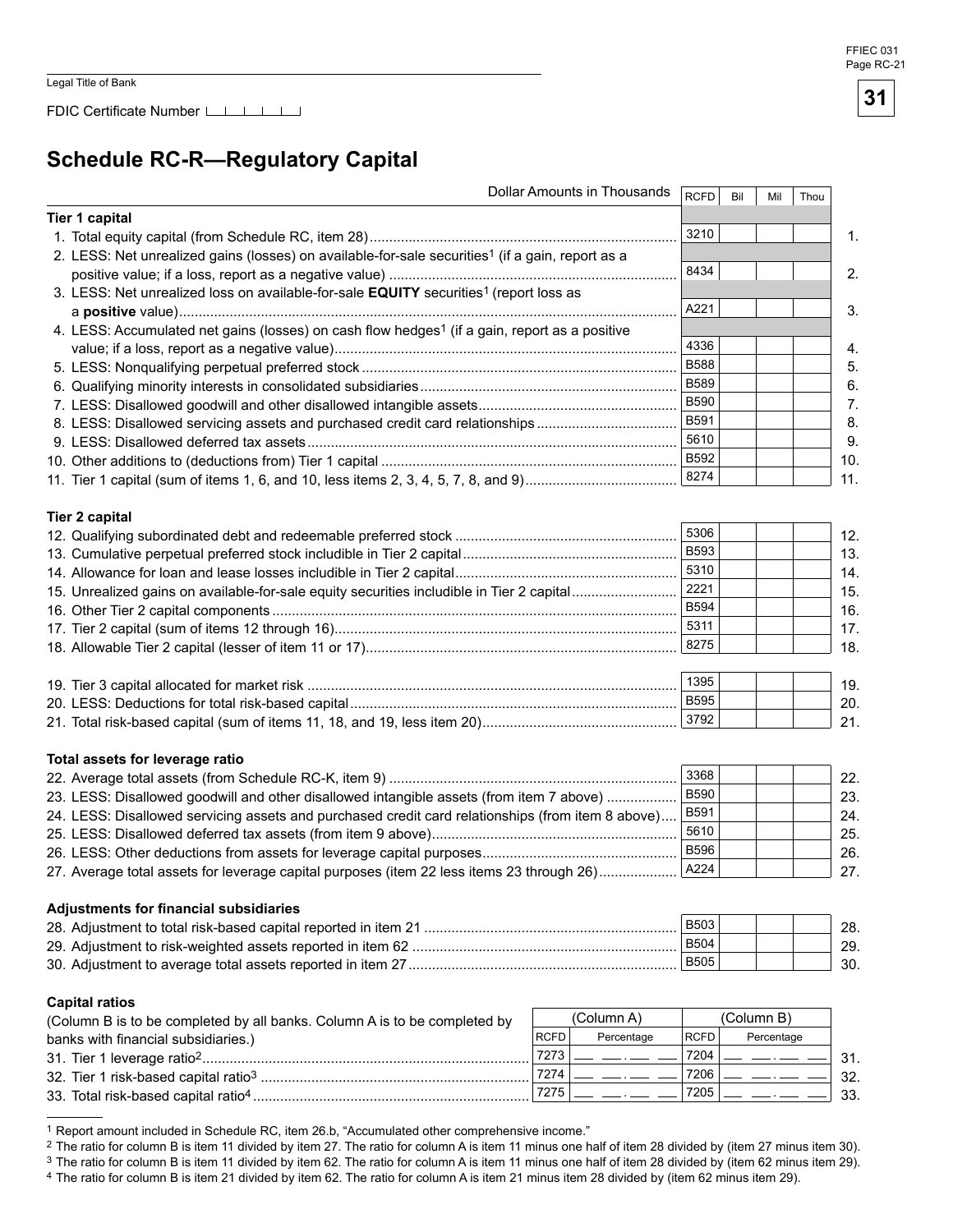Legal Title of Bank

FDIC Certificate Number

# Schedule RC-R—Regulatory Capital

| Dollar Amounts in Thousands | RCFD | Bil | Mil | Thou | |
|---|---|---|---|---|---|
| **Tier 1 capital** | | | | | |
| 1. Total equity capital (from Schedule RC, item 28) | 3210 | | | | 1. |
| 2. LESS: Net unrealized gains (losses) on available-for-sale securities[1] (if a gain, report as a positive value; if a loss, report as a negative value) | 8434 | | | | 2. |
| 3. LESS: Net unrealized loss on available-for-sale **EQUITY** securities[1] (report loss as a **positive** value) | A221 | | | | 3. |
| 4. LESS: Accumulated net gains (losses) on cash flow hedges[1] (if a gain, report as a positive value; if a loss, report as a negative value) | 4336 | | | | 4. |
| 5. LESS: Nonqualifying perpetual preferred stock | B588 | | | | 5. |
| 6. Qualifying minority interests in consolidated subsidiaries | B589 | | | | 6. |
| 7. LESS: Disallowed goodwill and other disallowed intangible assets | B590 | | | | 7. |
| 8. LESS: Disallowed servicing assets and purchased credit card relationships | B591 | | | | 8. |
| 9. LESS: Disallowed deferred tax assets | 5610 | | | | 9. |
| 10. Other additions to (deductions from) Tier 1 capital | B592 | | | | 10. |
| 11. Tier 1 capital (sum of items 1, 6, and 10, less items 2, 3, 4, 5, 7, 8, and 9) | 8274 | | | | 11. |
| **Tier 2 capital** | | | | | |
| 12. Qualifying subordinated debt and redeemable preferred stock | 5306 | | | | 12. |
| 13. Cumulative perpetual preferred stock includible in Tier 2 capital | B593 | | | | 13. |
| 14. Allowance for loan and lease losses includible in Tier 2 capital | 5310 | | | | 14. |
| 15. Unrealized gains on available-for-sale equity securities includible in Tier 2 capital | 2221 | | | | 15. |
| 16. Other Tier 2 capital components | B594 | | | | 16. |
| 17. Tier 2 capital (sum of items 12 through 16) | 5311 | | | | 17. |
| 18. Allowable Tier 2 capital (lesser of item 11 or 17) | 8275 | | | | 18. |
| 19. Tier 3 capital allocated for market risk | 1395 | | | | 19. |
| 20. LESS: Deductions for total risk-based capital | B595 | | | | 20. |
| 21. Total risk-based capital (sum of items 11, 18, and 19, less item 20) | 3792 | | | | 21. |
| **Total assets for leverage ratio** | | | | | |
| 22. Average total assets (from Schedule RC-K, item 9) | 3368 | | | | 22. |
| 23. LESS: Disallowed goodwill and other disallowed intangible assets (from item 7 above) | B590 | | | | 23. |
| 24. LESS: Disallowed servicing assets and purchased credit card relationships (from item 8 above) | B591 | | | | 24. |
| 25. LESS: Disallowed deferred tax assets (from item 9 above) | 5610 | | | | 25. |
| 26. LESS: Other deductions from assets for leverage capital purposes | B596 | | | | 26. |
| 27. Average total assets for leverage capital purposes (item 22 less items 23 through 26) | A224 | | | | 27. |
| **Adjustments for financial subsidiaries** | | | | | |
| 28. Adjustment to total risk-based capital reported in item 21 | B503 | | | | 28. |
| 29. Adjustment to risk-weighted assets reported in item 62 | B504 | | | | 29. |
| 30. Adjustment to average total assets reported in item 27 | B505 | | | | 30. |

**Capital ratios**

| (Column B is to be completed by all banks. Column A is to be completed by banks with financial subsidiaries.) | (Column A) | | (Column B) | | |
|---|---|---|---|---|---|
| | RCFD | Percentage | RCFD | Percentage | |
| 31. Tier 1 leverage ratio[2] | 7273 | . | 7204 | . | 31. |
| 32. Tier 1 risk-based capital ratio[3] | 7274 | . | 7206 | . | 32. |
| 33. Total risk-based capital ratio[4] | 7275 | . | 7205 | . | 33. |

---

1 Report amount included in Schedule RC, item 26.b, "Accumulated other comprehensive income."

2 The ratio for column B is item 11 divided by item 27. The ratio for column A is item 11 minus one half of item 28 divided by (item 27 minus item 30).

3 The ratio for column B is item 11 divided by item 62. The ratio for column A is item 11 minus one half of item 28 divided by (item 62 minus item 29).

4 The ratio for column B is item 21 divided by item 62. The ratio for column A is item 21 minus item 28 divided by (item 62 minus item 29).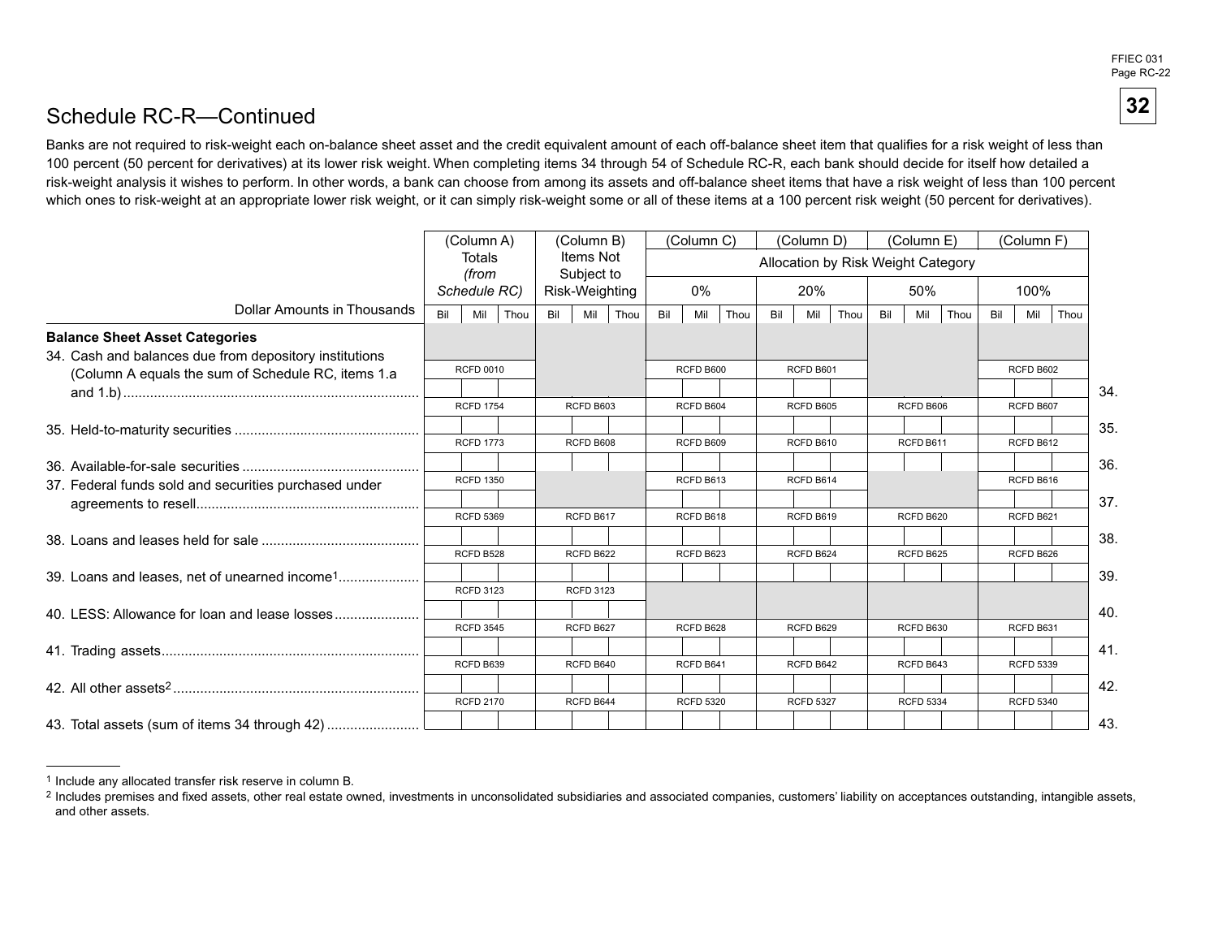# Schedule RC-R—Continued

Banks are not required to risk-weight each on-balance sheet asset and the credit equivalent amount of each off-balance sheet item that qualifies for a risk weight of less than 100 percent (50 percent for derivatives) at its lower risk weight. When completing items 34 through 54 of Schedule RC-R, each bank should decide for itself how detailed a risk-weight analysis it wishes to perform. In other words, a bank can choose from among its assets and off-balance sheet items that have a risk weight of less than 100 percent which ones to risk-weight at an appropriate lower risk weight, or it can simply risk-weight some or all of these items at a 100 percent risk weight (50 percent for derivatives).

| Dollar Amounts in Thousands | (Column A) Totals *(from Schedule RC)* | (Column B) Items Not Subject to Risk-Weighting | (Column C) Allocation by Risk Weight Category 0% | (Column D) 20% | (Column E) 50% | (Column F) 100% | |
|---|---|---|---|---|---|---|---|
| | Bil Mil Thou | Bil Mil Thou | Bil Mil Thou | Bil Mil Thou | Bil Mil Thou | Bil Mil Thou | |
| **Balance Sheet Asset Categories** | | | | | | | |
| 34. Cash and balances due from depository institutions (Column A equals the sum of Schedule RC, items 1.a and 1.b) | RCFD 0010 | | RCFD B600 | RCFD B601 | | RCFD B602 | 34. |
| 35. Held-to-maturity securities | RCFD 1754 | RCFD B603 | RCFD B604 | RCFD B605 | RCFD B606 | RCFD B607 | 35. |
| 36. Available-for-sale securities | RCFD 1773 | RCFD B608 | RCFD B609 | RCFD B610 | RCFD B611 | RCFD B612 | 36. |
| 37. Federal funds sold and securities purchased under agreements to resell | RCFD 1350 | | RCFD B613 | RCFD B614 | | RCFD B616 | 37. |
| 38. Loans and leases held for sale | RCFD 5369 | RCFD B617 | RCFD B618 | RCFD B619 | RCFD B620 | RCFD B621 | 38. |
| 39. Loans and leases, net of unearned income[1] | RCFD B528 | RCFD B622 | RCFD B623 | RCFD B624 | RCFD B625 | RCFD B626 | 39. |
| 40. LESS: Allowance for loan and lease losses | RCFD 3123 | RCFD 3123 | | | | | 40. |
| 41. Trading assets | RCFD 3545 | RCFD B627 | RCFD B628 | RCFD B629 | RCFD B630 | RCFD B631 | 41. |
| 42. All other assets[2] | RCFD B639 | RCFD B640 | RCFD B641 | RCFD B642 | RCFD B643 | RCFD 5339 | 42. |
| 43. Total assets (sum of items 34 through 42) | RCFD 2170 | RCFD B644 | RCFD 5320 | RCFD 5327 | RCFD 5334 | RCFD 5340 | 43. |

[1] Include any allocated transfer risk reserve in column B.

[2] Includes premises and fixed assets, other real estate owned, investments in unconsolidated subsidiaries and associated companies, customers' liability on acceptances outstanding, intangible assets, and other assets.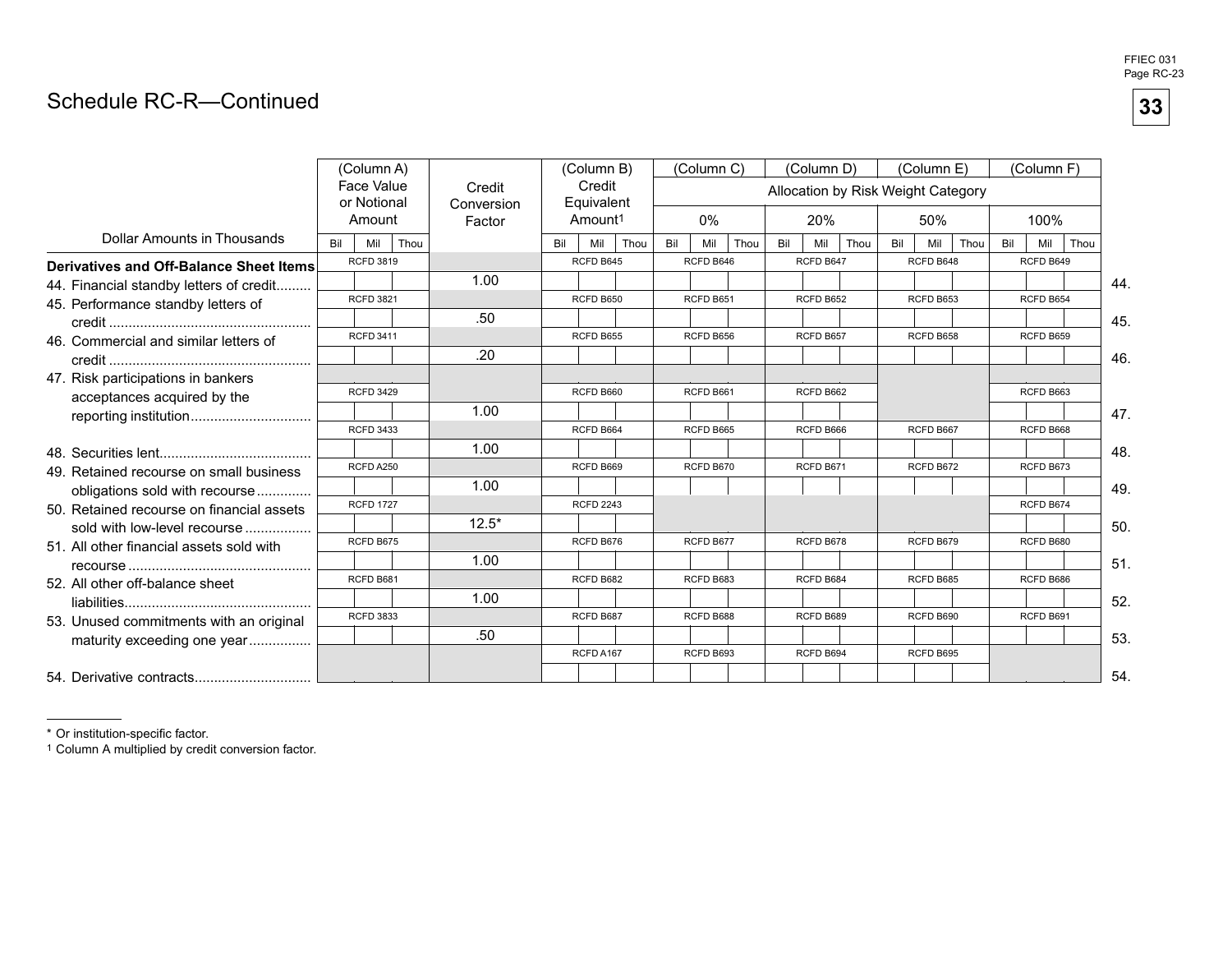## Schedule RC-R—Continued

| Dollar Amounts in Thousands | (Column A) Face Value or Notional Amount | Credit Conversion Factor | (Column B) Credit Equivalent Amount[1] | (Column C) Allocation by Risk Weight Category 0% | (Column D) 20% | (Column E) 50% | (Column F) 100% | |
|---|---|---|---|---|---|---|---|---|
| **Derivatives and Off-Balance Sheet Items** | | | | | | | | |
| 44. Financial standby letters of credit | RCFD 3819 | 1.00 | RCFD B645 | RCFD B646 | RCFD B647 | RCFD B648 | RCFD B649 | 44. |
| 45. Performance standby letters of credit | RCFD 3821 | .50 | RCFD B650 | RCFD B651 | RCFD B652 | RCFD B653 | RCFD B654 | 45. |
| 46. Commercial and similar letters of credit | RCFD 3411 | .20 | RCFD B655 | RCFD B656 | RCFD B657 | RCFD B658 | RCFD B659 | 46. |
| 47. Risk participations in bankers acceptances acquired by the reporting institution | RCFD 3429 | 1.00 | RCFD B660 | RCFD B661 | RCFD B662 | | RCFD B663 | 47. |
| 48. Securities lent | RCFD 3433 | 1.00 | RCFD B664 | RCFD B665 | RCFD B666 | RCFD B667 | RCFD B668 | 48. |
| 49. Retained recourse on small business obligations sold with recourse | RCFD A250 | 1.00 | RCFD B669 | RCFD B670 | RCFD B671 | RCFD B672 | RCFD B673 | 49. |
| 50. Retained recourse on financial assets sold with low-level recourse | RCFD 1727 | 12.5* | RCFD 2243 | | | | RCFD B674 | 50. |
| 51. All other financial assets sold with recourse | RCFD B675 | 1.00 | RCFD B676 | RCFD B677 | RCFD B678 | RCFD B679 | RCFD B680 | 51. |
| 52. All other off-balance sheet liabilities | RCFD B681 | 1.00 | RCFD B682 | RCFD B683 | RCFD B684 | RCFD B685 | RCFD B686 | 52. |
| 53. Unused commitments with an original maturity exceeding one year | RCFD 3833 | .50 | RCFD B687 | RCFD B688 | RCFD B689 | RCFD B690 | RCFD B691 | 53. |
| 54. Derivative contracts | | | RCFD A167 | RCFD B693 | RCFD B694 | RCFD B695 | | 54. |

\* Or institution-specific factor.

[1] Column A multiplied by credit conversion factor.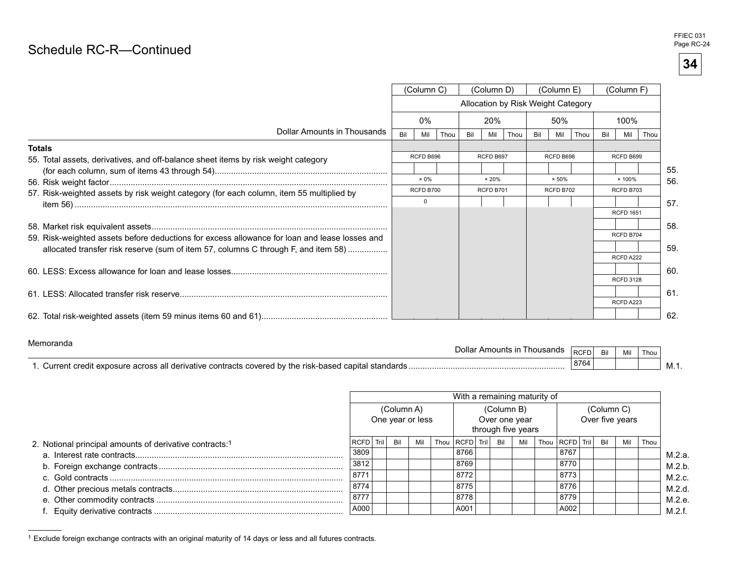# Schedule RC-R—Continued

| Dollar Amounts in Thousands | (Column C) Allocation by Risk Weight Category 0% | (Column D) 20% | (Column E) 50% | (Column F) 100% | |
|---|---|---|---|---|---|
| | Bil Mil Thou | Bil Mil Thou | Bil Mil Thou | Bil Mil Thou | |
| **Totals** | | | | | |
| 55. Total assets, derivatives, and off-balance sheet items by risk weight category (for each column, sum of items 43 through 54) | RCFD B696 | RCFD B697 | RCFD B698 | RCFD B699 | 55. |
| 56. Risk weight factor | × 0% | × 20% | × 50% | × 100% | 56. |
| 57. Risk-weighted assets by risk weight category (for each column, item 55 multiplied by item 56) | RCFD B700 0 | RCFD B701 | RCFD B702 | RCFD B703 | 57. |
| 58. Market risk equivalent assets | | | | RCFD 1651 | 58. |
| 59. Risk-weighted assets before deductions for excess allowance for loan and lease losses and allocated transfer risk reserve (sum of item 57, columns C through F, and item 58) | | | | RCFD B704 | 59. |
| 60. LESS: Excess allowance for loan and lease losses | | | | RCFD A222 | 60. |
| 61. LESS: Allocated transfer risk reserve | | | | RCFD 3128 | 61. |
| 62. Total risk-weighted assets (item 59 minus items 60 and 61) | | | | RCFD A223 | 62. |

Memoranda

| Dollar Amounts in Thousands | RCFD | Bil Mil Thou | |
|---|---|---|---|
| 1. Current credit exposure across all derivative contracts covered by the risk-based capital standards | 8764 | | M.1. |

| | With a remaining maturity of (Column A) One year or less | | (Column B) Over one year through five years | | (Column C) Over five years | | |
|---|---|---|---|---|---|---|---|
| 2. Notional principal amounts of derivative contracts:[1] | RCFD | Tril Bil Mil Thou | RCFD | Tril Bil Mil Thou | RCFD | Tril Bil Mil Thou | |
| a. Interest rate contracts | 3809 | | 8766 | | 8767 | | M.2.a. |
| b. Foreign exchange contracts | 3812 | | 8769 | | 8770 | | M.2.b. |
| c. Gold contracts | 8771 | | 8772 | | 8773 | | M.2.c. |
| d. Other precious metals contracts | 8774 | | 8775 | | 8776 | | M.2.d. |
| e. Other commodity contracts | 8777 | | 8778 | | 8779 | | M.2.e. |
| f. Equity derivative contracts | A000 | | A001 | | A002 | | M.2.f. |

[1] Exclude foreign exchange contracts with an original maturity of 14 days or less and all futures contracts.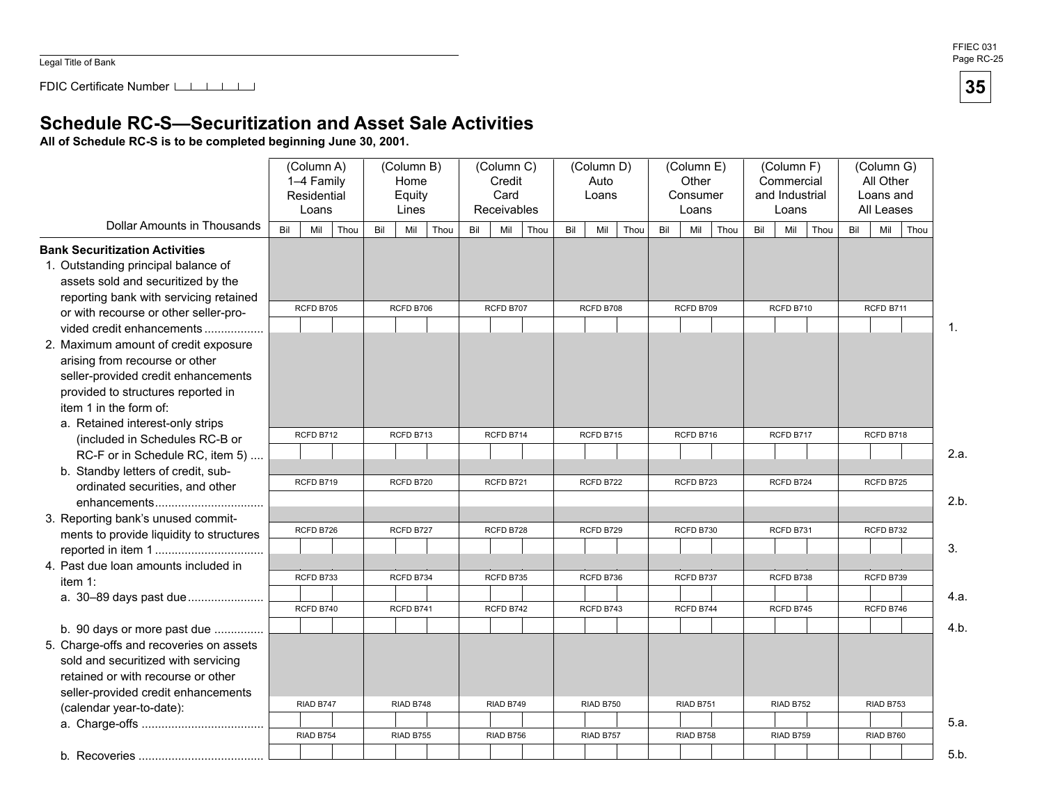Legal Title of Bank

FDIC Certificate Number

# Schedule RC-S—Securitization and Asset Sale Activities

**All of Schedule RC-S is to be completed beginning June 30, 2001.**

| Dollar Amounts in Thousands | (Column A) 1–4 Family Residential Loans | (Column B) Home Equity Lines | (Column C) Credit Card Receivables | (Column D) Auto Loans | (Column E) Other Consumer Loans | (Column F) Commercial and Industrial Loans | (Column G) All Other Loans and All Leases | |
|---|---|---|---|---|---|---|---|---|
| | Bil Mil Thou | Bil Mil Thou | Bil Mil Thou | Bil Mil Thou | Bil Mil Thou | Bil Mil Thou | Bil Mil Thou | |
| **Bank Securitization Activities** | | | | | | | | |
| 1. Outstanding principal balance of assets sold and securitized by the reporting bank with servicing retained or with recourse or other seller-provided credit enhancements | RCFD B705 | RCFD B706 | RCFD B707 | RCFD B708 | RCFD B709 | RCFD B710 | RCFD B711 | 1. |
| 2. Maximum amount of credit exposure arising from recourse or other seller-provided credit enhancements provided to structures reported in item 1 in the form of: | | | | | | | | |
| a. Retained interest-only strips (included in Schedules RC-B or RC-F or in Schedule RC, item 5) | RCFD B712 | RCFD B713 | RCFD B714 | RCFD B715 | RCFD B716 | RCFD B717 | RCFD B718 | 2.a. |
| b. Standby letters of credit, subordinated securities, and other enhancements | RCFD B719 | RCFD B720 | RCFD B721 | RCFD B722 | RCFD B723 | RCFD B724 | RCFD B725 | 2.b. |
| 3. Reporting bank's unused commitments to provide liquidity to structures reported in item 1 | RCFD B726 | RCFD B727 | RCFD B728 | RCFD B729 | RCFD B730 | RCFD B731 | RCFD B732 | 3. |
| 4. Past due loan amounts included in item 1: | | | | | | | | |
| a. 30–89 days past due | RCFD B733 | RCFD B734 | RCFD B735 | RCFD B736 | RCFD B737 | RCFD B738 | RCFD B739 | 4.a. |
| b. 90 days or more past due | RCFD B740 | RCFD B741 | RCFD B742 | RCFD B743 | RCFD B744 | RCFD B745 | RCFD B746 | 4.b. |
| 5. Charge-offs and recoveries on assets sold and securitized with servicing retained or with recourse or other seller-provided credit enhancements (calendar year-to-date): | | | | | | | | |
| a. Charge-offs | RIAD B747 | RIAD B748 | RIAD B749 | RIAD B750 | RIAD B751 | RIAD B752 | RIAD B753 | 5.a. |
| b. Recoveries | RIAD B754 | RIAD B755 | RIAD B756 | RIAD B757 | RIAD B758 | RIAD B759 | RIAD B760 | 5.b. |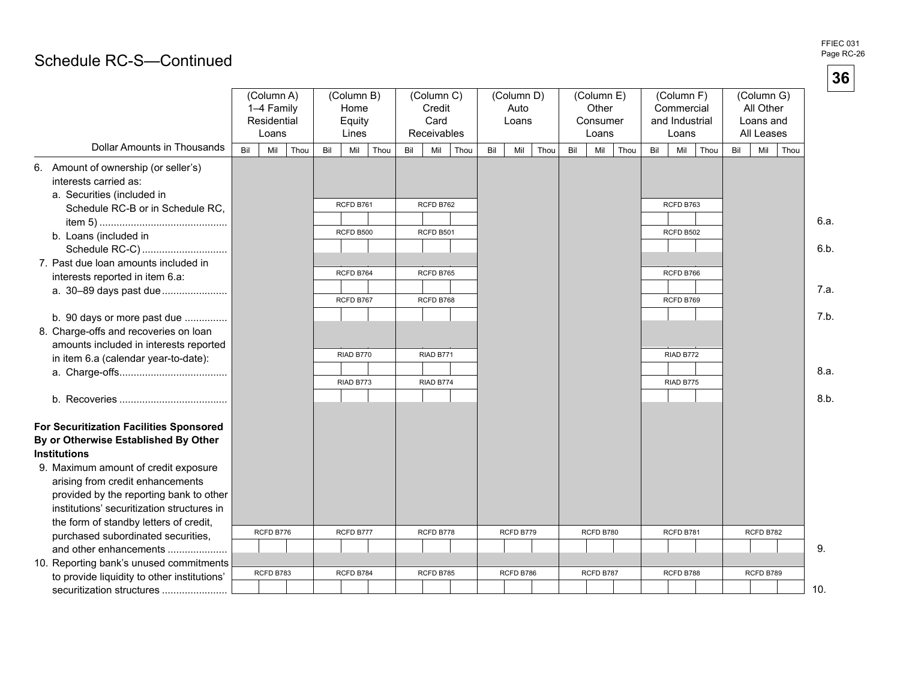# Schedule RC-S—Continued

| Dollar Amounts in Thousands | (Column A) 1–4 Family Residential Loans | (Column B) Home Equity Lines | (Column C) Credit Card Receivables | (Column D) Auto Loans | (Column E) Other Consumer Loans | (Column F) Commercial and Industrial Loans | (Column G) All Other Loans and All Leases | |
|---|---|---|---|---|---|---|---|---|
| 6. Amount of ownership (or seller's) interests carried as: | | | | | | | | |
| a. Securities (included in Schedule RC-B or in Schedule RC, item 5) | | RCFD B761 | RCFD B762 | | | RCFD B763 | | 6.a. |
| b. Loans (included in Schedule RC-C) | | RCFD B500 | RCFD B501 | | | RCFD B502 | | 6.b. |
| 7. Past due loan amounts included in interests reported in item 6.a: | | | | | | | | |
| a. 30–89 days past due | | RCFD B764 | RCFD B765 | | | RCFD B766 | | 7.a. |
| b. 90 days or more past due | | RCFD B767 | RCFD B768 | | | RCFD B769 | | 7.b. |
| 8. Charge-offs and recoveries on loan amounts included in interests reported in item 6.a (calendar year-to-date): | | | | | | | | |
| a. Charge-offs | | RIAD B770 | RIAD B771 | | | RIAD B772 | | 8.a. |
| b. Recoveries | | RIAD B773 | RIAD B774 | | | RIAD B775 | | 8.b. |
| **For Securitization Facilities Sponsored By or Otherwise Established By Other Institutions** | | | | | | | | |
| 9. Maximum amount of credit exposure arising from credit enhancements provided by the reporting bank to other institutions' securitization structures in the form of standby letters of credit, purchased subordinated securities, and other enhancements | RCFD B776 | RCFD B777 | RCFD B778 | RCFD B779 | RCFD B780 | RCFD B781 | RCFD B782 | 9. |
| 10. Reporting bank's unused commitments to provide liquidity to other institutions' securitization structures | RCFD B783 | RCFD B784 | RCFD B785 | RCFD B786 | RCFD B787 | RCFD B788 | RCFD B789 | 10. |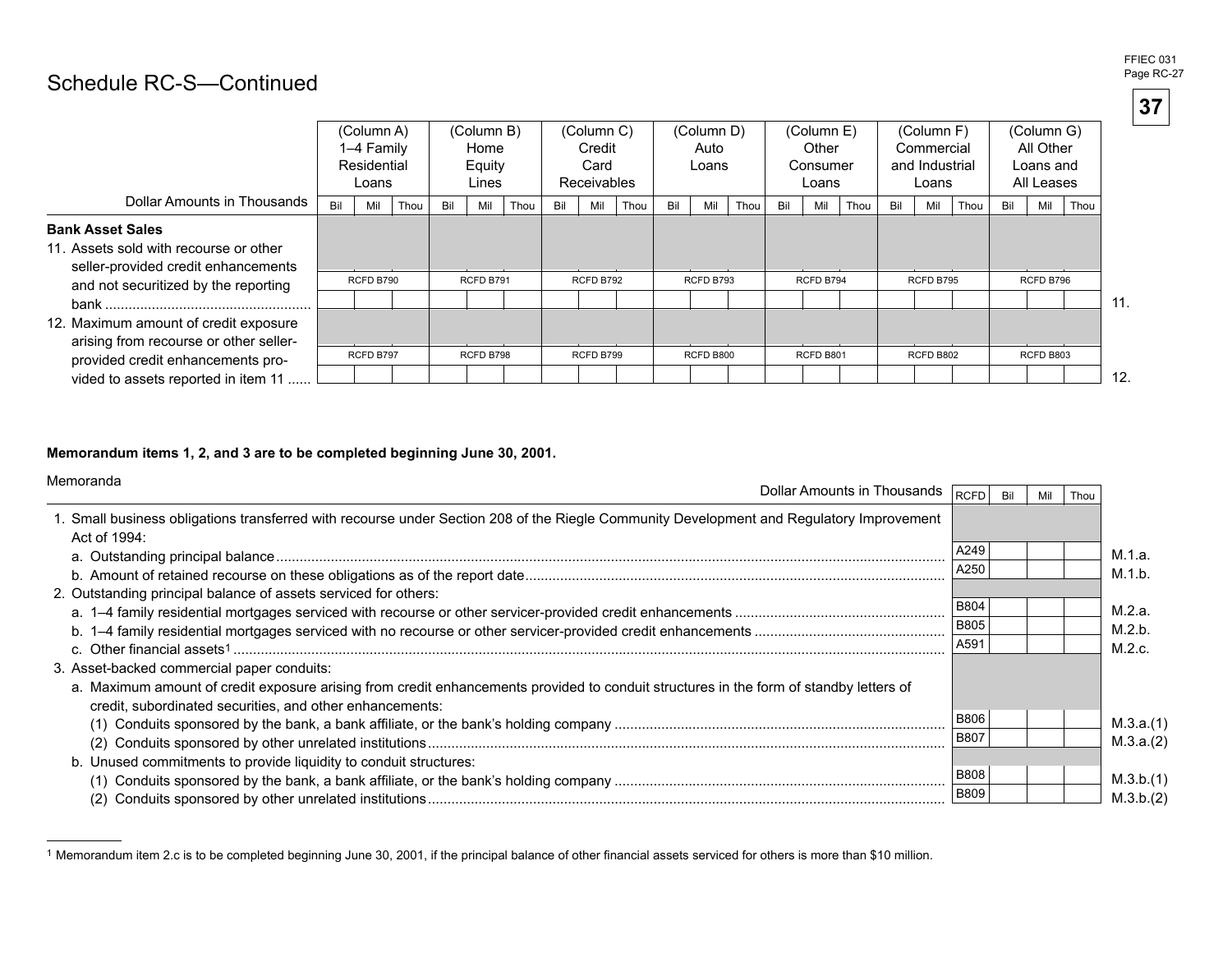# Schedule RC-S—Continued

| Dollar Amounts in Thousands | (Column A) 1–4 Family Residential Loans | (Column B) Home Equity Lines | (Column C) Credit Card Receivables | (Column D) Auto Loans | (Column E) Other Consumer Loans | (Column F) Commercial and Industrial Loans | (Column G) All Other Loans and All Leases | |
|---|---|---|---|---|---|---|---|---|
| **Bank Asset Sales** | | | | | | | | |
| 11. Assets sold with recourse or other seller-provided credit enhancements and not securitized by the reporting bank | RCFD B790 | RCFD B791 | RCFD B792 | RCFD B793 | RCFD B794 | RCFD B795 | RCFD B796 | 11. |
| 12. Maximum amount of credit exposure arising from recourse or other seller-provided credit enhancements provided to assets reported in item 11 | RCFD B797 | RCFD B798 | RCFD B799 | RCFD B800 | RCFD B801 | RCFD B802 | RCFD B803 | 12. |

**Memorandum items 1, 2, and 3 are to be completed beginning June 30, 2001.**

Memoranda

| Dollar Amounts in Thousands | RCFD | Bil Mil Thou | |
|---|---|---|---|
| 1. Small business obligations transferred with recourse under Section 208 of the Riegle Community Development and Regulatory Improvement Act of 1994: | | | |
| a. Outstanding principal balance | A249 | | M.1.a. |
| b. Amount of retained recourse on these obligations as of the report date | A250 | | M.1.b. |
| 2. Outstanding principal balance of assets serviced for others: | | | |
| a. 1–4 family residential mortgages serviced with recourse or other servicer-provided credit enhancements | B804 | | M.2.a. |
| b. 1–4 family residential mortgages serviced with no recourse or other servicer-provided credit enhancements | B805 | | M.2.b. |
| c. Other financial assets[1] | A591 | | M.2.c. |
| 3. Asset-backed commercial paper conduits: | | | |
| a. Maximum amount of credit exposure arising from credit enhancements provided to conduit structures in the form of standby letters of credit, subordinated securities, and other enhancements: | | | |
| (1) Conduits sponsored by the bank, a bank affiliate, or the bank's holding company | B806 | | M.3.a.(1) |
| (2) Conduits sponsored by other unrelated institutions | B807 | | M.3.a.(2) |
| b. Unused commitments to provide liquidity to conduit structures: | | | |
| (1) Conduits sponsored by the bank, a bank affiliate, or the bank's holding company | B808 | | M.3.b.(1) |
| (2) Conduits sponsored by other unrelated institutions | B809 | | M.3.b.(2) |

[1] Memorandum item 2.c is to be completed beginning June 30, 2001, if the principal balance of other financial assets serviced for others is more than $10 million.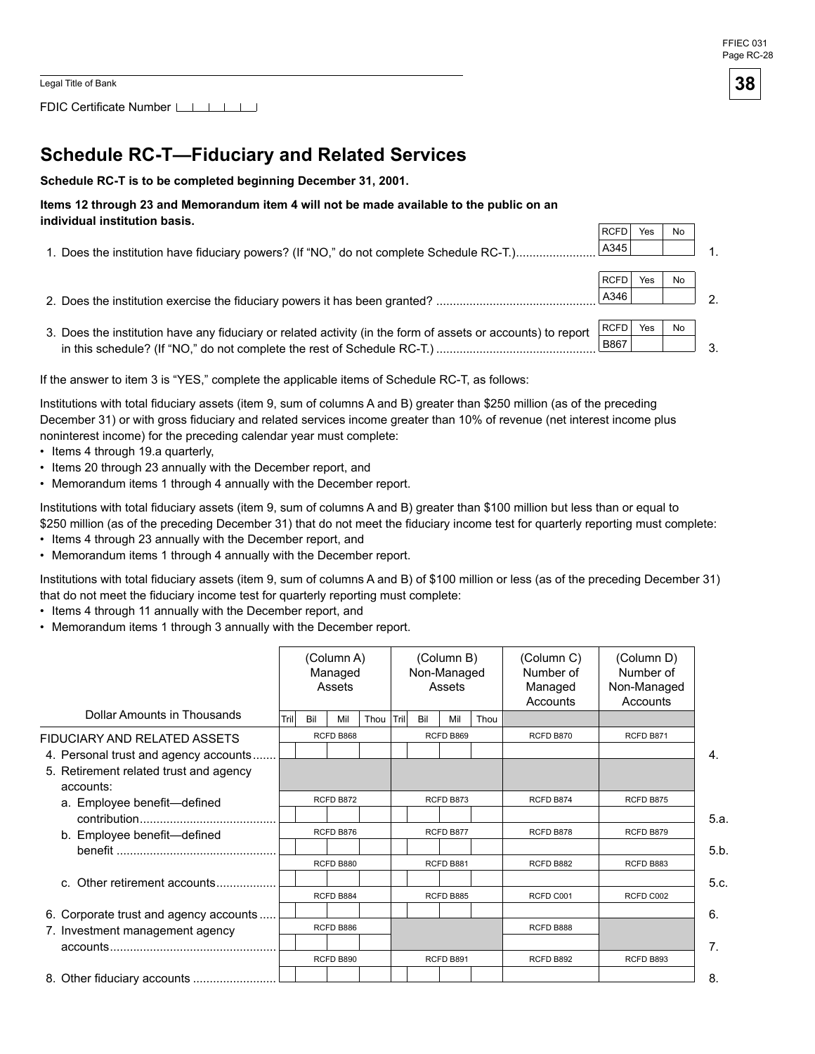Legal Title of Bank

FDIC Certificate Number

# Schedule RC-T—Fiduciary and Related Services

**Schedule RC-T is to be completed beginning December 31, 2001.**

**Items 12 through 23 and Memorandum item 4 will not be made available to the public on an individual institution basis.**

| | RCFD | Yes | No | |
|---|---|---|---|---|
| 1. Does the institution have fiduciary powers? (If "NO," do not complete Schedule RC-T.) | A345 | | | 1. |
| 2. Does the institution exercise the fiduciary powers it has been granted? | A346 | | | 2. |
| 3. Does the institution have any fiduciary or related activity (in the form of assets or accounts) to report in this schedule? (If "NO," do not complete the rest of Schedule RC-T.) | B867 | | | 3. |

If the answer to item 3 is "YES," complete the applicable items of Schedule RC-T, as follows:

Institutions with total fiduciary assets (item 9, sum of columns A and B) greater than $250 million (as of the preceding December 31) or with gross fiduciary and related services income greater than 10% of revenue (net interest income plus noninterest income) for the preceding calendar year must complete:

- Items 4 through 19.a quarterly,
- Items 20 through 23 annually with the December report, and
- Memorandum items 1 through 4 annually with the December report.

Institutions with total fiduciary assets (item 9, sum of columns A and B) greater than $100 million but less than or equal to $250 million (as of the preceding December 31) that do not meet the fiduciary income test for quarterly reporting must complete:

- Items 4 through 23 annually with the December report, and
- Memorandum items 1 through 4 annually with the December report.

Institutions with total fiduciary assets (item 9, sum of columns A and B) of $100 million or less (as of the preceding December 31) that do not meet the fiduciary income test for quarterly reporting must complete:

- Items 4 through 11 annually with the December report, and
- Memorandum items 1 through 3 annually with the December report.

| Dollar Amounts in Thousands | (Column A) Managed Assets | (Column B) Non-Managed Assets | (Column C) Number of Managed Accounts | (Column D) Number of Non-Managed Accounts | |
|---|---|---|---|---|---|
| | Tril Bil Mil Thou | Tril Bil Mil Thou | | | |
| FIDUCIARY AND RELATED ASSETS | | | | | |
| 4. Personal trust and agency accounts | RCFD B868 | RCFD B869 | RCFD B870 | RCFD B871 | 4. |
| 5. Retirement related trust and agency accounts: | | | | | |
| a. Employee benefit—defined contribution | RCFD B872 | RCFD B873 | RCFD B874 | RCFD B875 | 5.a. |
| b. Employee benefit—defined benefit | RCFD B876 | RCFD B877 | RCFD B878 | RCFD B879 | 5.b. |
| c. Other retirement accounts | RCFD B880 | RCFD B881 | RCFD B882 | RCFD B883 | 5.c. |
| 6. Corporate trust and agency accounts | RCFD B884 | RCFD B885 | RCFD C001 | RCFD C002 | 6. |
| 7. Investment management agency accounts | RCFD B886 | | RCFD B888 | | 7. |
| 8. Other fiduciary accounts | RCFD B890 | RCFD B891 | RCFD B892 | RCFD B893 | 8. |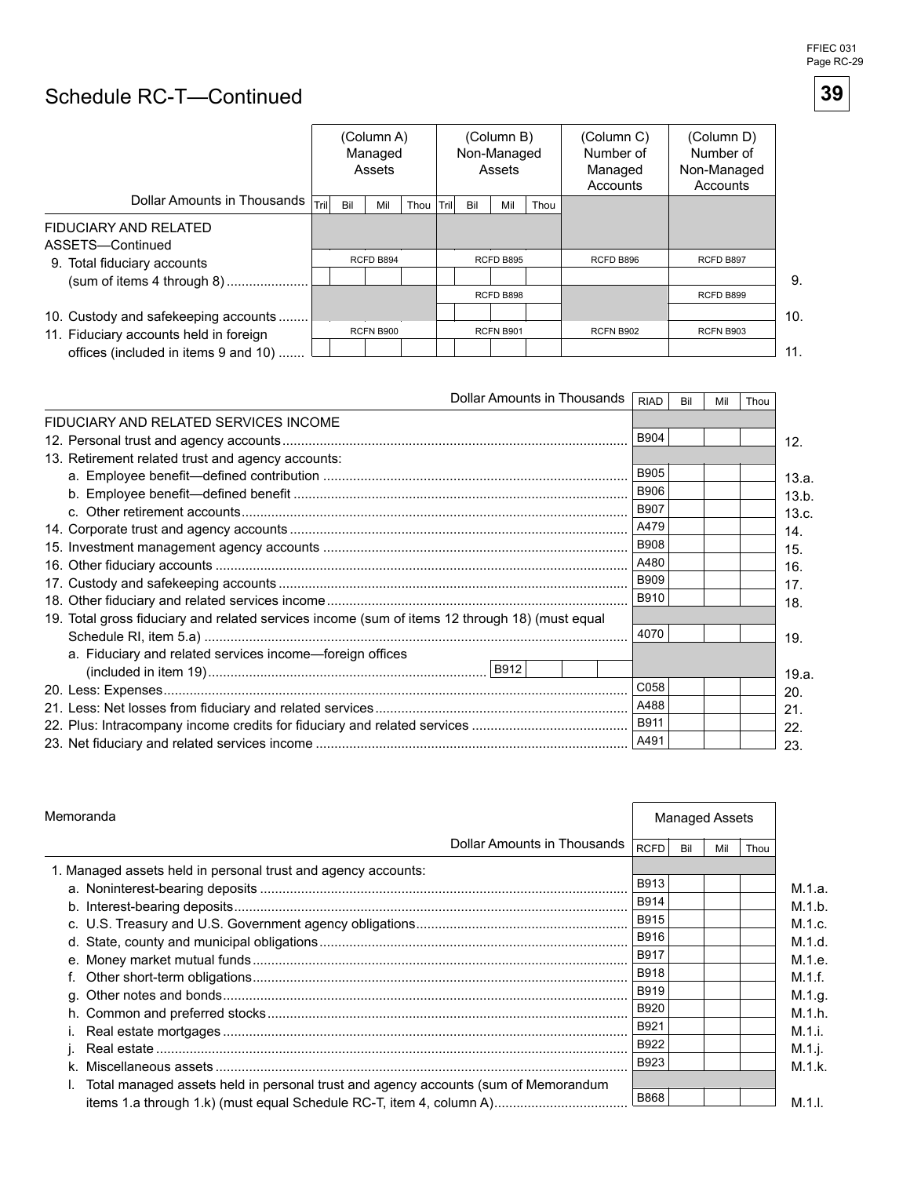# Schedule RC-T—Continued

| Dollar Amounts in Thousands | (Column A) Managed Assets | (Column B) Non-Managed Assets | (Column C) Number of Managed Accounts | (Column D) Number of Non-Managed Accounts | |
|---|---|---|---|---|---|
| FIDUCIARY AND RELATED ASSETS—Continued | | | | | |
| 9. Total fiduciary accounts (sum of items 4 through 8) | RCFD B894 | RCFD B895 | RCFD B896 | RCFD B897 | 9. |
| 10. Custody and safekeeping accounts | | RCFD B898 | | RCFD B899 | 10. |
| 11. Fiduciary accounts held in foreign offices (included in items 9 and 10) | RCFN B900 | RCFN B901 | RCFN B902 | RCFN B903 | 11. |

| Dollar Amounts in Thousands | RIAD | Bil Mil Thou | |
|---|---|---|---|
| FIDUCIARY AND RELATED SERVICES INCOME | | | |
| 12. Personal trust and agency accounts | B904 | | 12. |
| 13. Retirement related trust and agency accounts: | | | |
| a. Employee benefit—defined contribution | B905 | | 13.a. |
| b. Employee benefit—defined benefit | B906 | | 13.b. |
| c. Other retirement accounts | B907 | | 13.c. |
| 14. Corporate trust and agency accounts | A479 | | 14. |
| 15. Investment management agency accounts | B908 | | 15. |
| 16. Other fiduciary accounts | A480 | | 16. |
| 17. Custody and safekeeping accounts | B909 | | 17. |
| 18. Other fiduciary and related services income | B910 | | 18. |
| 19. Total gross fiduciary and related services income (sum of items 12 through 18) (must equal Schedule RI, item 5.a) | 4070 | | 19. |
| a. Fiduciary and related services income—foreign offices (included in item 19) ... B912 | | | 19.a. |
| 20. Less: Expenses | C058 | | 20. |
| 21. Less: Net losses from fiduciary and related services | A488 | | 21. |
| 22. Plus: Intracompany income credits for fiduciary and related services | B911 | | 22. |
| 23. Net fiduciary and related services income | A491 | | 23. |

## Memoranda

| Dollar Amounts in Thousands | RCFD | Managed Assets (Bil Mil Thou) | |
|---|---|---|---|
| 1. Managed assets held in personal trust and agency accounts: | | | |
| a. Noninterest-bearing deposits | B913 | | M.1.a. |
| b. Interest-bearing deposits | B914 | | M.1.b. |
| c. U.S. Treasury and U.S. Government agency obligations | B915 | | M.1.c. |
| d. State, county and municipal obligations | B916 | | M.1.d. |
| e. Money market mutual funds | B917 | | M.1.e. |
| f. Other short-term obligations | B918 | | M.1.f. |
| g. Other notes and bonds | B919 | | M.1.g. |
| h. Common and preferred stocks | B920 | | M.1.h. |
| i. Real estate mortgages | B921 | | M.1.i. |
| j. Real estate | B922 | | M.1.j. |
| k. Miscellaneous assets | B923 | | M.1.k. |
| l. Total managed assets held in personal trust and agency accounts (sum of Memorandum items 1.a through 1.k) (must equal Schedule RC-T, item 4, column A) | B868 | | M.1.l. |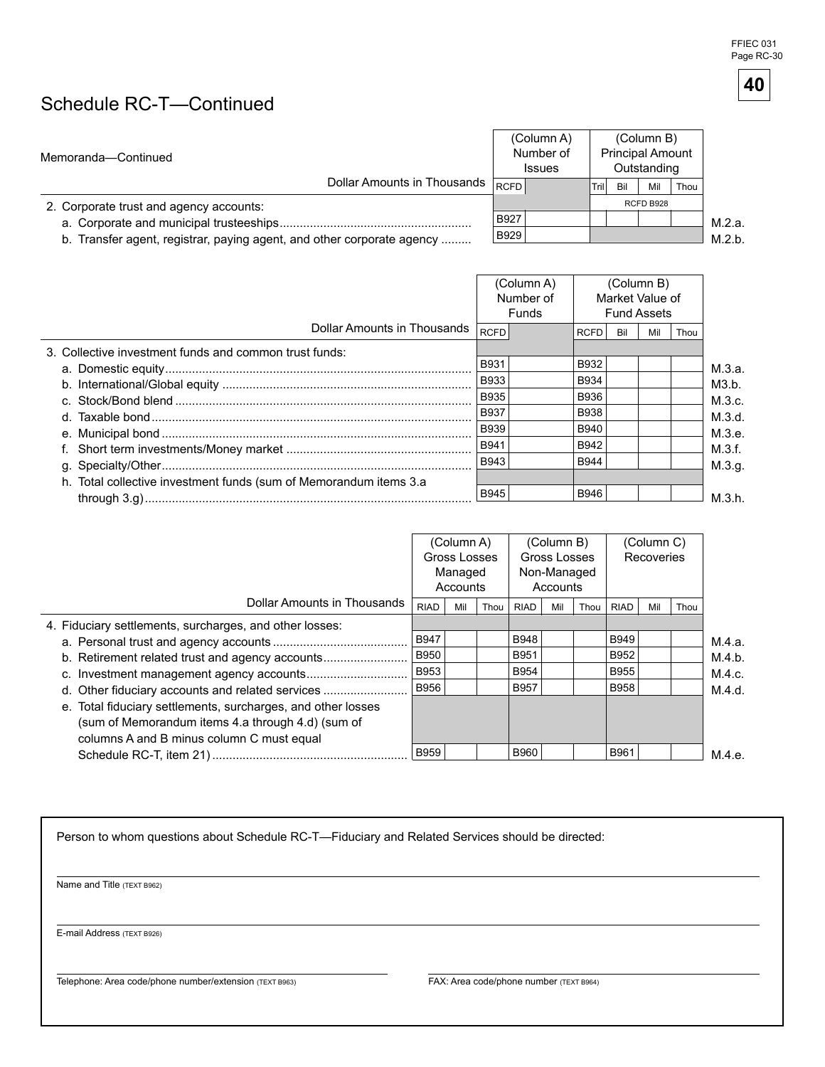# Schedule RC-T—Continued

Memoranda—Continued

| Dollar Amounts in Thousands | (Column A) Number of Issues | (Column B) Principal Amount Outstanding | |
|---|---|---|---|
| | RCFD | Tril Bil Mil Thou | |
| 2. Corporate trust and agency accounts: | | RCFD B928 | |
| a. Corporate and municipal trusteeships | B927 | | M.2.a. |
| b. Transfer agent, registrar, paying agent, and other corporate agency | B929 | | M.2.b. |

| Dollar Amounts in Thousands | (Column A) Number of Funds | (Column B) Market Value of Fund Assets | |
|---|---|---|---|
| | RCFD | RCFD Bil Mil Thou | |
| 3. Collective investment funds and common trust funds: | | | |
| a. Domestic equity | B931 | B932 | M.3.a. |
| b. International/Global equity | B933 | B934 | M3.b. |
| c. Stock/Bond blend | B935 | B936 | M.3.c. |
| d. Taxable bond | B937 | B938 | M.3.d. |
| e. Municipal bond | B939 | B940 | M.3.e. |
| f. Short term investments/Money market | B941 | B942 | M.3.f. |
| g. Specialty/Other | B943 | B944 | M.3.g. |
| h. Total collective investment funds (sum of Memorandum items 3.a through 3.g) | B945 | B946 | M.3.h. |

| Dollar Amounts in Thousands | (Column A) Gross Losses Managed Accounts | (Column B) Gross Losses Non-Managed Accounts | (Column C) Recoveries | |
|---|---|---|---|---|
| | RIAD Mil Thou | RIAD Mil Thou | RIAD Mil Thou | |
| 4. Fiduciary settlements, surcharges, and other losses: | | | | |
| a. Personal trust and agency accounts | B947 | B948 | B949 | M.4.a. |
| b. Retirement related trust and agency accounts | B950 | B951 | B952 | M.4.b. |
| c. Investment management agency accounts | B953 | B954 | B955 | M.4.c. |
| d. Other fiduciary accounts and related services | B956 | B957 | B958 | M.4.d. |
| e. Total fiduciary settlements, surcharges, and other losses (sum of Memorandum items 4.a through 4.d) (sum of columns A and B minus column C must equal Schedule RC-T, item 21) | B959 | B960 | B961 | M.4.e. |

Person to whom questions about Schedule RC-T—Fiduciary and Related Services should be directed:

Name and Title (TEXT B962)

E-mail Address (TEXT B926)

Telephone: Area code/phone number/extension (TEXT B963)

FAX: Area code/phone number (TEXT B964)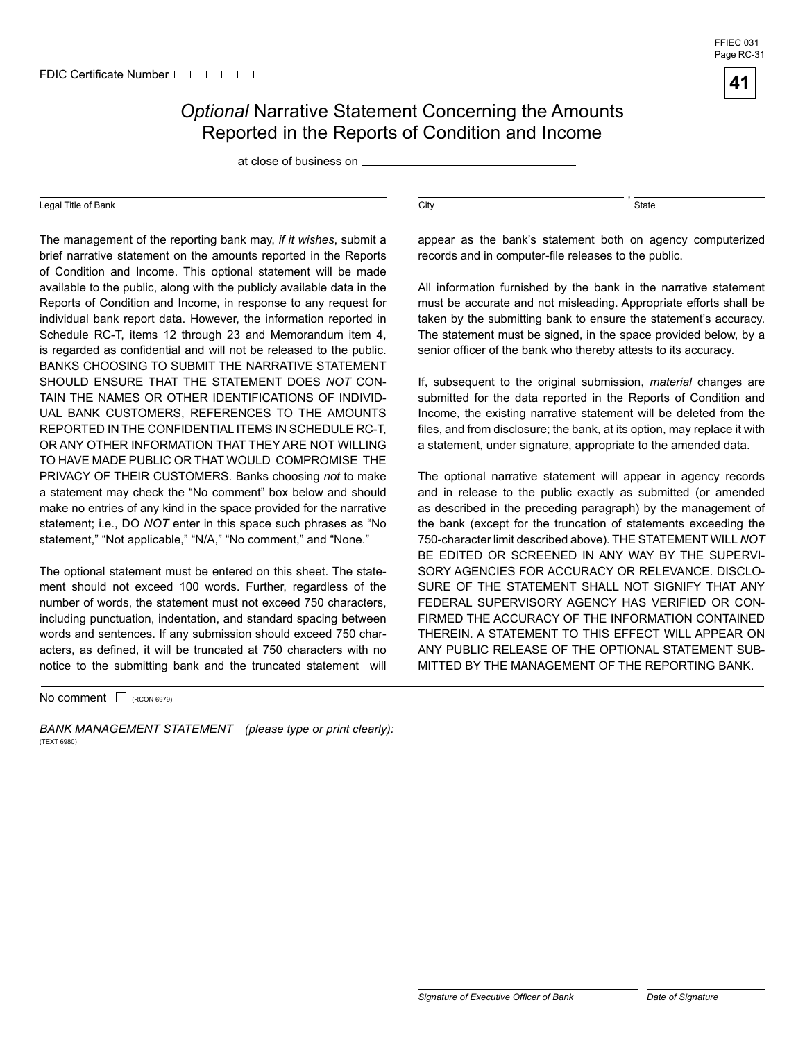FDIC Certificate Number

# *Optional* Narrative Statement Concerning the Amounts Reported in the Reports of Condition and Income

at close of business on ____________________

Legal Title of Bank ____________________ City ____________________, State ____________________

The management of the reporting bank may, *if it wishes*, submit a brief narrative statement on the amounts reported in the Reports of Condition and Income. This optional statement will be made available to the public, along with the publicly available data in the Reports of Condition and Income, in response to any request for individual bank report data. However, the information reported in Schedule RC-T, items 12 through 23 and Memorandum item 4, is regarded as confidential and will not be released to the public. BANKS CHOOSING TO SUBMIT THE NARRATIVE STATEMENT SHOULD ENSURE THAT THE STATEMENT DOES *NOT* CONTAIN THE NAMES OR OTHER IDENTIFICATIONS OF INDIVIDUAL BANK CUSTOMERS, REFERENCES TO THE AMOUNTS REPORTED IN THE CONFIDENTIAL ITEMS IN SCHEDULE RC-T, OR ANY OTHER INFORMATION THAT THEY ARE NOT WILLING TO HAVE MADE PUBLIC OR THAT WOULD COMPROMISE THE PRIVACY OF THEIR CUSTOMERS. Banks choosing *not* to make a statement may check the "No comment" box below and should make no entries of any kind in the space provided for the narrative statement; i.e., DO *NOT* enter in this space such phrases as "No statement," "Not applicable," "N/A," "No comment," and "None."

The optional statement must be entered on this sheet. The statement should not exceed 100 words. Further, regardless of the number of words, the statement must not exceed 750 characters, including punctuation, indentation, and standard spacing between words and sentences. If any submission should exceed 750 characters, as defined, it will be truncated at 750 characters with no notice to the submitting bank and the truncated statement will appear as the bank's statement both on agency computerized records and in computer-file releases to the public.

All information furnished by the bank in the narrative statement must be accurate and not misleading. Appropriate efforts shall be taken by the submitting bank to ensure the statement's accuracy. The statement must be signed, in the space provided below, by a senior officer of the bank who thereby attests to its accuracy.

If, subsequent to the original submission, *material* changes are submitted for the data reported in the Reports of Condition and Income, the existing narrative statement will be deleted from the files, and from disclosure; the bank, at its option, may replace it with a statement, under signature, appropriate to the amended data.

The optional narrative statement will appear in agency records and in release to the public exactly as submitted (or amended as described in the preceding paragraph) by the management of the bank (except for the truncation of statements exceeding the 750-character limit described above). THE STATEMENT WILL *NOT* BE EDITED OR SCREENED IN ANY WAY BY THE SUPERVISORY AGENCIES FOR ACCURACY OR RELEVANCE. DISCLOSURE OF THE STATEMENT SHALL NOT SIGNIFY THAT ANY FEDERAL SUPERVISORY AGENCY HAS VERIFIED OR CONFIRMED THE ACCURACY OF THE INFORMATION CONTAINED THEREIN. A STATEMENT TO THIS EFFECT WILL APPEAR ON ANY PUBLIC RELEASE OF THE OPTIONAL STATEMENT SUBMITTED BY THE MANAGEMENT OF THE REPORTING BANK.

---

No comment ☐ (RCON 6979)

*BANK MANAGEMENT STATEMENT (please type or print clearly):*
(TEXT 6980)

____________________ Signature of Executive Officer of Bank

____________________ Date of Signature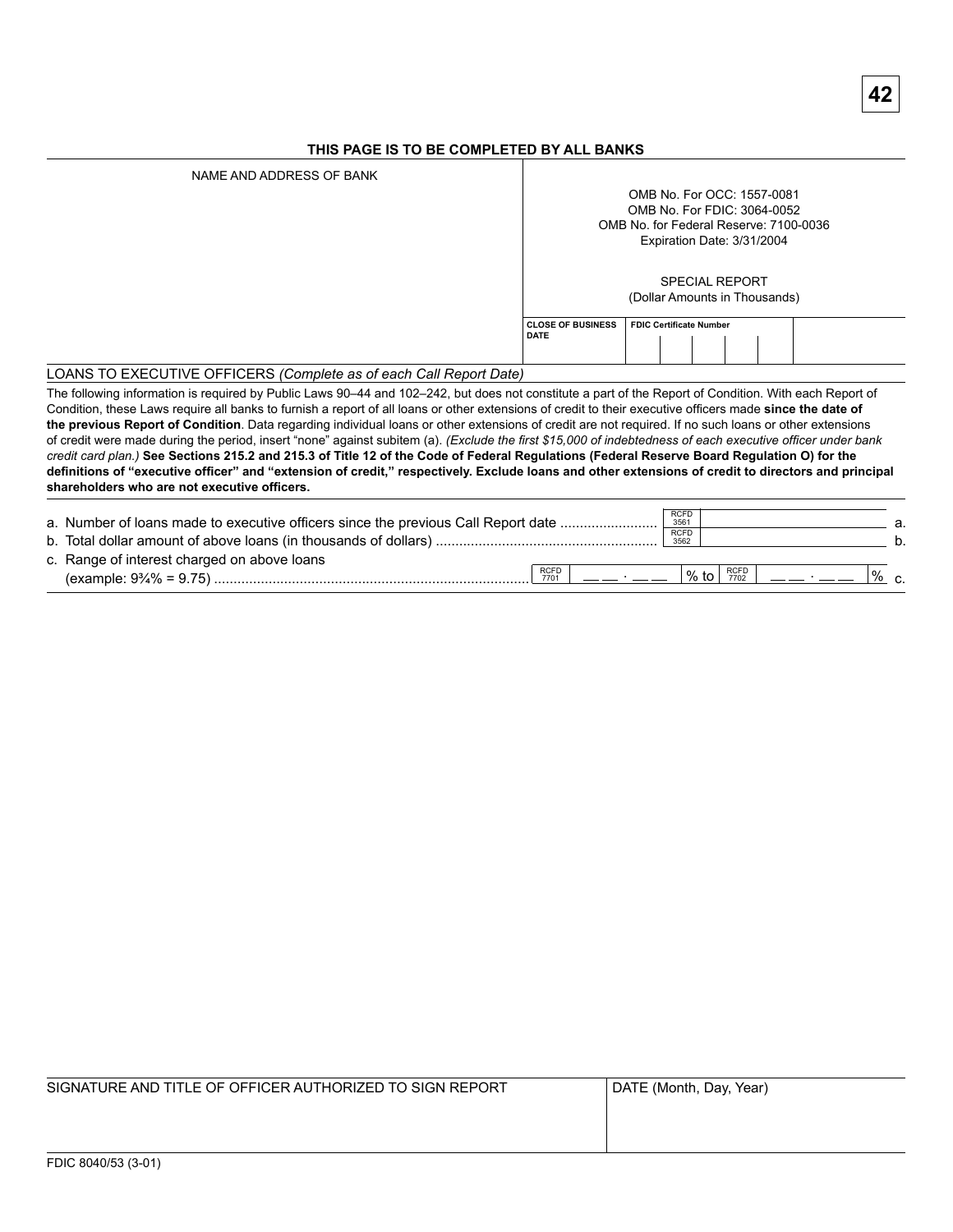**THIS PAGE IS TO BE COMPLETED BY ALL BANKS**

| NAME AND ADDRESS OF BANK | OMB No. For OCC: 1557-0081<br>OMB No. For FDIC: 3064-0052<br>OMB No. for Federal Reserve: 7100-0036<br>Expiration Date: 3/31/2004<br><br>SPECIAL REPORT<br>(Dollar Amounts in Thousands) |
|---|---|
| | CLOSE OF BUSINESS DATE \| FDIC Certificate Number |

LOANS TO EXECUTIVE OFFICERS *(Complete as of each Call Report Date)*

The following information is required by Public Laws 90–44 and 102–242, but does not constitute a part of the Report of Condition. With each Report of Condition, these Laws require all banks to furnish a report of all loans or other extensions of credit to their executive officers made **since the date of the previous Report of Condition**. Data regarding individual loans or other extensions of credit are not required. If no such loans or other extensions of credit were made during the period, insert "none" against subitem (a). *(Exclude the first $15,000 of indebtedness of each executive officer under bank credit card plan.)* **See Sections 215.2 and 215.3 of Title 12 of the Code of Federal Regulations (Federal Reserve Board Regulation O) for the definitions of "executive officer" and "extension of credit," respectively. Exclude loans and other extensions of credit to directors and principal shareholders who are not executive officers.**

| | | | |
|---|---|---|---|
| a. Number of loans made to executive officers since the previous Call Report date | RCFD 3561 | | a. |
| b. Total dollar amount of above loans (in thousands of dollars) | RCFD 3562 | | b. |
| c. Range of interest charged on above loans (example: 9¾% = 9.75) | RCFD 7701 | __ __ . __ __ % to RCFD 7702 __ __ . __ __ % | c. |

| SIGNATURE AND TITLE OF OFFICER AUTHORIZED TO SIGN REPORT | DATE (Month, Day, Year) |
|---|---|
| | |

FDIC 8040/53 (3-01)